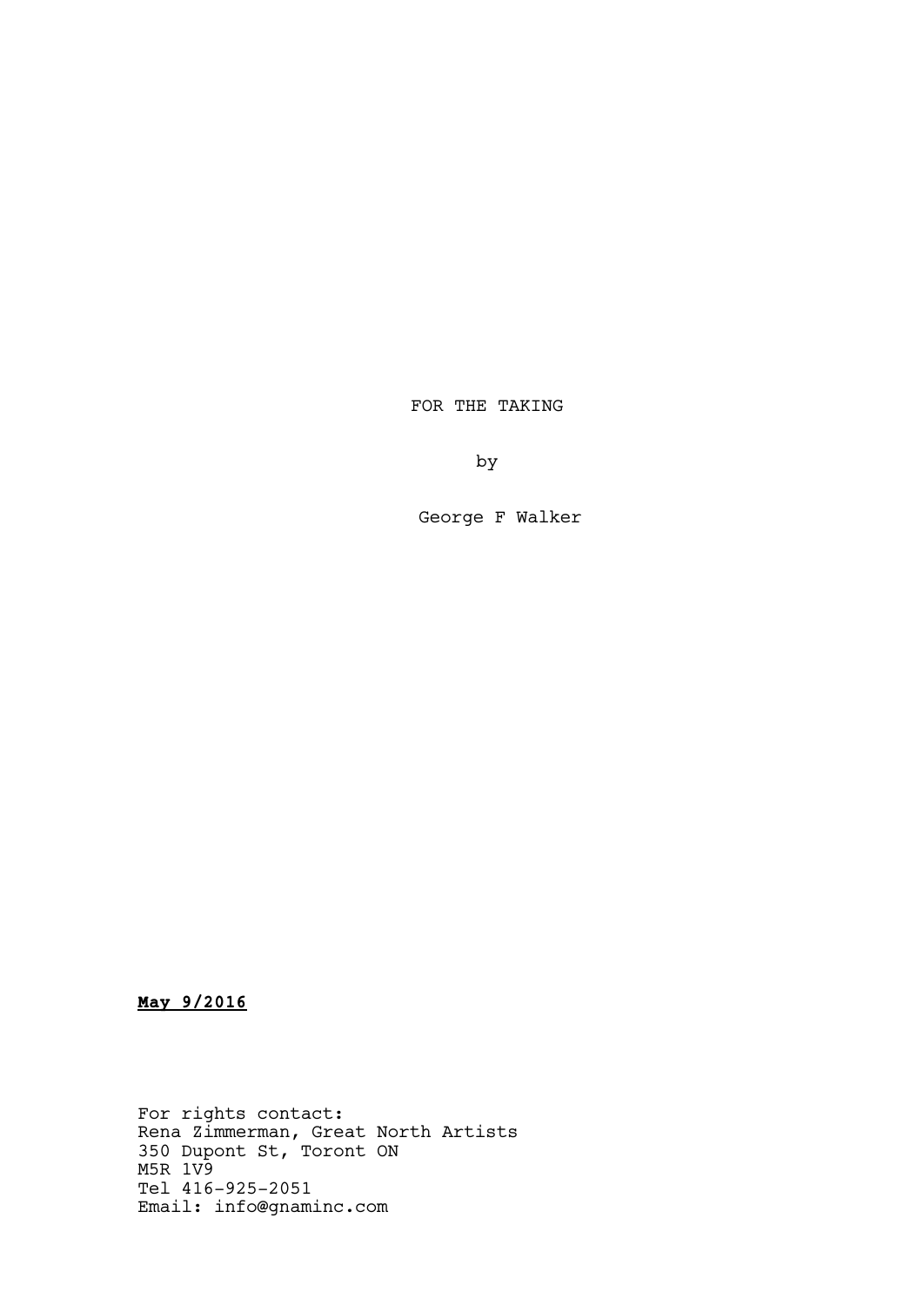# FOR THE TAKING

by

George F Walker

**May 9/2016**

For rights contact:
Rena Zimmerman, Great North Artists
350 Dupont St, Toront ON
M5R 1V9
Tel 416-925-2051
Email: info@gnaminc.com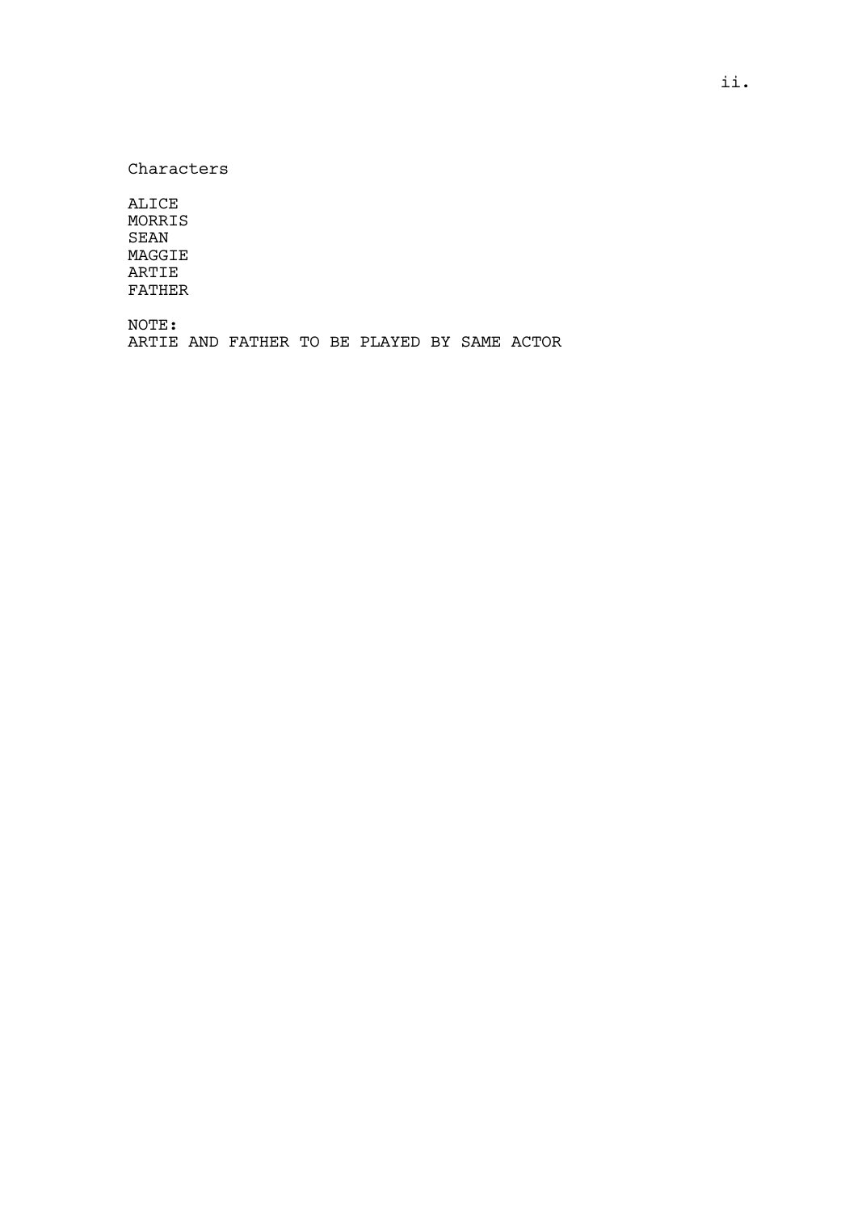Characters

ALICE
MORRIS
SEAN
MAGGIE
ARTIE
FATHER

NOTE:
ARTIE AND FATHER TO BE PLAYED BY SAME ACTOR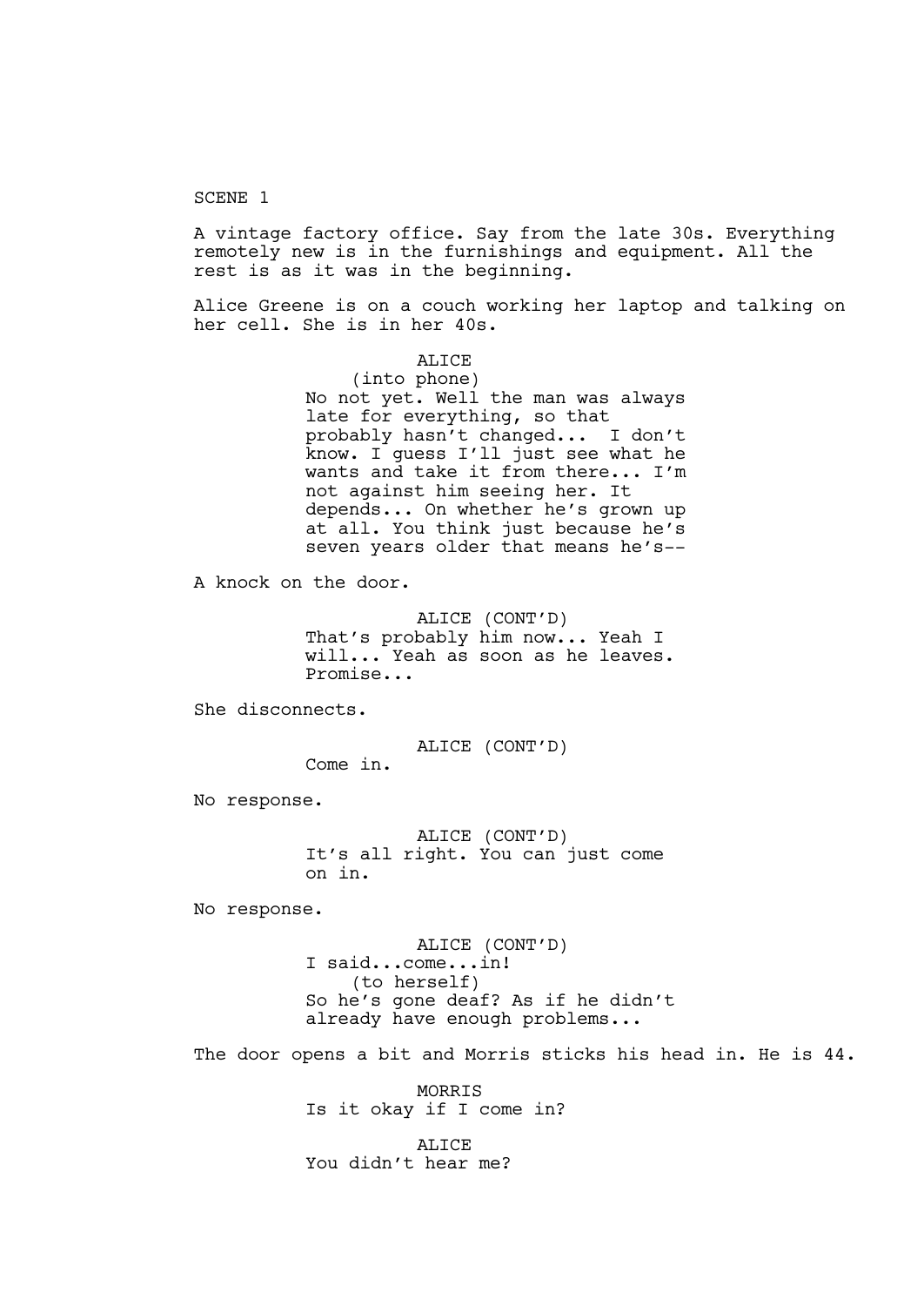SCENE 1

A vintage factory office. Say from the late 30s. Everything remotely new is in the furnishings and equipment. All the rest is as it was in the beginning.

Alice Greene is on a couch working her laptop and talking on her cell. She is in her 40s.

ALICE
(into phone)
No not yet. Well the man was always late for everything, so that probably hasn't changed... I don't know. I guess I'll just see what he wants and take it from there... I'm not against him seeing her. It depends... On whether he's grown up at all. You think just because he's seven years older that means he's--

A knock on the door.

ALICE (CONT'D)
That's probably him now... Yeah I will... Yeah as soon as he leaves. Promise...

She disconnects.

ALICE (CONT'D)
Come in.

No response.

ALICE (CONT'D)
It's all right. You can just come on in.

No response.

ALICE (CONT'D)
I said...come...in!
(to herself)
So he's gone deaf? As if he didn't already have enough problems...

The door opens a bit and Morris sticks his head in. He is 44.

MORRIS
Is it okay if I come in?

ALICE
You didn't hear me?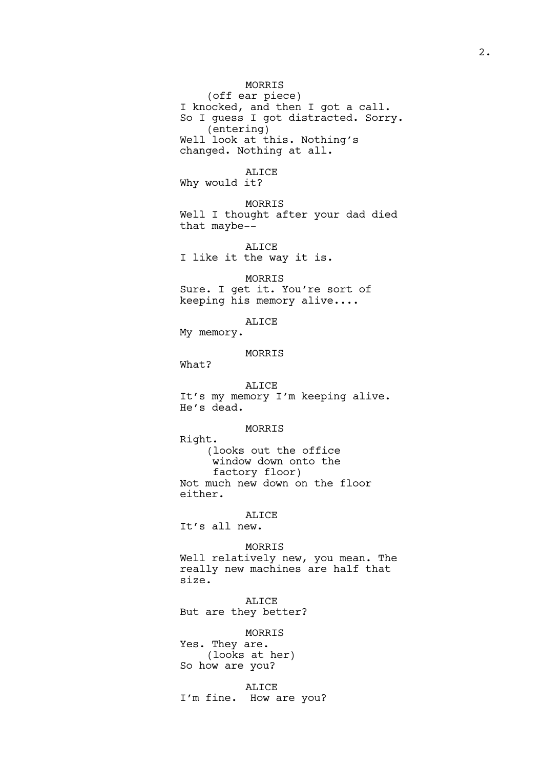MORRIS
(off ear piece)
I knocked, and then I got a call.
So I guess I got distracted. Sorry.
(entering)
Well look at this. Nothing's
changed. Nothing at all.

ALICE
Why would it?

MORRIS
Well I thought after your dad died
that maybe--

ALICE
I like it the way it is.

MORRIS
Sure. I get it. You're sort of
keeping his memory alive....

ALICE
My memory.

MORRIS
What?

ALICE
It's my memory I'm keeping alive.
He's dead.

MORRIS
Right.
(looks out the office
window down onto the
factory floor)
Not much new down on the floor
either.

ALICE
It's all new.

MORRIS
Well relatively new, you mean. The
really new machines are half that
size.

ALICE
But are they better?

MORRIS
Yes. They are.
(looks at her)
So how are you?

ALICE
I'm fine. How are you?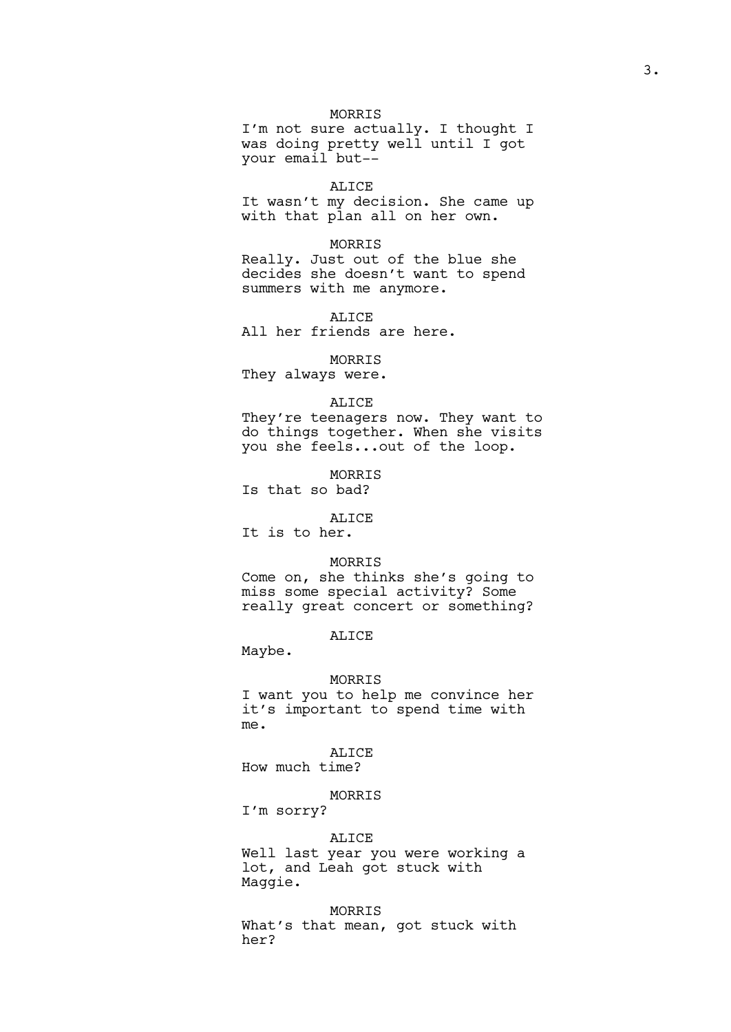MORRIS

I'm not sure actually. I thought I was doing pretty well until I got your email but--

ALICE

It wasn't my decision. She came up with that plan all on her own.

MORRIS

Really. Just out of the blue she decides she doesn't want to spend summers with me anymore.

ALICE

All her friends are here.

MORRIS

They always were.

ALICE

They're teenagers now. They want to do things together. When she visits you she feels...out of the loop.

MORRIS

Is that so bad?

ALICE

It is to her.

MORRIS

Come on, she thinks she's going to miss some special activity? Some really great concert or something?

ALICE

Maybe.

MORRIS

I want you to help me convince her it's important to spend time with me.

ALICE

How much time?

MORRIS

I'm sorry?

ALICE

Well last year you were working a lot, and Leah got stuck with Maggie.

MORRIS

What's that mean, got stuck with her?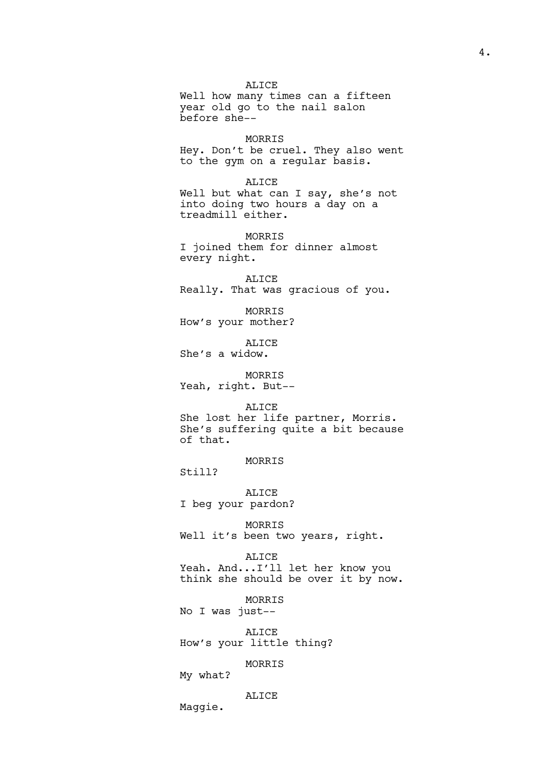ALICE
Well how many times can a fifteen year old go to the nail salon before she--

MORRIS
Hey. Don't be cruel. They also went to the gym on a regular basis.

ALICE
Well but what can I say, she's not into doing two hours a day on a treadmill either.

MORRIS
I joined them for dinner almost every night.

ALICE
Really. That was gracious of you.

MORRIS
How's your mother?

ALICE
She's a widow.

MORRIS
Yeah, right. But--

ALICE
She lost her life partner, Morris. She's suffering quite a bit because of that.

MORRIS
Still?

ALICE
I beg your pardon?

MORRIS
Well it's been two years, right.

ALICE
Yeah. And...I'll let her know you think she should be over it by now.

MORRIS
No I was just--

ALICE
How's your little thing?

MORRIS
My what?

ALICE
Maggie.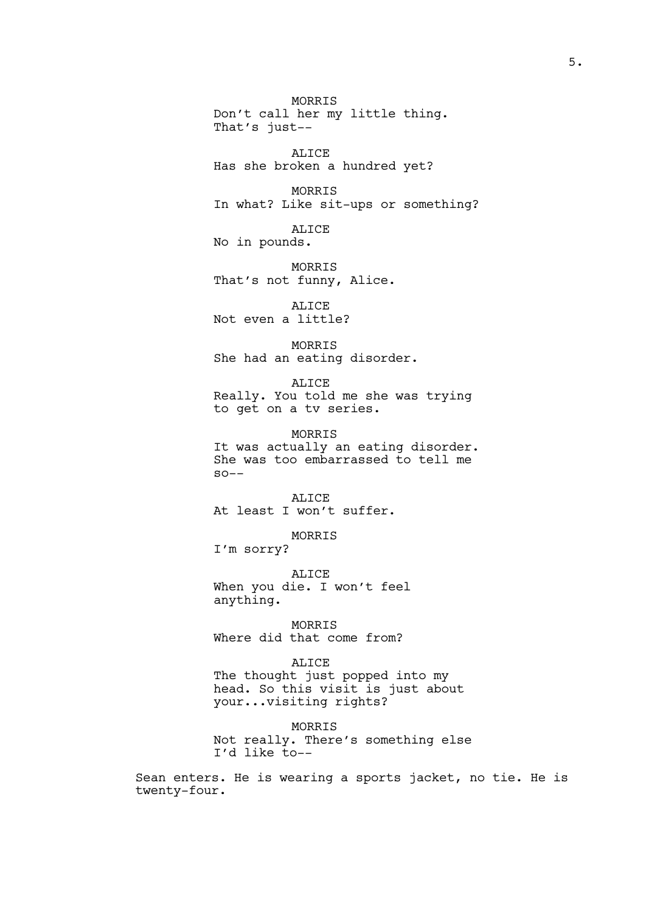MORRIS
Don't call her my little thing.
That's just--

ALICE
Has she broken a hundred yet?

MORRIS
In what? Like sit-ups or something?

ALICE
No in pounds.

MORRIS
That's not funny, Alice.

ALICE
Not even a little?

MORRIS
She had an eating disorder.

ALICE
Really. You told me she was trying
to get on a tv series.

MORRIS
It was actually an eating disorder.
She was too embarrassed to tell me
so--

ALICE
At least I won't suffer.

MORRIS
I'm sorry?

ALICE
When you die. I won't feel
anything.

MORRIS
Where did that come from?

ALICE
The thought just popped into my
head. So this visit is just about
your...visiting rights?

MORRIS
Not really. There's something else
I'd like to--

Sean enters. He is wearing a sports jacket, no tie. He is twenty-four.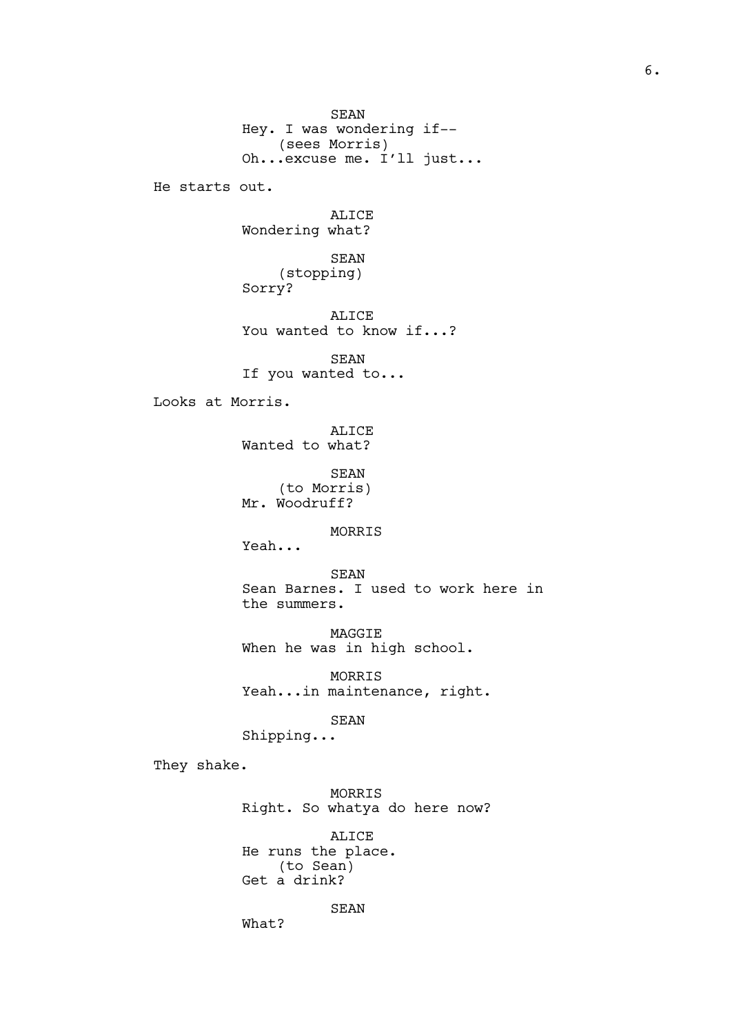SEAN
Hey. I was wondering if--
(sees Morris)
Oh...excuse me. I'll just...

He starts out.

ALICE
Wondering what?

SEAN
(stopping)
Sorry?

ALICE
You wanted to know if...?

SEAN
If you wanted to...

Looks at Morris.

ALICE
Wanted to what?

SEAN
(to Morris)
Mr. Woodruff?

MORRIS
Yeah...

SEAN
Sean Barnes. I used to work here in the summers.

MAGGIE
When he was in high school.

MORRIS
Yeah...in maintenance, right.

SEAN
Shipping...

They shake.

MORRIS
Right. So whatya do here now?

ALICE
He runs the place.
(to Sean)
Get a drink?

SEAN
What?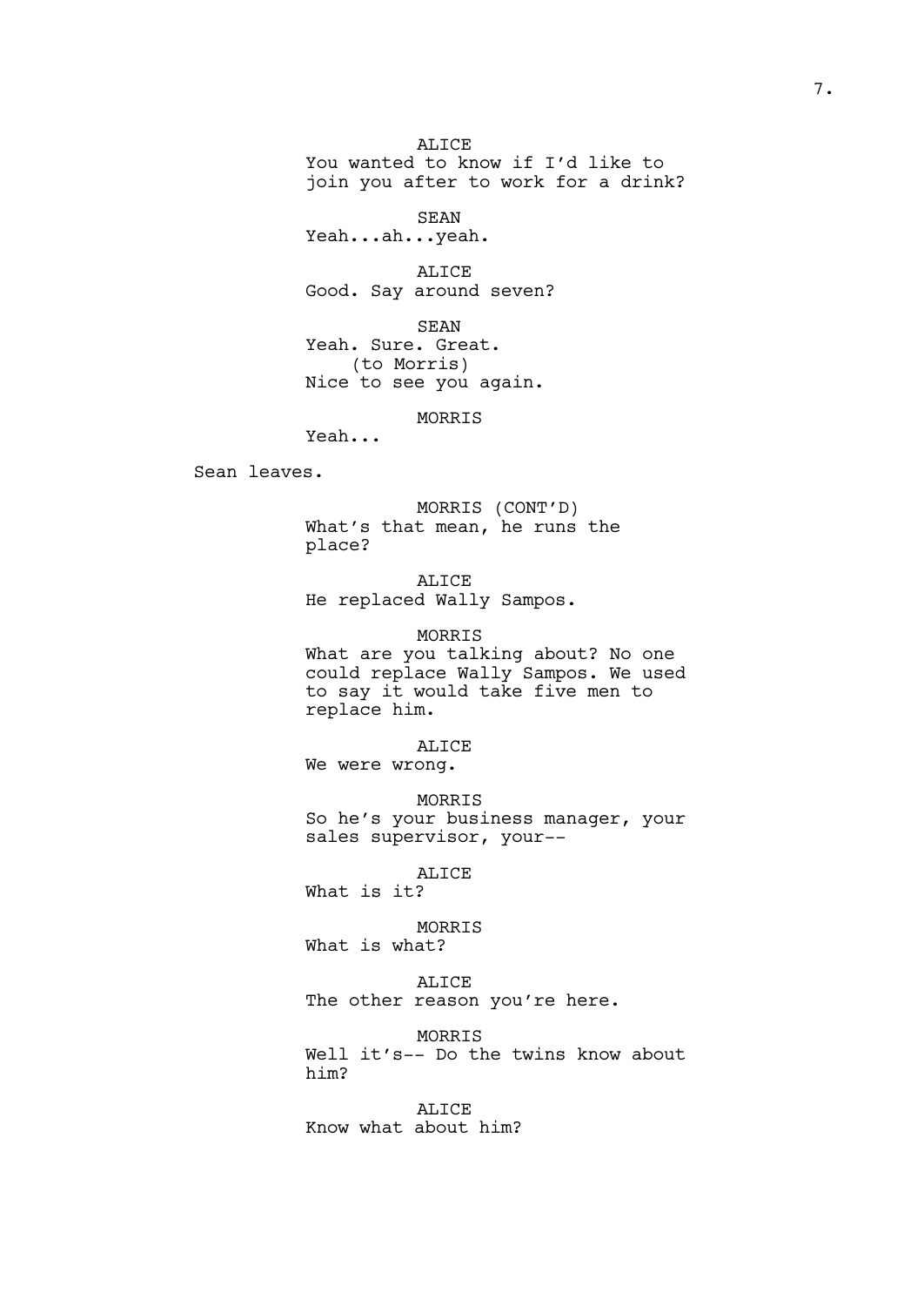ALICE
You wanted to know if I'd like to join you after to work for a drink?

SEAN
Yeah...ah...yeah.

ALICE
Good. Say around seven?

SEAN
Yeah. Sure. Great.
(to Morris)
Nice to see you again.

MORRIS
Yeah...

Sean leaves.

MORRIS (CONT'D)
What's that mean, he runs the place?

ALICE
He replaced Wally Sampos.

MORRIS
What are you talking about? No one could replace Wally Sampos. We used to say it would take five men to replace him.

ALICE
We were wrong.

MORRIS
So he's your business manager, your sales supervisor, your--

ALICE
What is it?

MORRIS
What is what?

ALICE
The other reason you're here.

MORRIS
Well it's-- Do the twins know about him?

ALICE
Know what about him?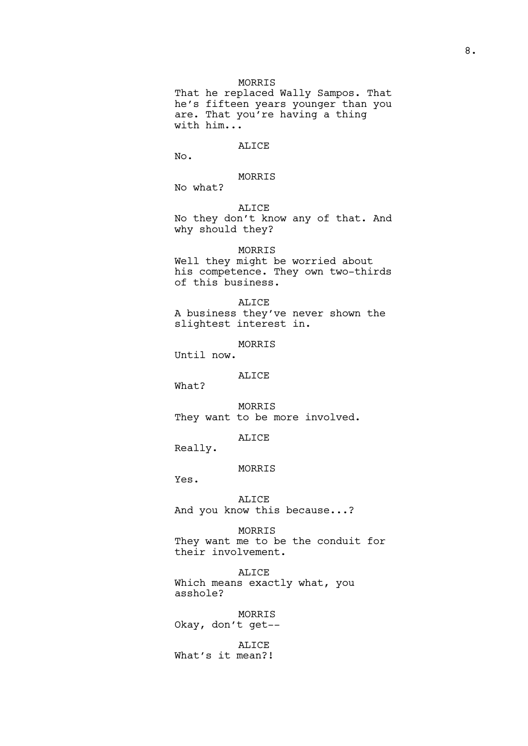MORRIS
That he replaced Wally Sampos. That he's fifteen years younger than you are. That you're having a thing with him...

ALICE
No.

MORRIS
No what?

ALICE
No they don't know any of that. And why should they?

MORRIS
Well they might be worried about his competence. They own two-thirds of this business.

ALICE
A business they've never shown the slightest interest in.

MORRIS
Until now.

ALICE
What?

MORRIS
They want to be more involved.

ALICE
Really.

MORRIS
Yes.

ALICE
And you know this because...?

MORRIS
They want me to be the conduit for their involvement.

ALICE
Which means exactly what, you asshole?

MORRIS
Okay, don't get--

ALICE
What's it mean?!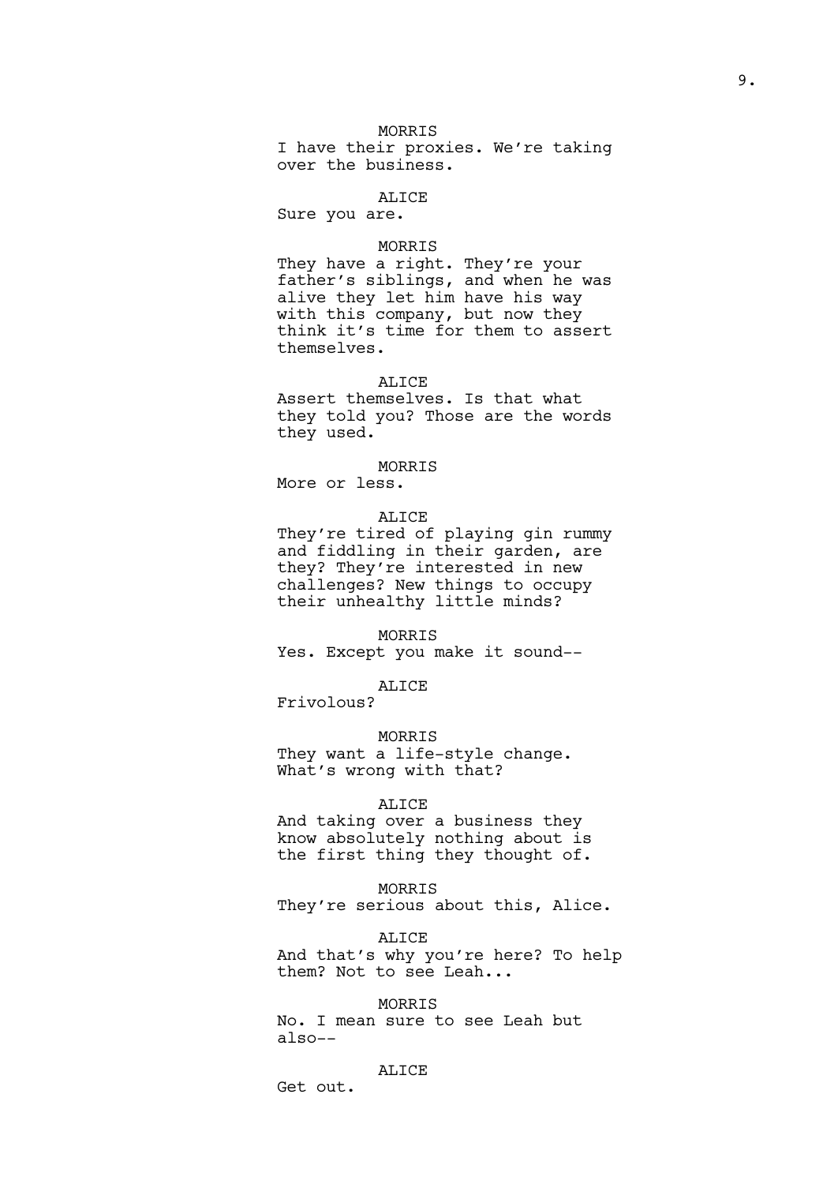MORRIS
I have their proxies. We're taking over the business.

ALICE
Sure you are.

MORRIS
They have a right. They're your father's siblings, and when he was alive they let him have his way with this company, but now they think it's time for them to assert themselves.

ALICE
Assert themselves. Is that what they told you? Those are the words they used.

MORRIS
More or less.

ALICE
They're tired of playing gin rummy and fiddling in their garden, are they? They're interested in new challenges? New things to occupy their unhealthy little minds?

MORRIS
Yes. Except you make it sound--

ALICE
Frivolous?

MORRIS
They want a life-style change. What's wrong with that?

ALICE
And taking over a business they know absolutely nothing about is the first thing they thought of.

MORRIS
They're serious about this, Alice.

ALICE
And that's why you're here? To help them? Not to see Leah...

MORRIS
No. I mean sure to see Leah but also--

ALICE
Get out.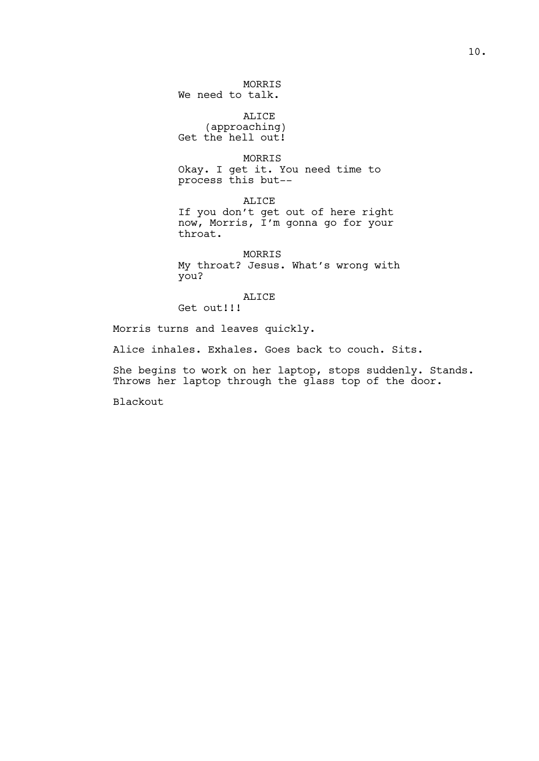MORRIS
We need to talk.

ALICE
(approaching)
Get the hell out!

MORRIS
Okay. I get it. You need time to process this but--

ALICE
If you don't get out of here right now, Morris, I'm gonna go for your throat.

MORRIS
My throat? Jesus. What's wrong with you?

ALICE
Get out!!!

Morris turns and leaves quickly.

Alice inhales. Exhales. Goes back to couch. Sits.

She begins to work on her laptop, stops suddenly. Stands. Throws her laptop through the glass top of the door.

Blackout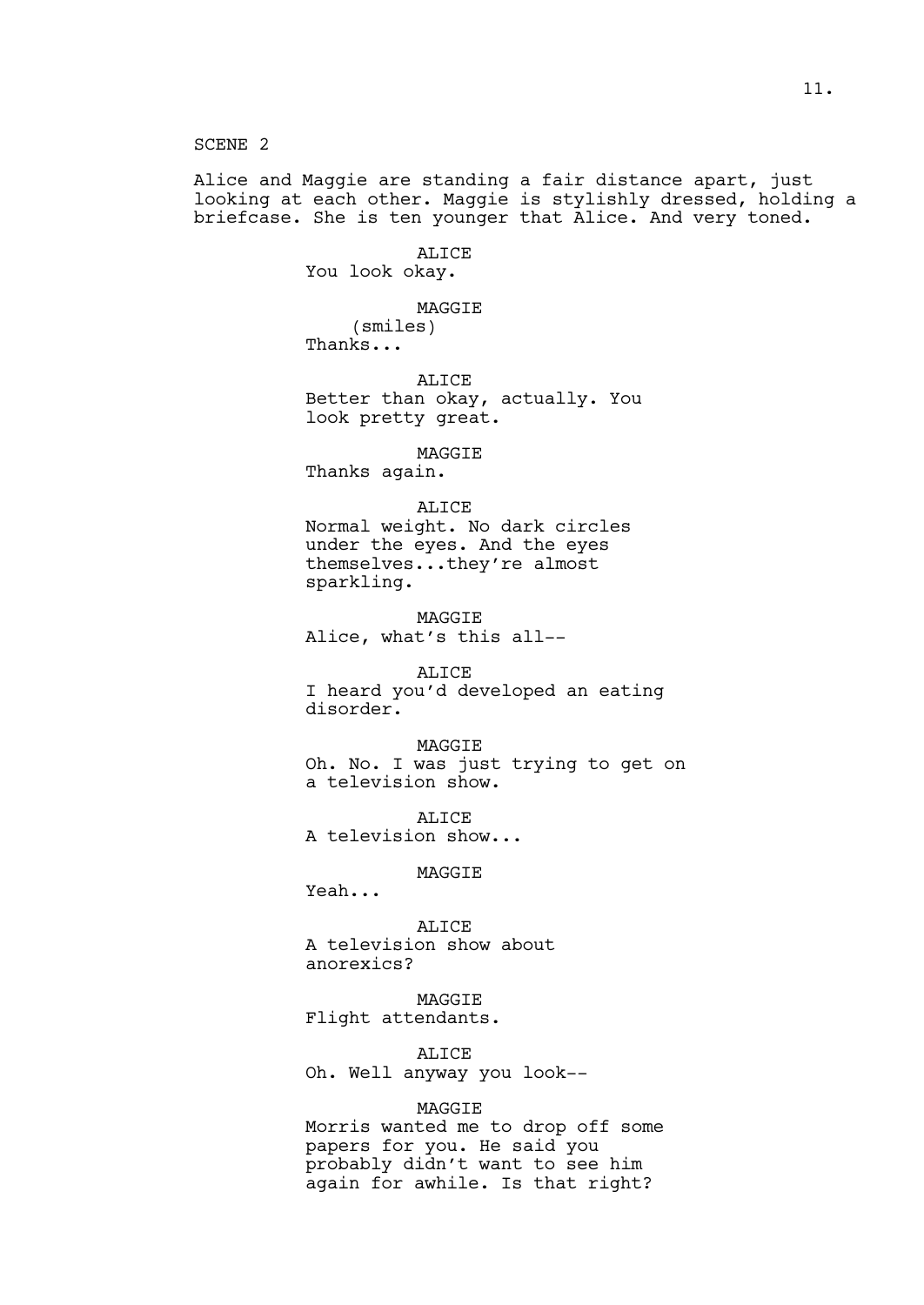SCENE 2

Alice and Maggie are standing a fair distance apart, just looking at each other. Maggie is stylishly dressed, holding a briefcase. She is ten younger that Alice. And very toned.

ALICE
You look okay.

MAGGIE
(smiles)
Thanks...

ALICE
Better than okay, actually. You look pretty great.

MAGGIE
Thanks again.

ALICE
Normal weight. No dark circles under the eyes. And the eyes themselves...they're almost sparkling.

MAGGIE
Alice, what's this all--

ALICE
I heard you'd developed an eating disorder.

MAGGIE
Oh. No. I was just trying to get on a television show.

ALICE
A television show...

MAGGIE
Yeah...

ALICE
A television show about anorexics?

MAGGIE
Flight attendants.

ALICE
Oh. Well anyway you look--

MAGGIE
Morris wanted me to drop off some papers for you. He said you probably didn't want to see him again for awhile. Is that right?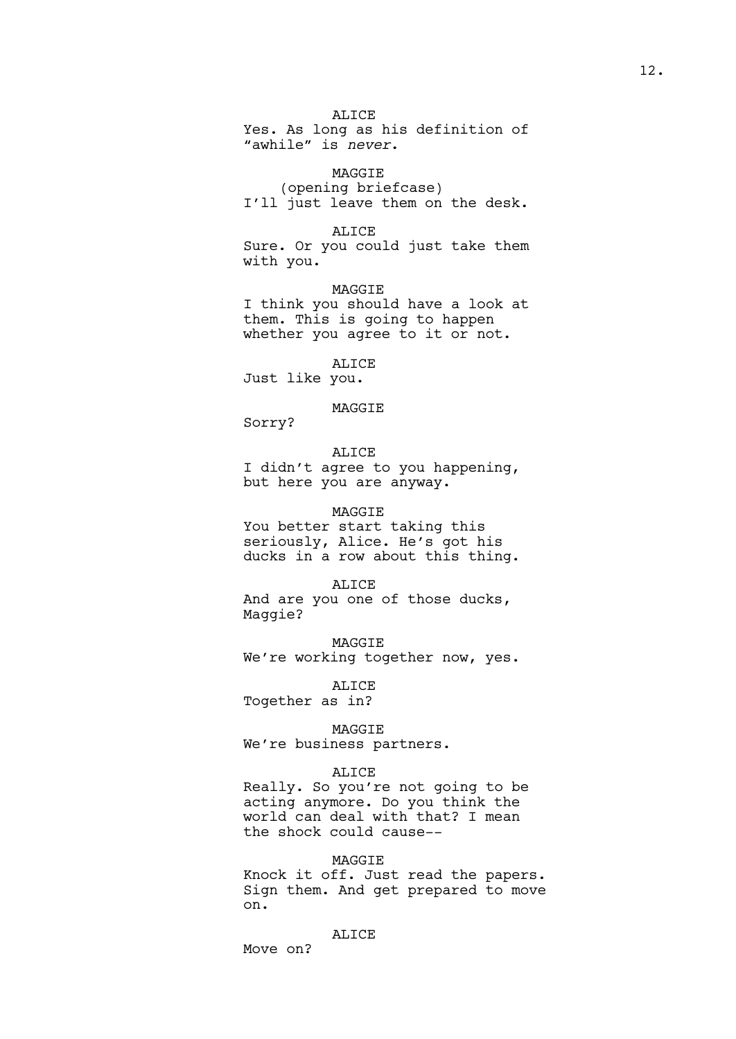ALICE

Yes. As long as his definition of "awhile" is *never*.

MAGGIE

(opening briefcase)

I'll just leave them on the desk.

ALICE

Sure. Or you could just take them with you.

MAGGIE

I think you should have a look at them. This is going to happen whether you agree to it or not.

ALICE

Just like you.

MAGGIE

Sorry?

ALICE

I didn't agree to you happening, but here you are anyway.

MAGGIE

You better start taking this seriously, Alice. He's got his ducks in a row about this thing.

ALICE

And are you one of those ducks, Maggie?

MAGGIE

We're working together now, yes.

ALICE

Together as in?

MAGGIE

We're business partners.

ALICE

Really. So you're not going to be acting anymore. Do you think the world can deal with that? I mean the shock could cause--

MAGGIE

Knock it off. Just read the papers. Sign them. And get prepared to move on.

ALICE

Move on?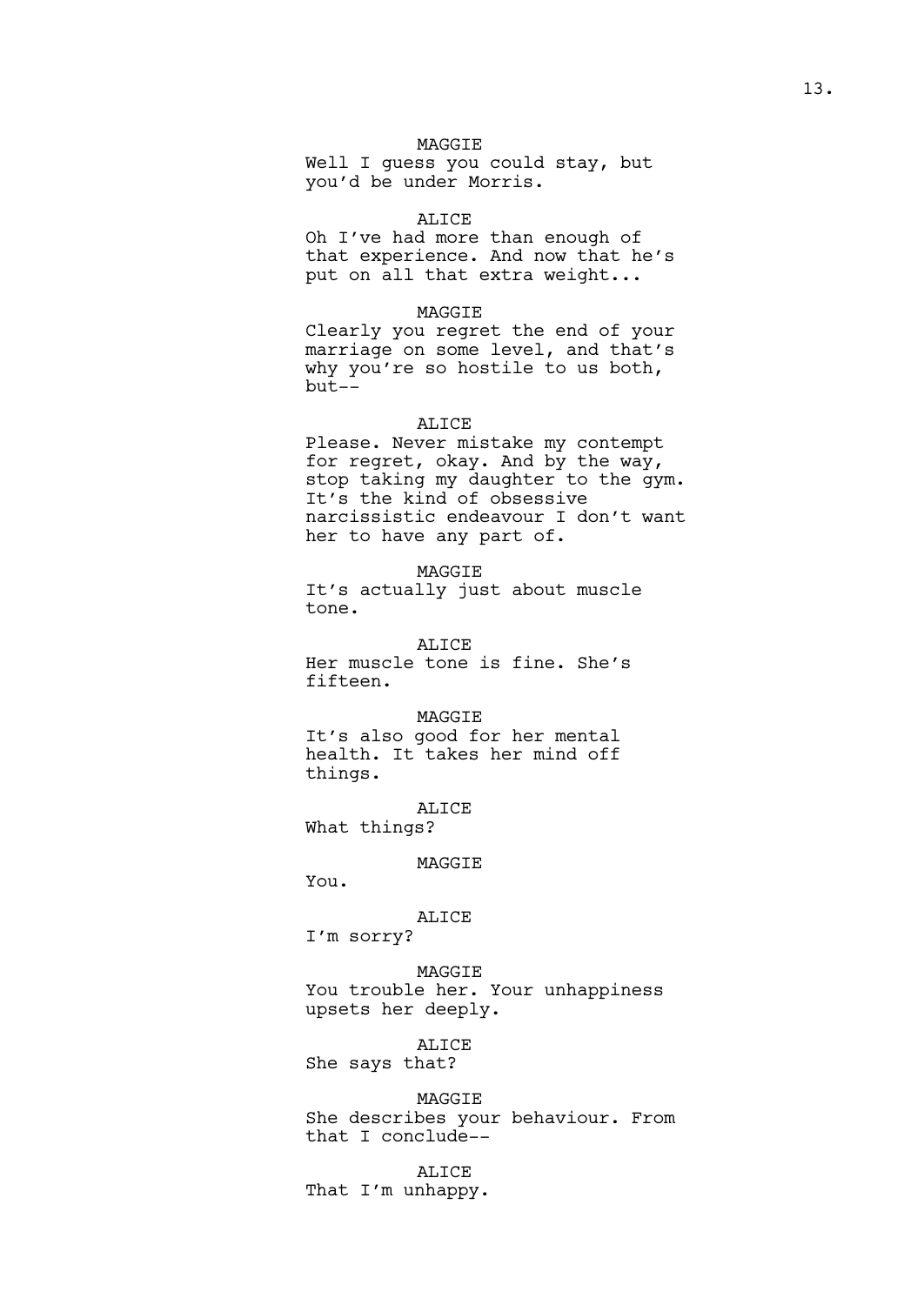MAGGIE
Well I guess you could stay, but you'd be under Morris.

ALICE
Oh I've had more than enough of that experience. And now that he's put on all that extra weight...

MAGGIE
Clearly you regret the end of your marriage on some level, and that's why you're so hostile to us both, but--

ALICE
Please. Never mistake my contempt for regret, okay. And by the way, stop taking my daughter to the gym. It's the kind of obsessive narcissistic endeavour I don't want her to have any part of.

MAGGIE
It's actually just about muscle tone.

ALICE
Her muscle tone is fine. She's fifteen.

MAGGIE
It's also good for her mental health. It takes her mind off things.

ALICE
What things?

MAGGIE
You.

ALICE
I'm sorry?

MAGGIE
You trouble her. Your unhappiness upsets her deeply.

ALICE
She says that?

MAGGIE
She describes your behaviour. From that I conclude--

ALICE
That I'm unhappy.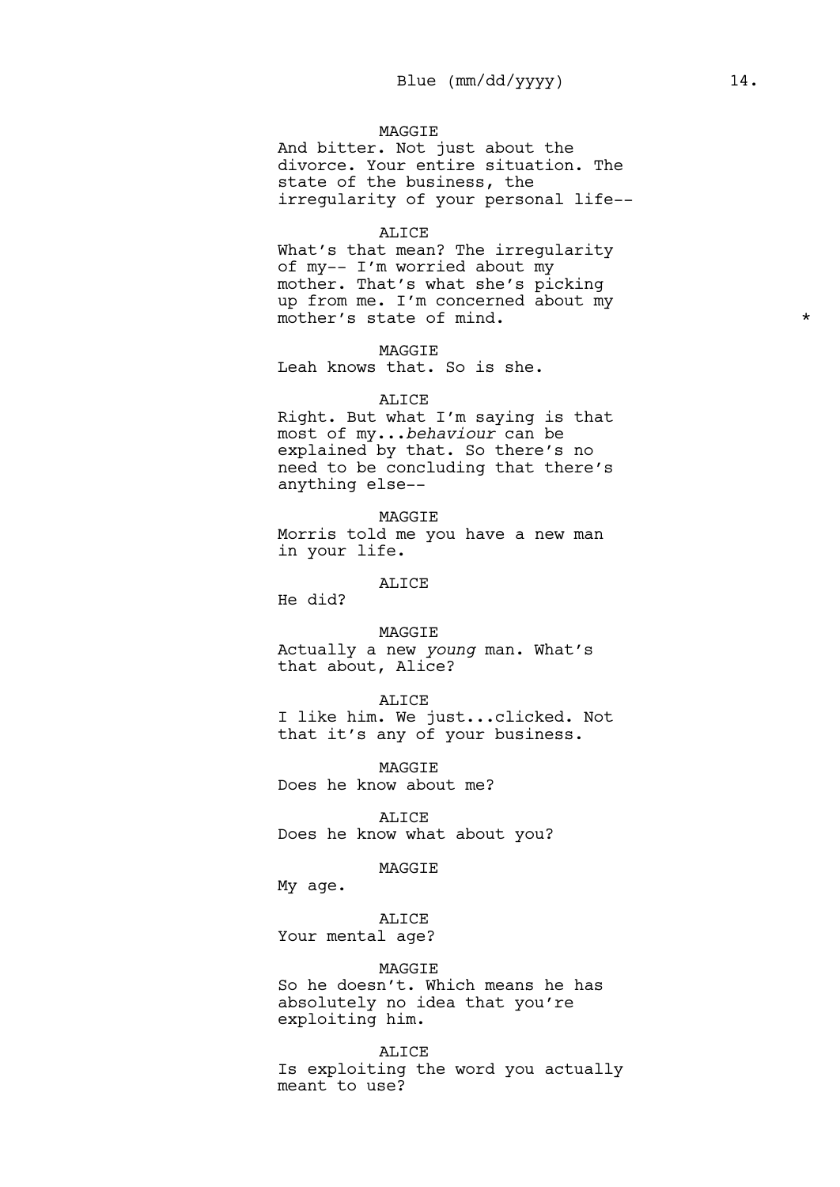MAGGIE
And bitter. Not just about the divorce. Your entire situation. The state of the business, the irregularity of your personal life--

ALICE
What's that mean? The irregularity of my-- I'm worried about my mother. That's what she's picking up from me. I'm concerned about my mother's state of mind. *

MAGGIE
Leah knows that. So is she.

ALICE
Right. But what I'm saying is that most of my...*behaviour* can be explained by that. So there's no need to be concluding that there's anything else--

MAGGIE
Morris told me you have a new man in your life.

ALICE
He did?

MAGGIE
Actually a new *young* man. What's that about, Alice?

ALICE
I like him. We just...clicked. Not that it's any of your business.

MAGGIE
Does he know about me?

ALICE
Does he know what about you?

MAGGIE
My age.

ALICE
Your mental age?

MAGGIE
So he doesn't. Which means he has absolutely no idea that you're exploiting him.

ALICE
Is exploiting the word you actually meant to use?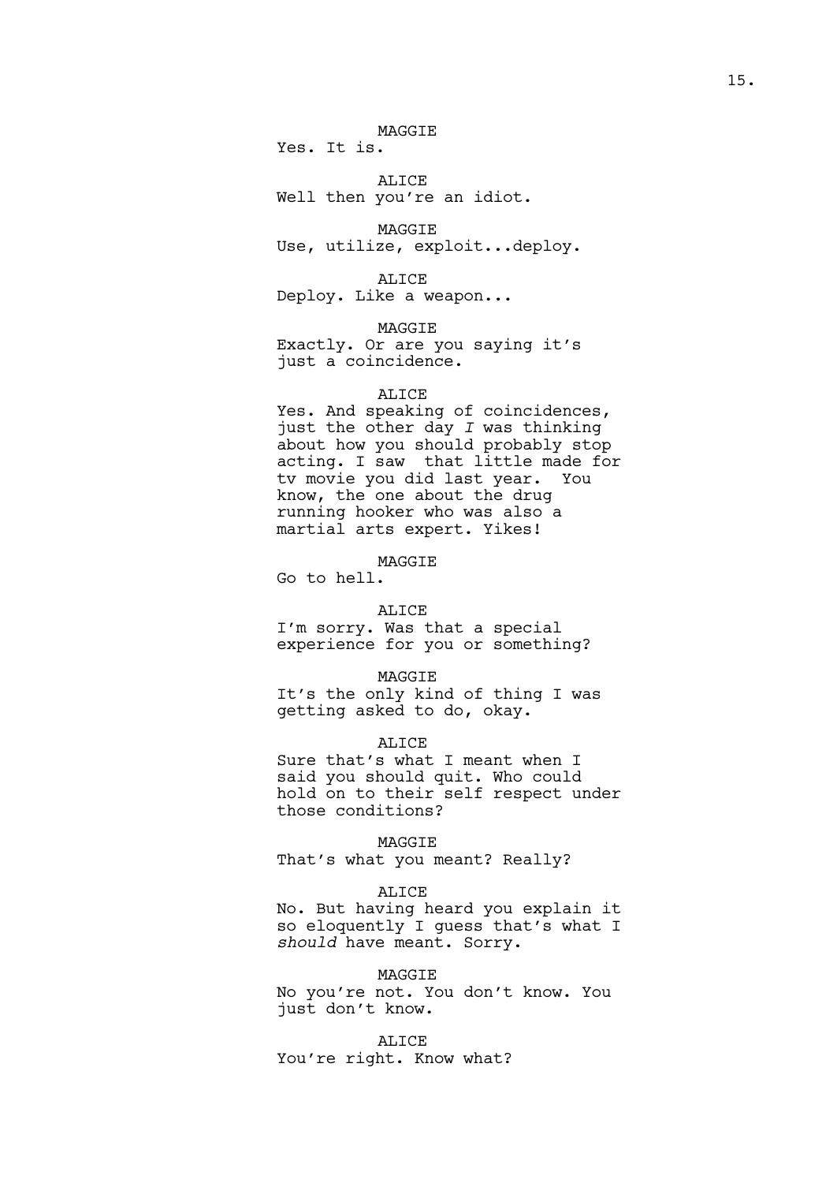MAGGIE
Yes. It is.

ALICE
Well then you're an idiot.

MAGGIE
Use, utilize, exploit...deploy.

ALICE
Deploy. Like a weapon...

MAGGIE
Exactly. Or are you saying it's just a coincidence.

ALICE
Yes. And speaking of coincidences, just the other day *I* was thinking about how you should probably stop acting. I saw that little made for tv movie you did last year. You know, the one about the drug running hooker who was also a martial arts expert. Yikes!

MAGGIE
Go to hell.

ALICE
I'm sorry. Was that a special experience for you or something?

MAGGIE
It's the only kind of thing I was getting asked to do, okay.

ALICE
Sure that's what I meant when I said you should quit. Who could hold on to their self respect under those conditions?

MAGGIE
That's what you meant? Really?

ALICE
No. But having heard you explain it so eloquently I guess that's what I *should* have meant. Sorry.

MAGGIE
No you're not. You don't know. You just don't know.

ALICE
You're right. Know what?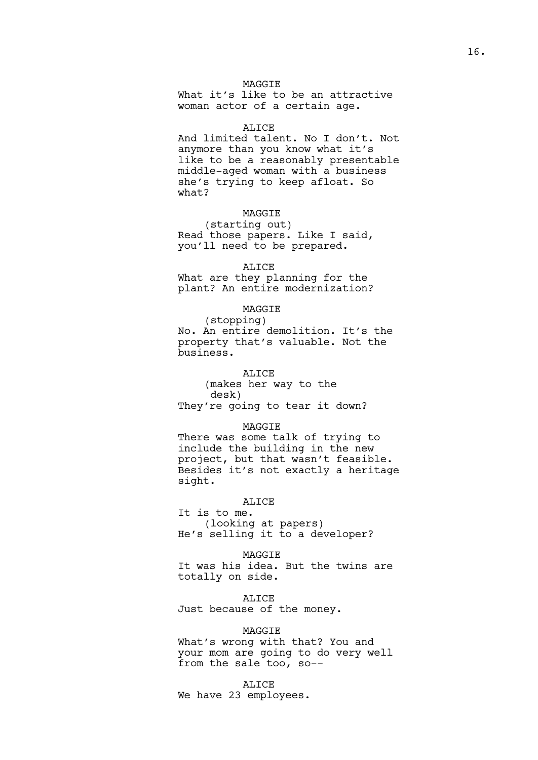MAGGIE
What it's like to be an attractive woman actor of a certain age.

ALICE
And limited talent. No I don't. Not anymore than you know what it's like to be a reasonably presentable middle-aged woman with a business she's trying to keep afloat. So what?

MAGGIE
(starting out)
Read those papers. Like I said, you'll need to be prepared.

ALICE
What are they planning for the plant? An entire modernization?

MAGGIE
(stopping)
No. An entire demolition. It's the property that's valuable. Not the business.

ALICE
(makes her way to the desk)
They're going to tear it down?

MAGGIE
There was some talk of trying to include the building in the new project, but that wasn't feasible. Besides it's not exactly a heritage sight.

ALICE
It is to me.
(looking at papers)
He's selling it to a developer?

MAGGIE
It was his idea. But the twins are totally on side.

ALICE
Just because of the money.

MAGGIE
What's wrong with that? You and your mom are going to do very well from the sale too, so--

ALICE
We have 23 employees.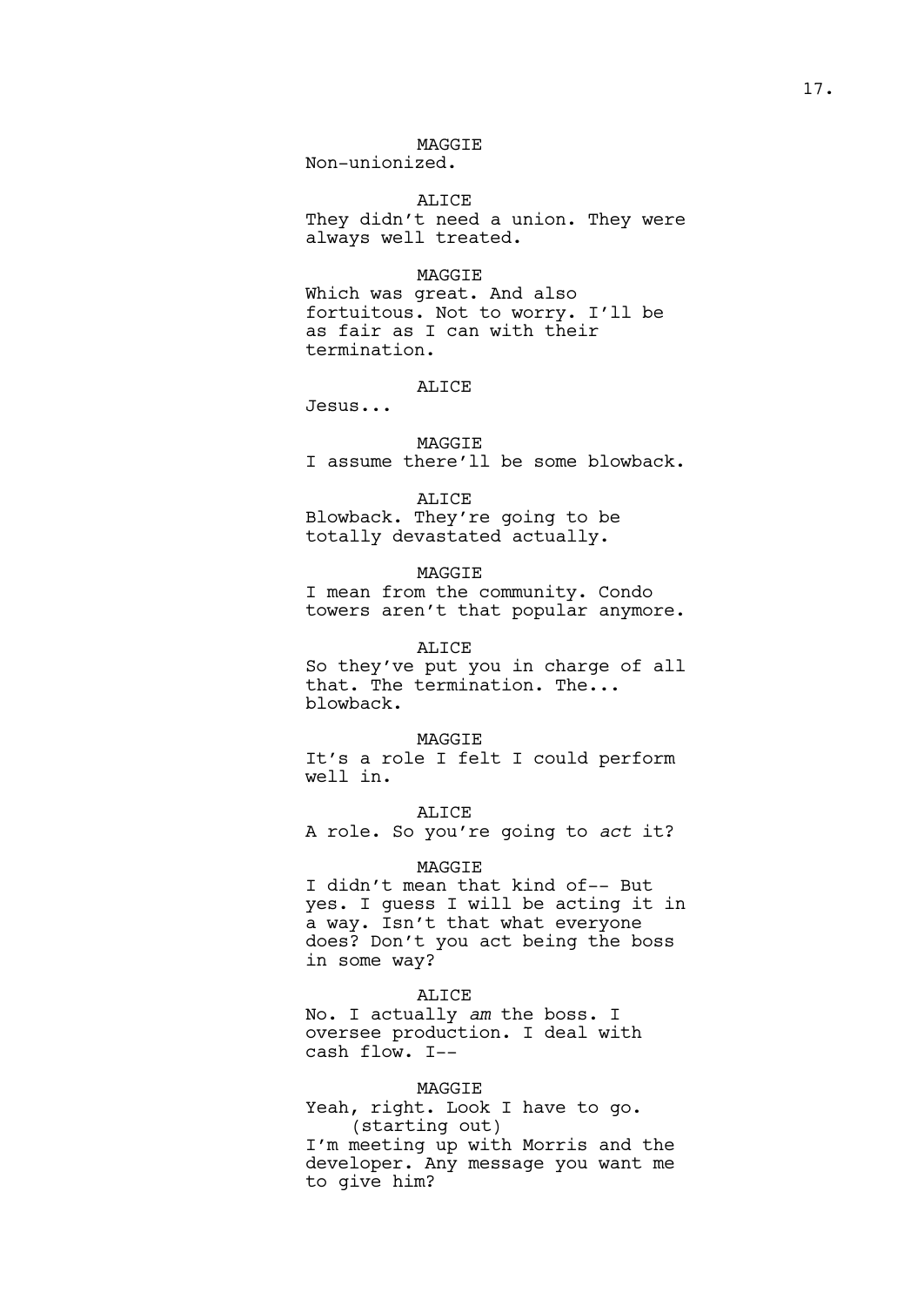MAGGIE
Non-unionized.

ALICE
They didn't need a union. They were always well treated.

MAGGIE
Which was great. And also fortuitous. Not to worry. I'll be as fair as I can with their termination.

ALICE
Jesus...

MAGGIE
I assume there'll be some blowback.

ALICE
Blowback. They're going to be totally devastated actually.

MAGGIE
I mean from the community. Condo towers aren't that popular anymore.

ALICE
So they've put you in charge of all that. The termination. The... blowback.

MAGGIE
It's a role I felt I could perform well in.

ALICE
A role. So you're going to *act* it?

MAGGIE
I didn't mean that kind of-- But yes. I guess I will be acting it in a way. Isn't that what everyone does? Don't you act being the boss in some way?

ALICE
No. I actually *am* the boss. I oversee production. I deal with cash flow. I--

MAGGIE
Yeah, right. Look I have to go.
(starting out)
I'm meeting up with Morris and the developer. Any message you want me to give him?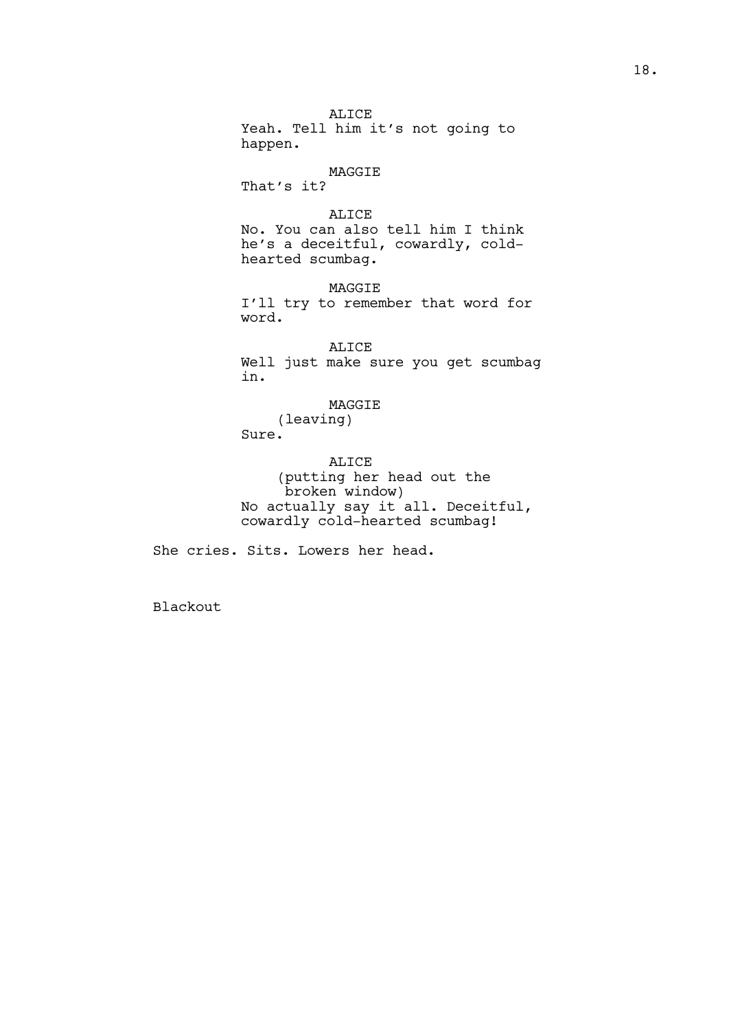ALICE
Yeah. Tell him it's not going to happen.

MAGGIE
That's it?

ALICE
No. You can also tell him I think he's a deceitful, cowardly, cold-hearted scumbag.

MAGGIE
I'll try to remember that word for word.

ALICE
Well just make sure you get scumbag in.

MAGGIE
(leaving)
Sure.

ALICE
(putting her head out the broken window)
No actually say it all. Deceitful, cowardly cold-hearted scumbag!

She cries. Sits. Lowers her head.

Blackout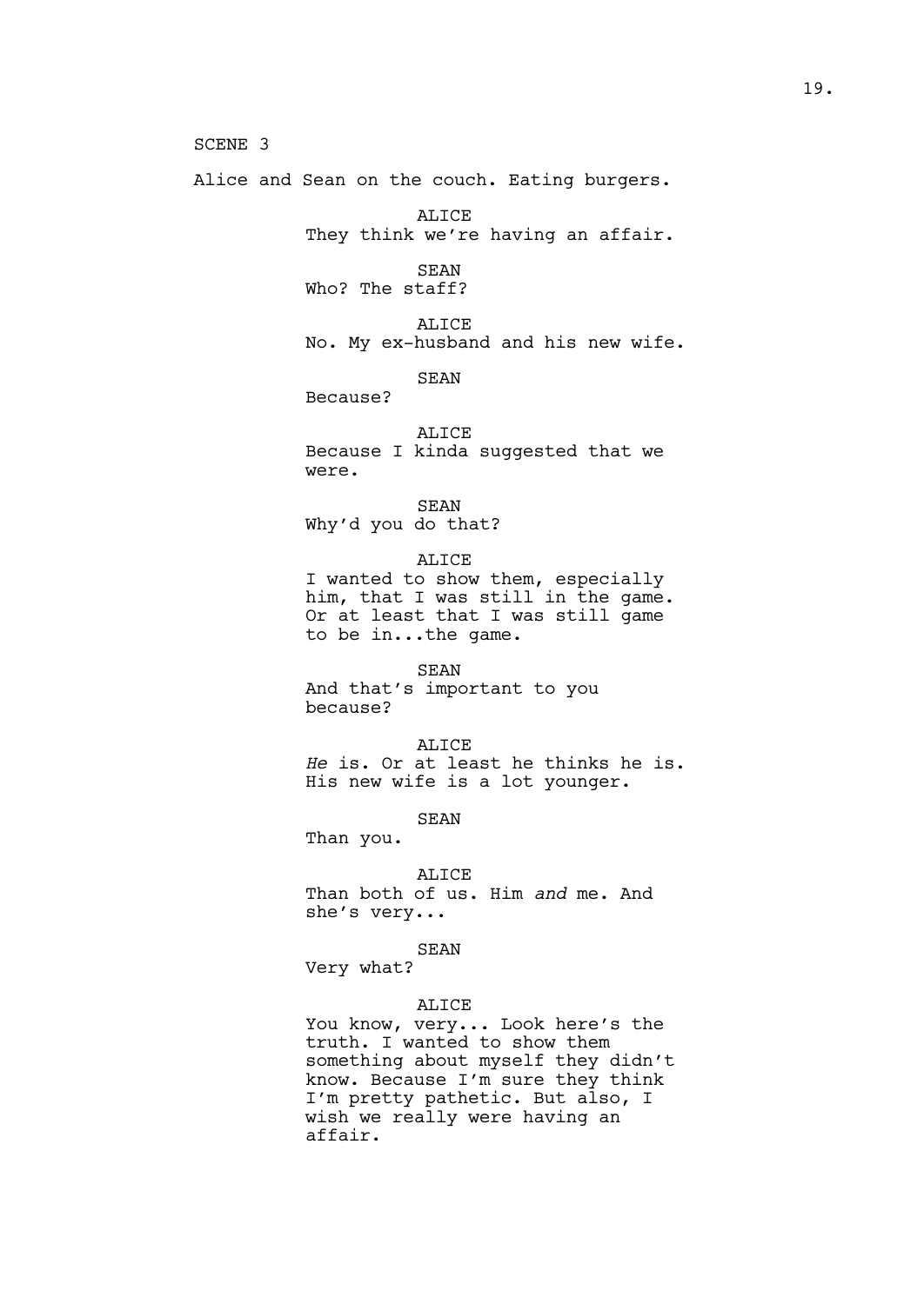SCENE 3

Alice and Sean on the couch. Eating burgers.

ALICE
They think we're having an affair.

SEAN
Who? The staff?

ALICE
No. My ex-husband and his new wife.

SEAN
Because?

ALICE
Because I kinda suggested that we were.

SEAN
Why'd you do that?

ALICE
I wanted to show them, especially him, that I was still in the game. Or at least that I was still game to be in...the game.

SEAN
And that's important to you because?

ALICE
*He* is. Or at least he thinks he is. His new wife is a lot younger.

SEAN
Than you.

ALICE
Than both of us. Him *and* me. And she's very...

SEAN
Very what?

ALICE
You know, very... Look here's the truth. I wanted to show them something about myself they didn't know. Because I'm sure they think I'm pretty pathetic. But also, I wish we really were having an affair.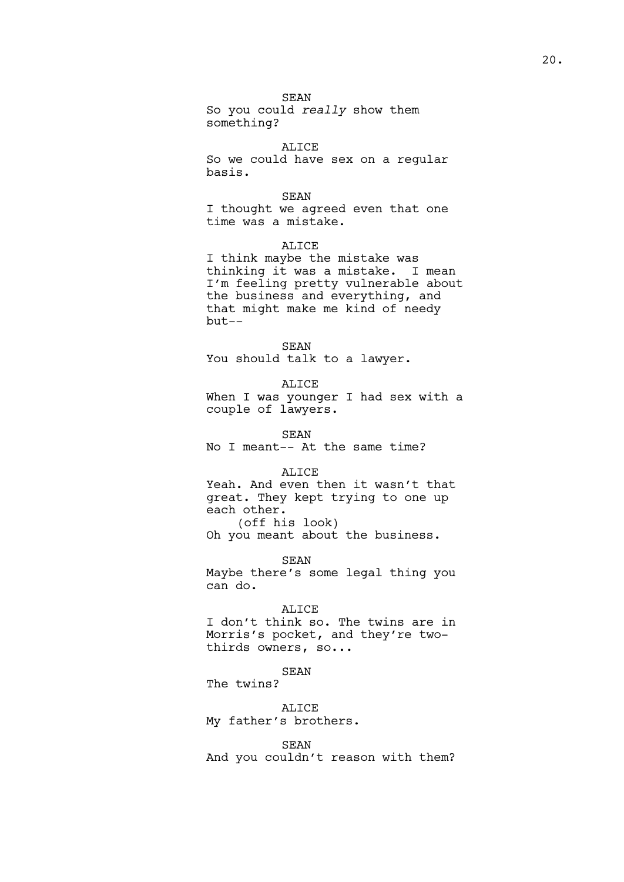SEAN

So you could *really* show them something?

ALICE

So we could have sex on a regular basis.

SEAN

I thought we agreed even that one time was a mistake.

ALICE

I think maybe the mistake was thinking it was a mistake. I mean I'm feeling pretty vulnerable about the business and everything, and that might make me kind of needy but--

SEAN

You should talk to a lawyer.

ALICE

When I was younger I had sex with a couple of lawyers.

SEAN

No I meant-- At the same time?

ALICE

Yeah. And even then it wasn't that great. They kept trying to one up each other.

(off his look)

Oh you meant about the business.

SEAN

Maybe there's some legal thing you can do.

ALICE

I don't think so. The twins are in Morris's pocket, and they're two-thirds owners, so...

SEAN

The twins?

ALICE

My father's brothers.

SEAN

And you couldn't reason with them?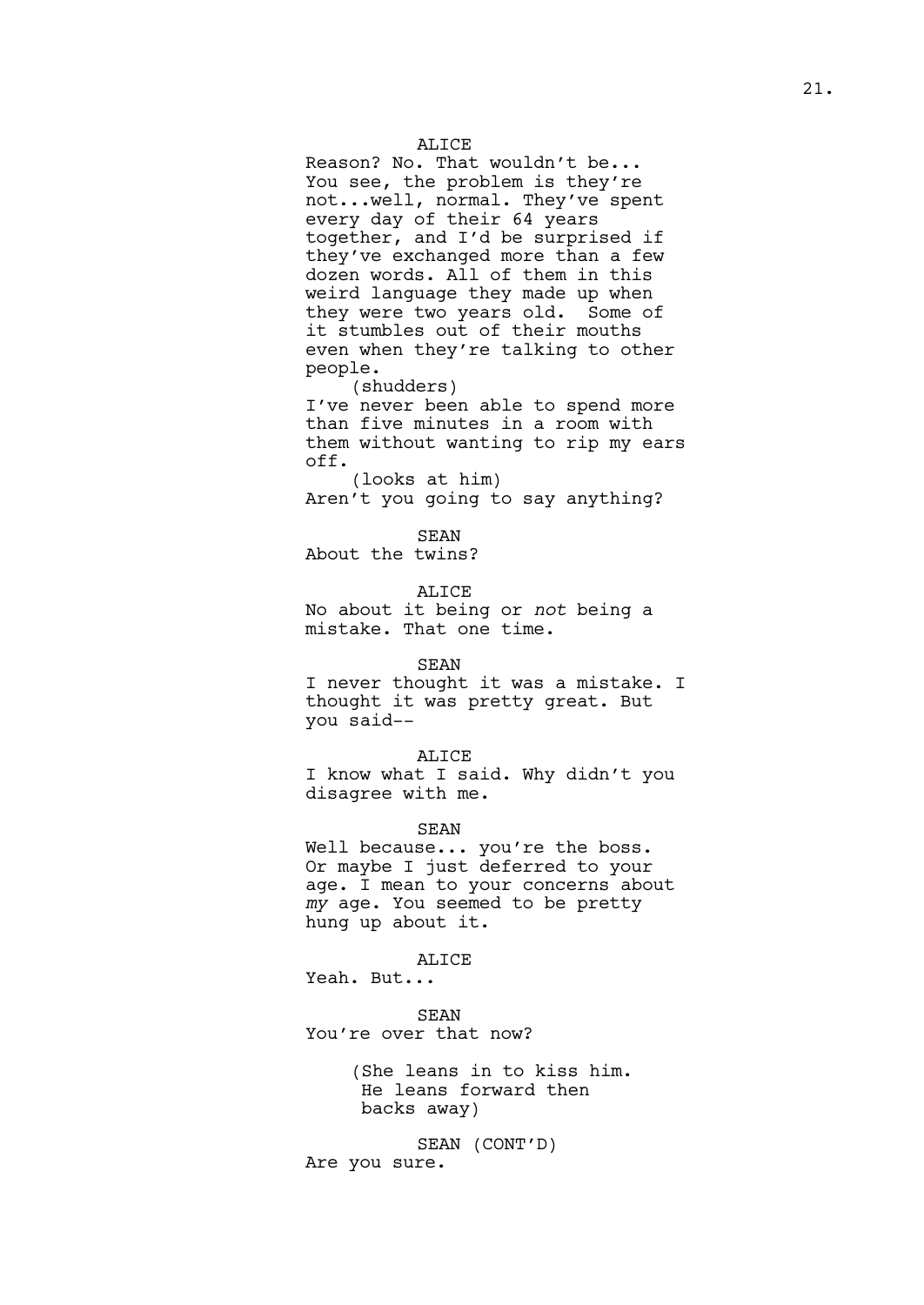ALICE

Reason? No. That wouldn't be... You see, the problem is they're not...well, normal. They've spent every day of their 64 years together, and I'd be surprised if they've exchanged more than a few dozen words. All of them in this weird language they made up when they were two years old.  Some of it stumbles out of their mouths even when they're talking to other people.

(shudders)

I've never been able to spend more than five minutes in a room with them without wanting to rip my ears off.

(looks at him)

Aren't you going to say anything?

SEAN

About the twins?

ALICE

No about it being or *not* being a mistake. That one time.

SEAN

I never thought it was a mistake. I thought it was pretty great. But you said--

ALICE

I know what I said. Why didn't you disagree with me.

SEAN

Well because... you're the boss. Or maybe I just deferred to your age. I mean to your concerns about *my* age. You seemed to be pretty hung up about it.

ALICE

Yeah. But...

SEAN

You're over that now?

(She leans in to kiss him. He leans forward then backs away)

SEAN (CONT'D)

Are you sure.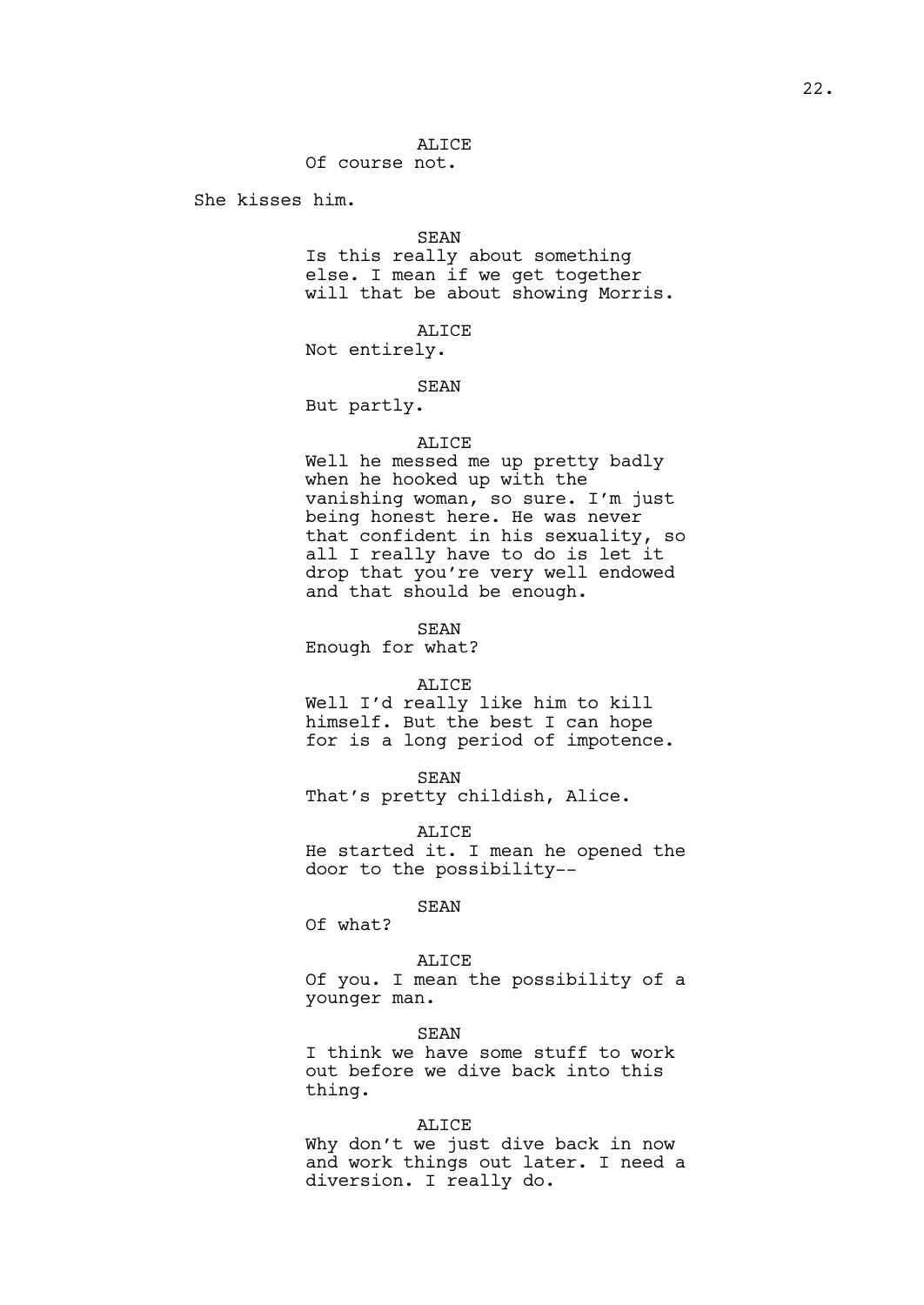ALICE
Of course not.

She kisses him.

SEAN
Is this really about something else. I mean if we get together will that be about showing Morris.

ALICE
Not entirely.

SEAN
But partly.

ALICE
Well he messed me up pretty badly when he hooked up with the vanishing woman, so sure. I'm just being honest here. He was never that confident in his sexuality, so all I really have to do is let it drop that you're very well endowed and that should be enough.

SEAN
Enough for what?

ALICE
Well I'd really like him to kill himself. But the best I can hope for is a long period of impotence.

SEAN
That's pretty childish, Alice.

ALICE
He started it. I mean he opened the door to the possibility--

SEAN
Of what?

ALICE
Of you. I mean the possibility of a younger man.

SEAN
I think we have some stuff to work out before we dive back into this thing.

ALICE
Why don't we just dive back in now and work things out later. I need a diversion. I really do.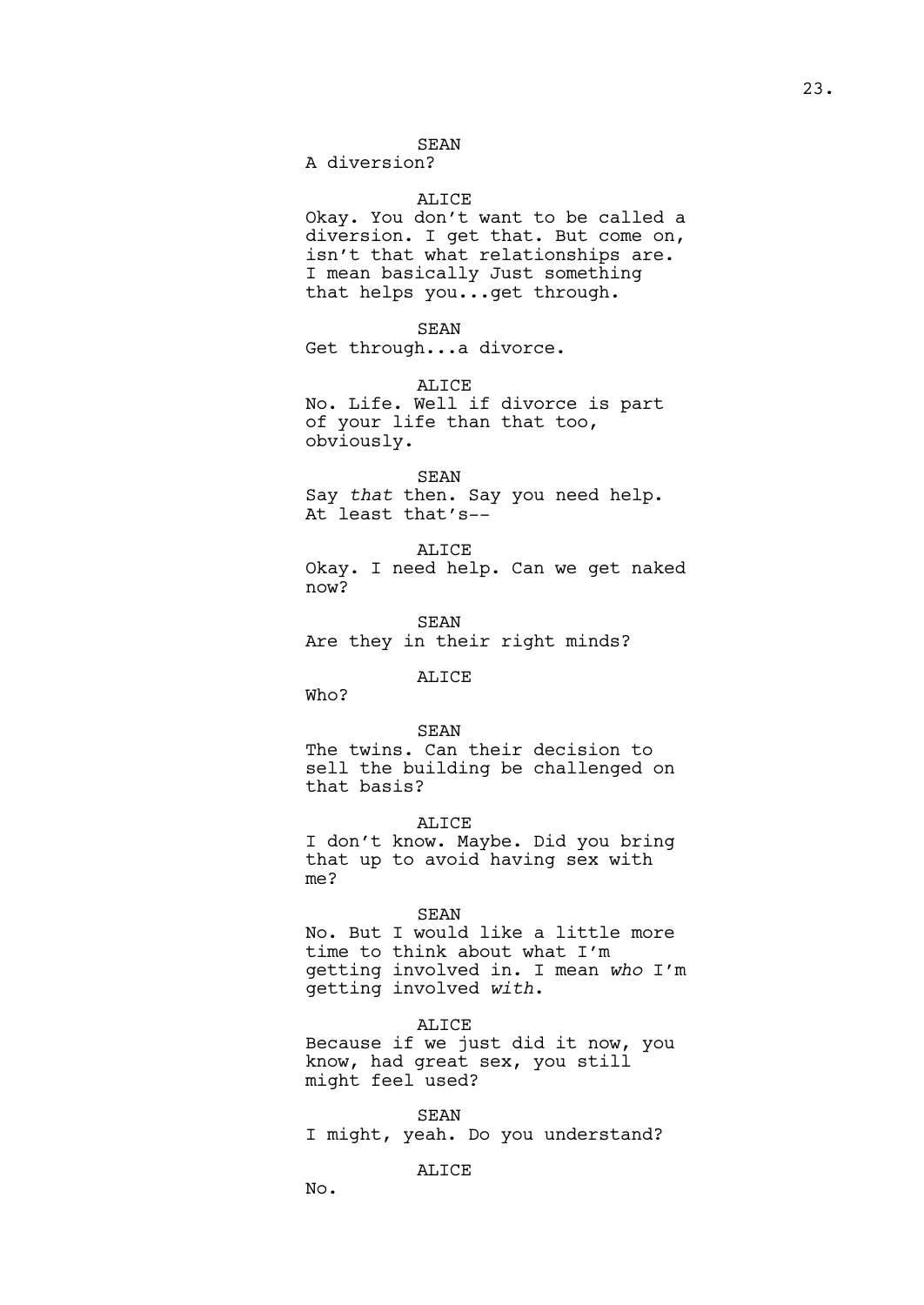SEAN

A diversion?

ALICE

Okay. You don't want to be called a diversion. I get that. But come on, isn't that what relationships are. I mean basically Just something that helps you...get through.

SEAN

Get through...a divorce.

ALICE

No. Life. Well if divorce is part of your life than that too, obviously.

SEAN

Say *that* then. Say you need help. At least that's--

ALICE

Okay. I need help. Can we get naked now?

SEAN

Are they in their right minds?

ALICE

Who?

SEAN

The twins. Can their decision to sell the building be challenged on that basis?

ALICE

I don't know. Maybe. Did you bring that up to avoid having sex with me?

SEAN

No. But I would like a little more time to think about what I'm getting involved in. I mean *who* I'm getting involved *with*.

ALICE

Because if we just did it now, you know, had great sex, you still might feel used?

SEAN

I might, yeah. Do you understand?

ALICE

No.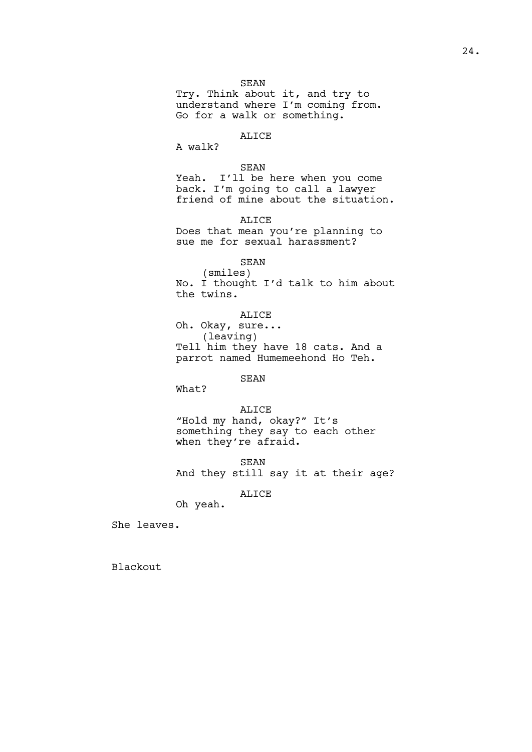SEAN
Try. Think about it, and try to understand where I'm coming from. Go for a walk or something.

ALICE
A walk?

SEAN
Yeah. I'll be here when you come back. I'm going to call a lawyer friend of mine about the situation.

ALICE
Does that mean you're planning to sue me for sexual harassment?

SEAN
(smiles)
No. I thought I'd talk to him about the twins.

ALICE
Oh. Okay, sure...
(leaving)
Tell him they have 18 cats. And a parrot named Humemeehond Ho Teh.

SEAN
What?

ALICE
"Hold my hand, okay?" It's something they say to each other when they're afraid.

SEAN
And they still say it at their age?

ALICE
Oh yeah.

She leaves.

Blackout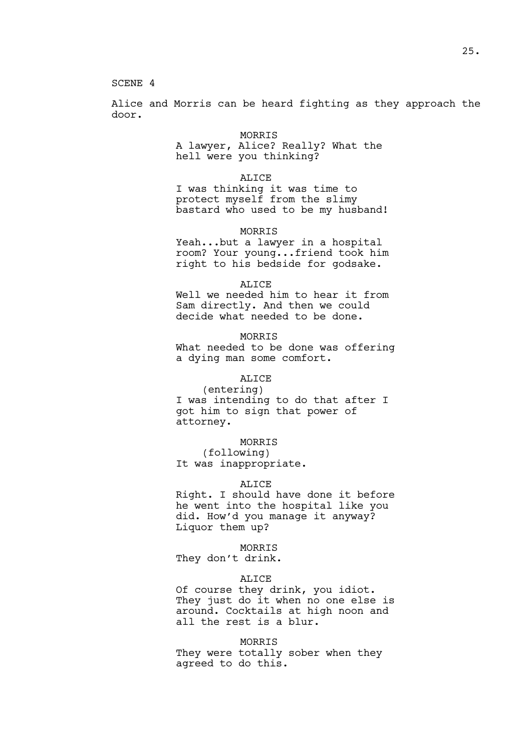SCENE 4

Alice and Morris can be heard fighting as they approach the door.

MORRIS
A lawyer, Alice? Really? What the hell were you thinking?

ALICE
I was thinking it was time to protect myself from the slimy bastard who used to be my husband!

MORRIS
Yeah...but a lawyer in a hospital room? Your young...friend took him right to his bedside for godsake.

ALICE
Well we needed him to hear it from Sam directly. And then we could decide what needed to be done.

MORRIS
What needed to be done was offering a dying man some comfort.

ALICE
(entering)
I was intending to do that after I got him to sign that power of attorney.

MORRIS
(following)
It was inappropriate.

ALICE
Right. I should have done it before he went into the hospital like you did. How'd you manage it anyway? Liquor them up?

MORRIS
They don't drink.

ALICE
Of course they drink, you idiot. They just do it when no one else is around. Cocktails at high noon and all the rest is a blur.

MORRIS
They were totally sober when they agreed to do this.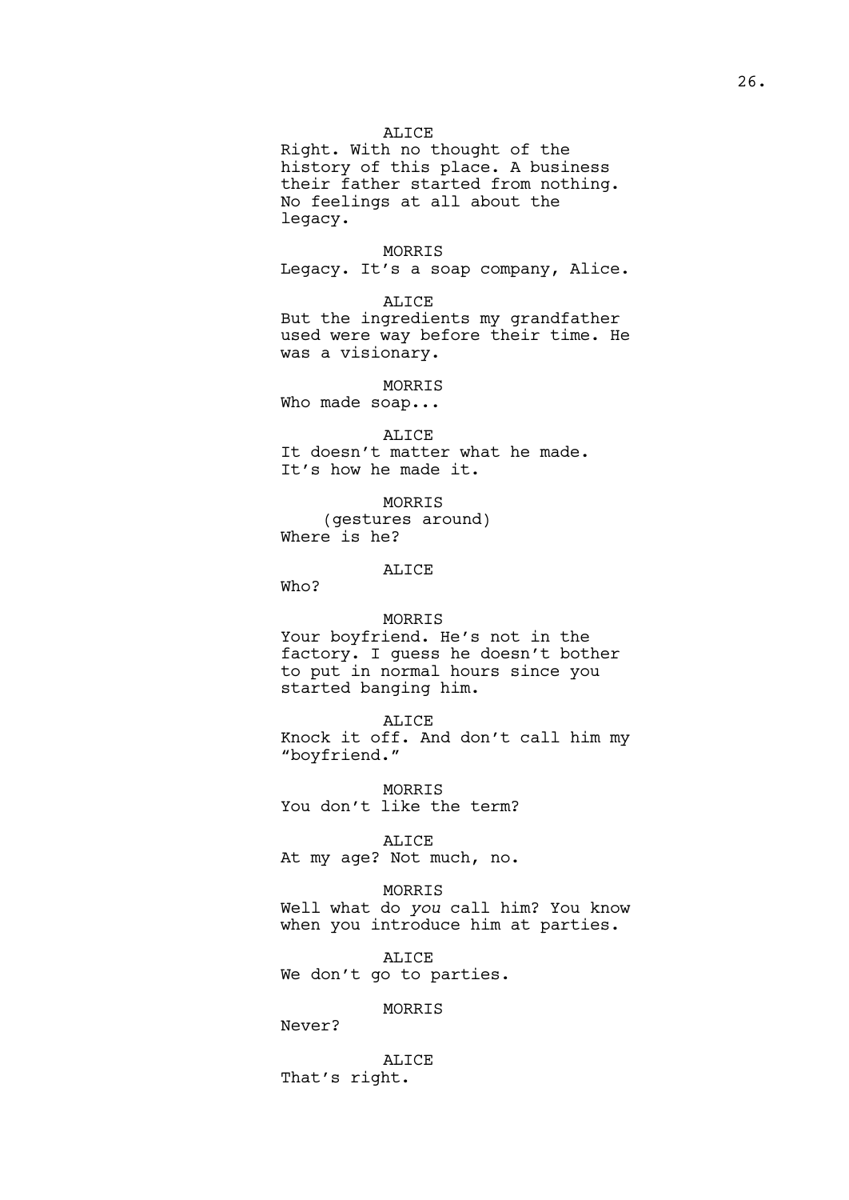ALICE

Right. With no thought of the history of this place. A business their father started from nothing. No feelings at all about the legacy.

MORRIS

Legacy. It's a soap company, Alice.

ALICE

But the ingredients my grandfather used were way before their time. He was a visionary.

MORRIS

Who made soap...

ALICE

It doesn't matter what he made. It's how he made it.

MORRIS

(gestures around)

Where is he?

ALICE

Who?

MORRIS

Your boyfriend. He's not in the factory. I guess he doesn't bother to put in normal hours since you started banging him.

ALICE

Knock it off. And don't call him my "boyfriend."

MORRIS

You don't like the term?

ALICE

At my age? Not much, no.

MORRIS

Well what do *you* call him? You know when you introduce him at parties.

ALICE

We don't go to parties.

MORRIS

Never?

ALICE

That's right.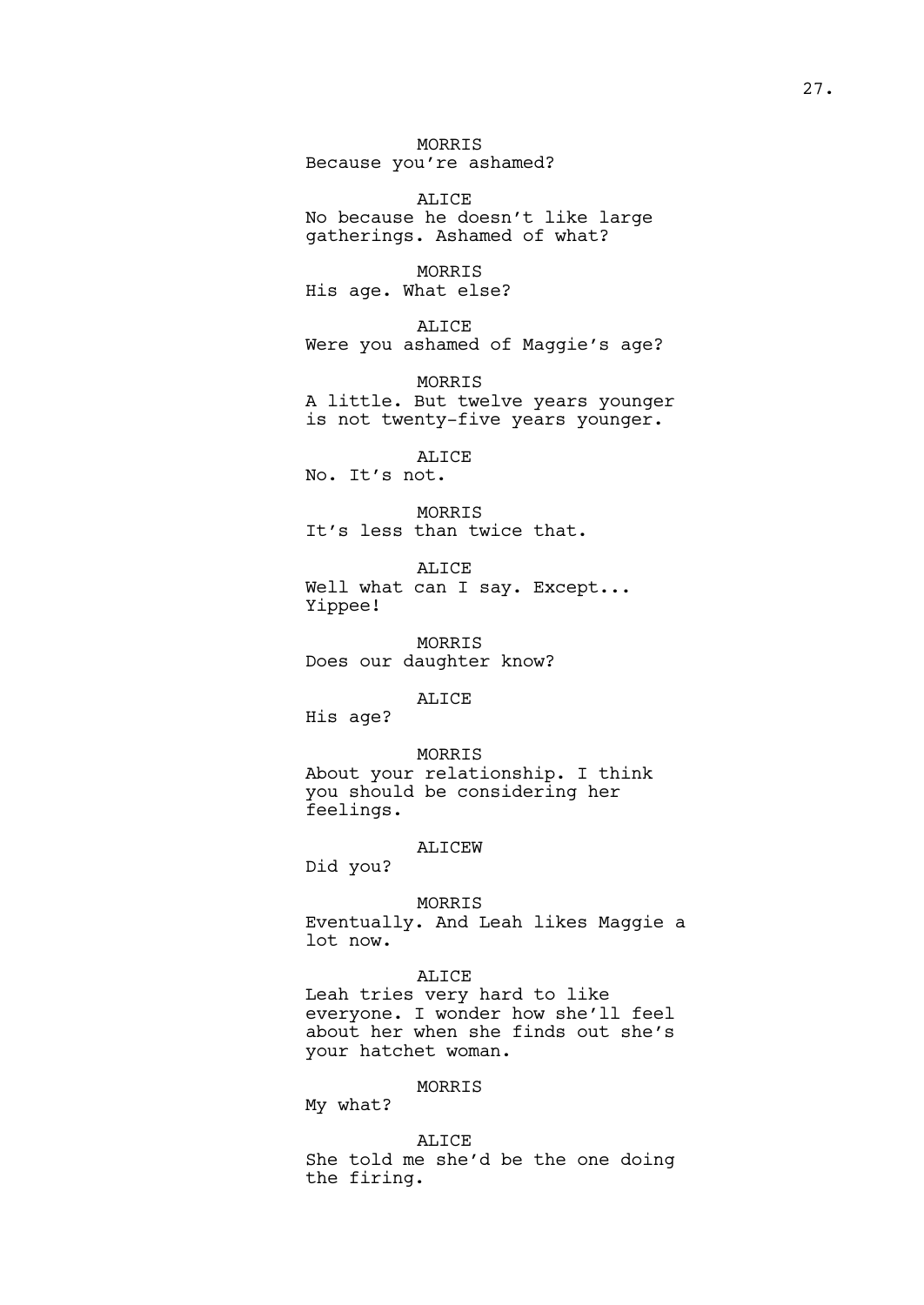MORRIS
Because you're ashamed?

ALICE
No because he doesn't like large gatherings. Ashamed of what?

MORRIS
His age. What else?

ALICE
Were you ashamed of Maggie's age?

MORRIS
A little. But twelve years younger is not twenty-five years younger.

ALICE
No. It's not.

MORRIS
It's less than twice that.

ALICE
Well what can I say. Except... Yippee!

MORRIS
Does our daughter know?

ALICE
His age?

MORRIS
About your relationship. I think you should be considering her feelings.

ALICEW
Did you?

MORRIS
Eventually. And Leah likes Maggie a lot now.

ALICE
Leah tries very hard to like everyone. I wonder how she'll feel about her when she finds out she's your hatchet woman.

MORRIS
My what?

ALICE
She told me she'd be the one doing the firing.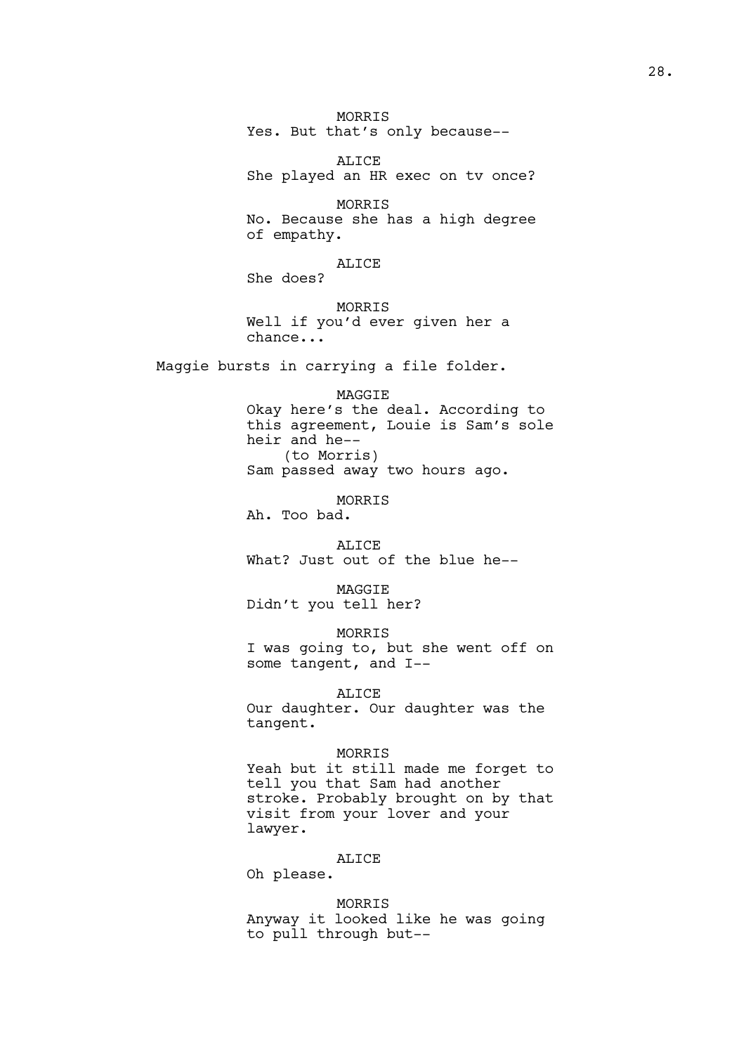MORRIS
Yes. But that's only because--

ALICE
She played an HR exec on tv once?

MORRIS
No. Because she has a high degree of empathy.

ALICE
She does?

MORRIS
Well if you'd ever given her a chance...

Maggie bursts in carrying a file folder.

MAGGIE
Okay here's the deal. According to this agreement, Louie is Sam's sole heir and he--
(to Morris)
Sam passed away two hours ago.

MORRIS
Ah. Too bad.

ALICE
What? Just out of the blue he--

MAGGIE
Didn't you tell her?

MORRIS
I was going to, but she went off on some tangent, and I--

ALICE
Our daughter. Our daughter was the tangent.

MORRIS
Yeah but it still made me forget to tell you that Sam had another stroke. Probably brought on by that visit from your lover and your lawyer.

ALICE
Oh please.

MORRIS
Anyway it looked like he was going to pull through but--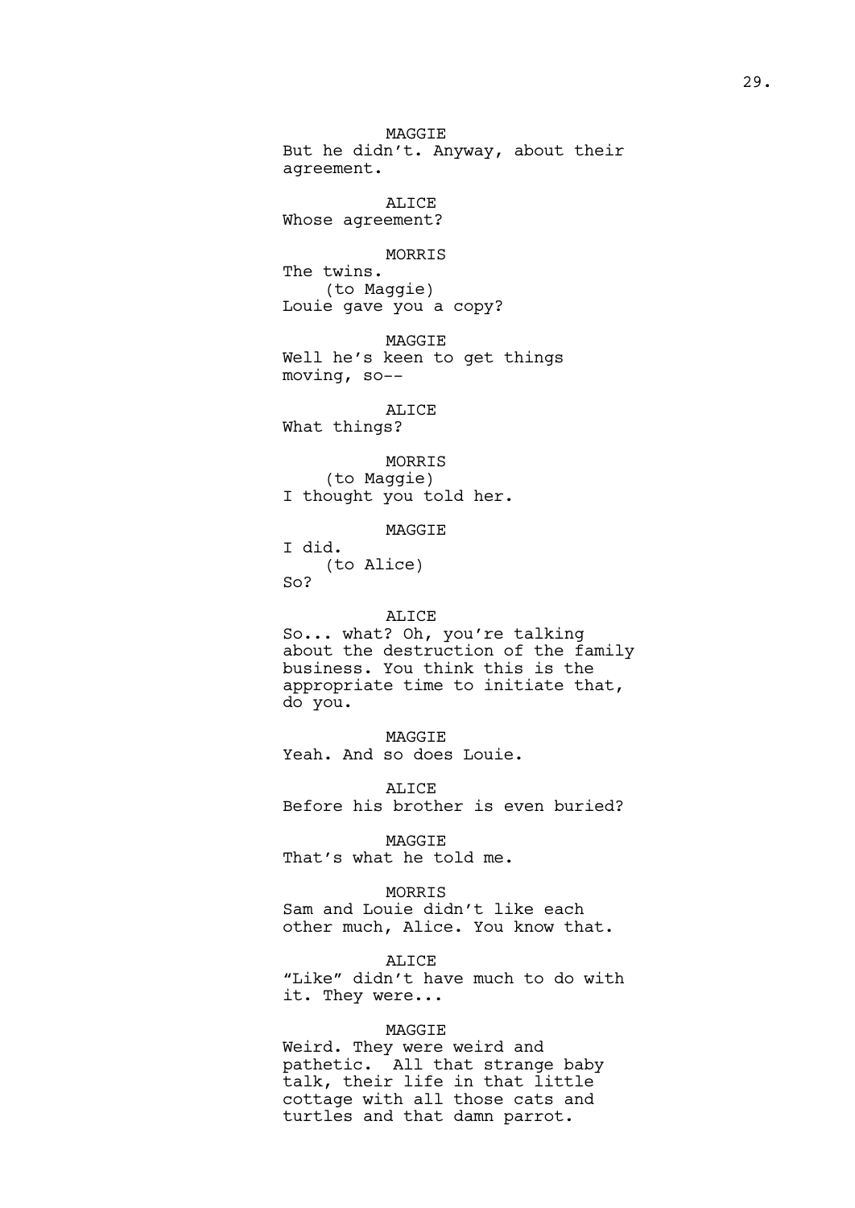MAGGIE
But he didn't. Anyway, about their agreement.

ALICE
Whose agreement?

MORRIS
The twins.
(to Maggie)
Louie gave you a copy?

MAGGIE
Well he's keen to get things moving, so--

ALICE
What things?

MORRIS
(to Maggie)
I thought you told her.

MAGGIE
I did.
(to Alice)
So?

ALICE
So... what? Oh, you're talking about the destruction of the family business. You think this is the appropriate time to initiate that, do you.

MAGGIE
Yeah. And so does Louie.

ALICE
Before his brother is even buried?

MAGGIE
That's what he told me.

MORRIS
Sam and Louie didn't like each other much, Alice. You know that.

ALICE
"Like" didn't have much to do with it. They were...

MAGGIE
Weird. They were weird and pathetic. All that strange baby talk, their life in that little cottage with all those cats and turtles and that damn parrot.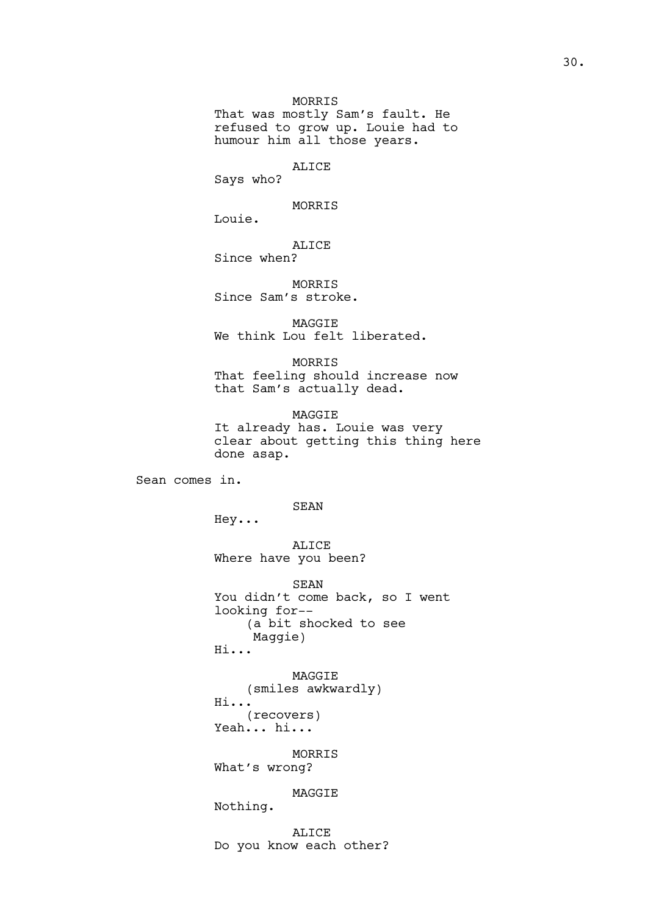MORRIS
That was mostly Sam's fault. He refused to grow up. Louie had to humour him all those years.

ALICE
Says who?

MORRIS
Louie.

ALICE
Since when?

MORRIS
Since Sam's stroke.

MAGGIE
We think Lou felt liberated.

MORRIS
That feeling should increase now that Sam's actually dead.

MAGGIE
It already has. Louie was very clear about getting this thing here done asap.

Sean comes in.

SEAN
Hey...

ALICE
Where have you been?

SEAN
You didn't come back, so I went looking for--
(a bit shocked to see Maggie)
Hi...

MAGGIE
(smiles awkwardly)
Hi...
(recovers)
Yeah... hi...

MORRIS
What's wrong?

MAGGIE
Nothing.

ALICE
Do you know each other?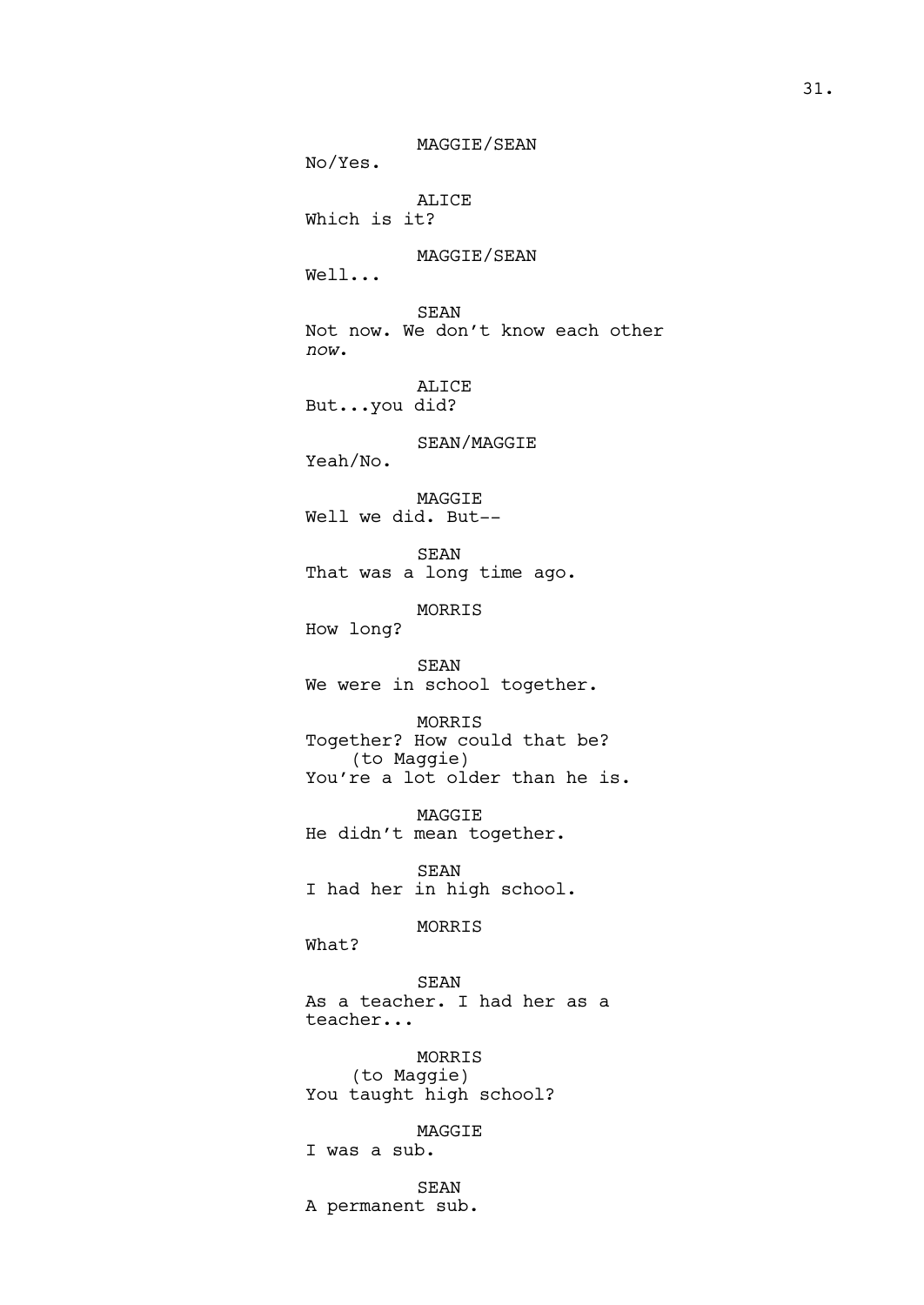MAGGIE/SEAN
No/Yes.

ALICE
Which is it?

MAGGIE/SEAN
Well...

SEAN
Not now. We don't know each other *now*.

ALICE
But...you did?

SEAN/MAGGIE
Yeah/No.

MAGGIE
Well we did. But--

SEAN
That was a long time ago.

MORRIS
How long?

SEAN
We were in school together.

MORRIS
Together? How could that be?
(to Maggie)
You're a lot older than he is.

MAGGIE
He didn't mean together.

SEAN
I had her in high school.

MORRIS
What?

SEAN
As a teacher. I had her as a teacher...

MORRIS
(to Maggie)
You taught high school?

MAGGIE
I was a sub.

SEAN
A permanent sub.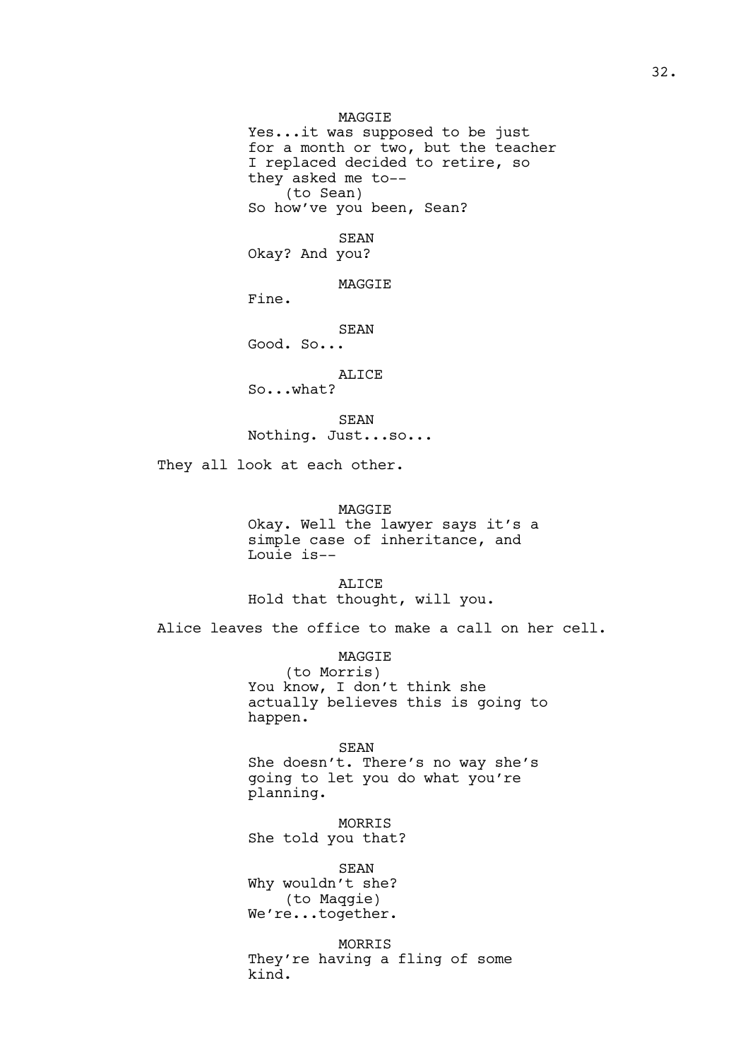MAGGIE
Yes...it was supposed to be just for a month or two, but the teacher I replaced decided to retire, so they asked me to--
(to Sean)
So how've you been, Sean?

SEAN
Okay? And you?

MAGGIE
Fine.

SEAN
Good. So...

ALICE
So...what?

SEAN
Nothing. Just...so...

They all look at each other.

MAGGIE
Okay. Well the lawyer says it's a simple case of inheritance, and Louie is--

ALICE
Hold that thought, will you.

Alice leaves the office to make a call on her cell.

MAGGIE
(to Morris)
You know, I don't think she actually believes this is going to happen.

SEAN
She doesn't. There's no way she's going to let you do what you're planning.

MORRIS
She told you that?

SEAN
Why wouldn't she?
(to Maqgie)
We're...together.

MORRIS
They're having a fling of some kind.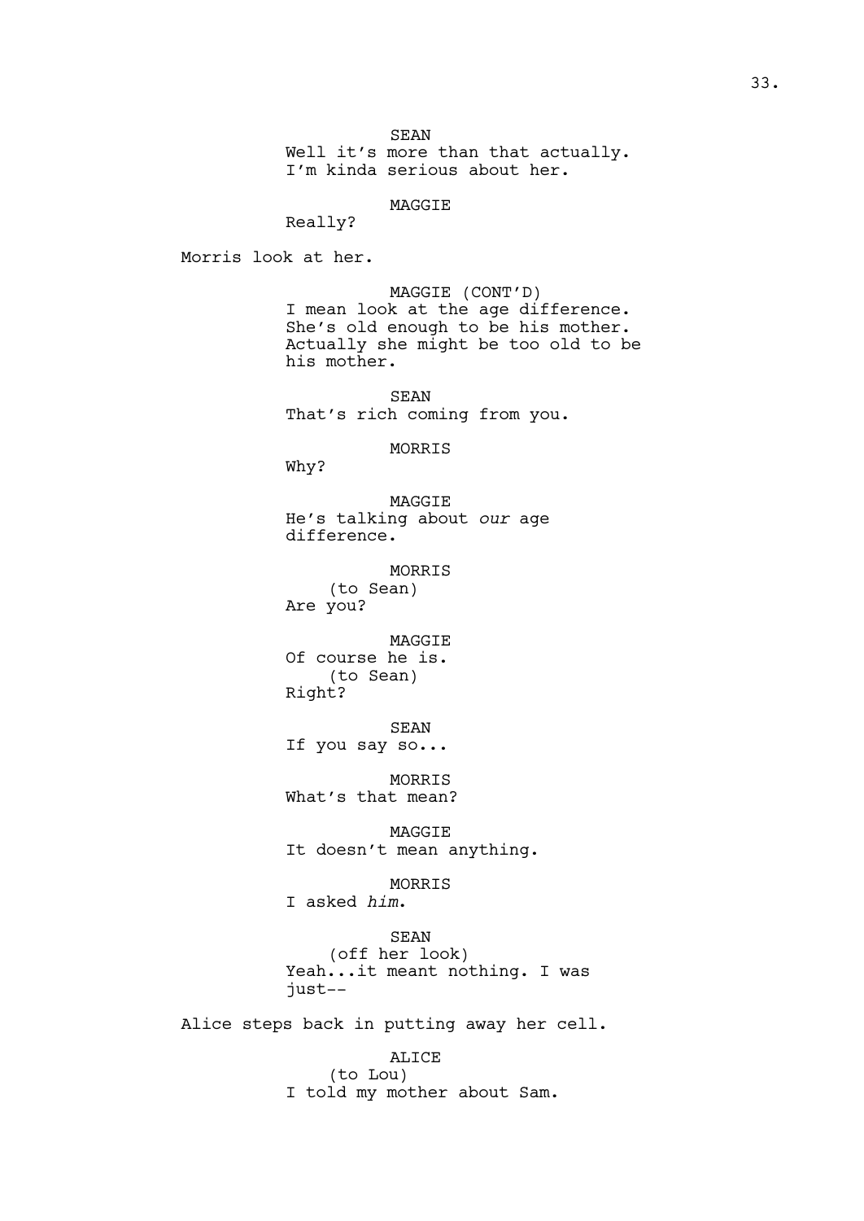SEAN
Well it's more than that actually.
I'm kinda serious about her.

MAGGIE
Really?

Morris look at her.

MAGGIE (CONT'D)
I mean look at the age difference.
She's old enough to be his mother.
Actually she might be too old to be
his mother.

SEAN
That's rich coming from you.

MORRIS
Why?

MAGGIE
He's talking about *our* age
difference.

MORRIS
(to Sean)
Are you?

MAGGIE
Of course he is.
(to Sean)
Right?

SEAN
If you say so...

MORRIS
What's that mean?

MAGGIE
It doesn't mean anything.

MORRIS
I asked *him*.

SEAN
(off her look)
Yeah...it meant nothing. I was
just--

Alice steps back in putting away her cell.

ALICE
(to Lou)
I told my mother about Sam.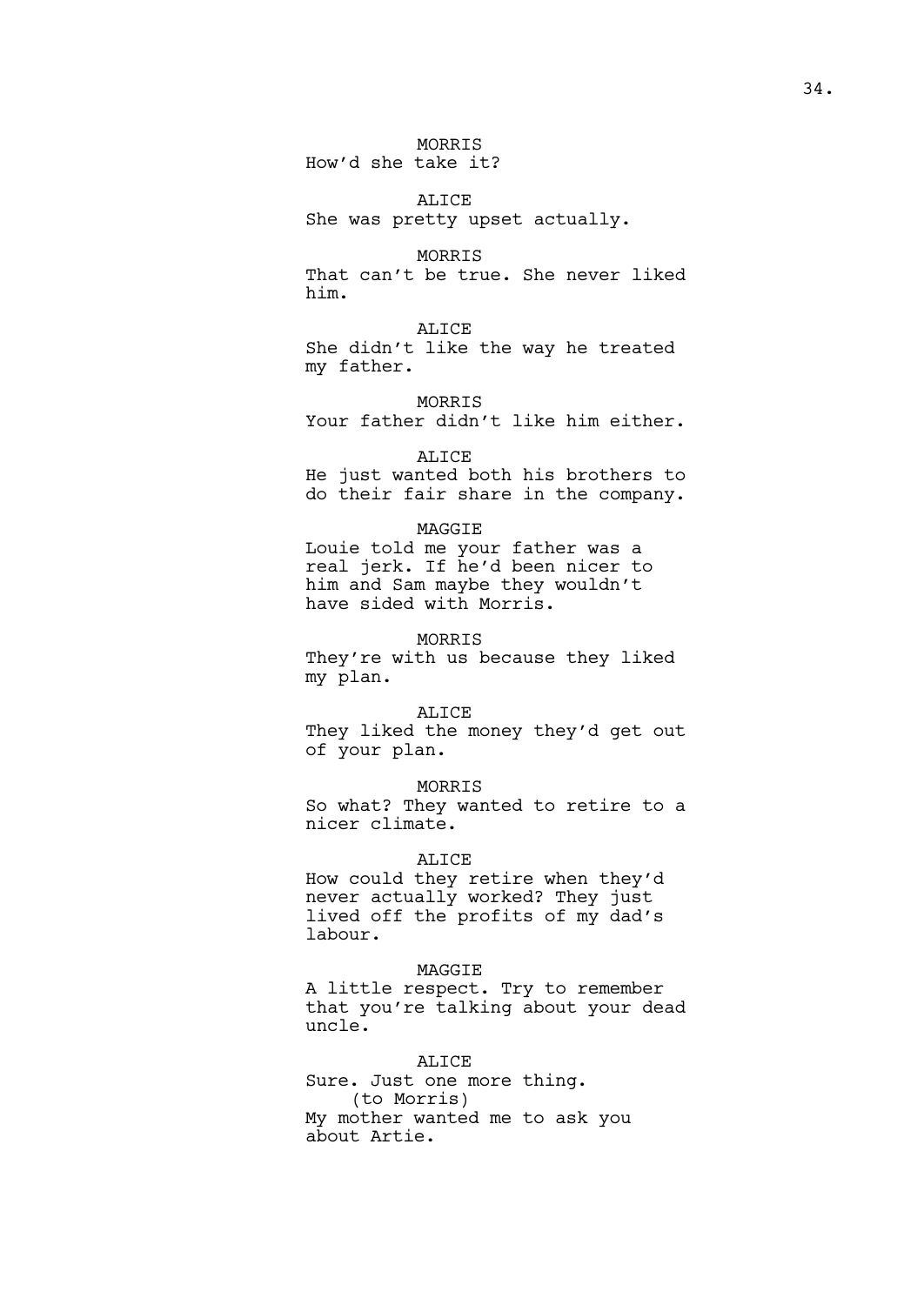MORRIS
How'd she take it?

ALICE
She was pretty upset actually.

MORRIS
That can't be true. She never liked him.

ALICE
She didn't like the way he treated my father.

MORRIS
Your father didn't like him either.

ALICE
He just wanted both his brothers to do their fair share in the company.

MAGGIE
Louie told me your father was a real jerk. If he'd been nicer to him and Sam maybe they wouldn't have sided with Morris.

MORRIS
They're with us because they liked my plan.

ALICE
They liked the money they'd get out of your plan.

MORRIS
So what? They wanted to retire to a nicer climate.

ALICE
How could they retire when they'd never actually worked? They just lived off the profits of my dad's labour.

MAGGIE
A little respect. Try to remember that you're talking about your dead uncle.

ALICE
Sure. Just one more thing.
(to Morris)
My mother wanted me to ask you about Artie.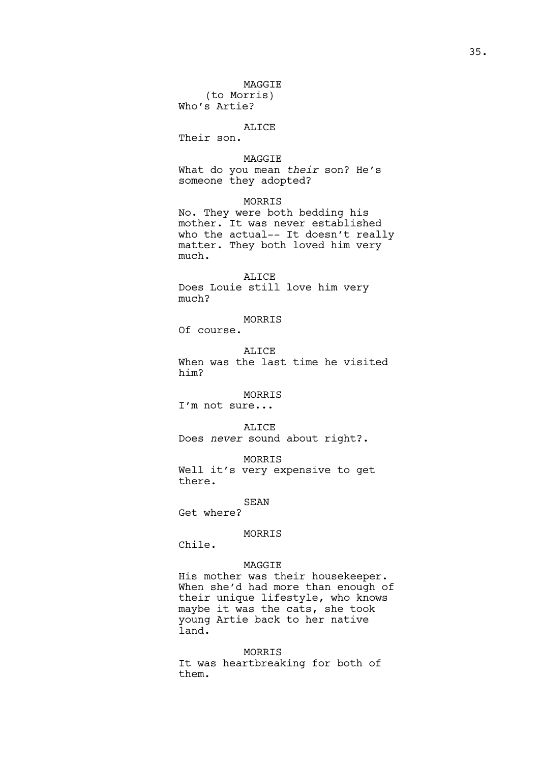MAGGIE
(to Morris)
Who's Artie?

ALICE
Their son.

MAGGIE
What do you mean *their* son? He's someone they adopted?

MORRIS
No. They were both bedding his mother. It was never established who the actual-- It doesn't really matter. They both loved him very much.

ALICE
Does Louie still love him very much?

MORRIS
Of course.

ALICE
When was the last time he visited him?

MORRIS
I'm not sure...

ALICE
Does *never* sound about right?.

MORRIS
Well it's very expensive to get there.

SEAN
Get where?

MORRIS
Chile.

MAGGIE
His mother was their housekeeper. When she'd had more than enough of their unique lifestyle, who knows maybe it was the cats, she took young Artie back to her native land.

MORRIS
It was heartbreaking for both of them.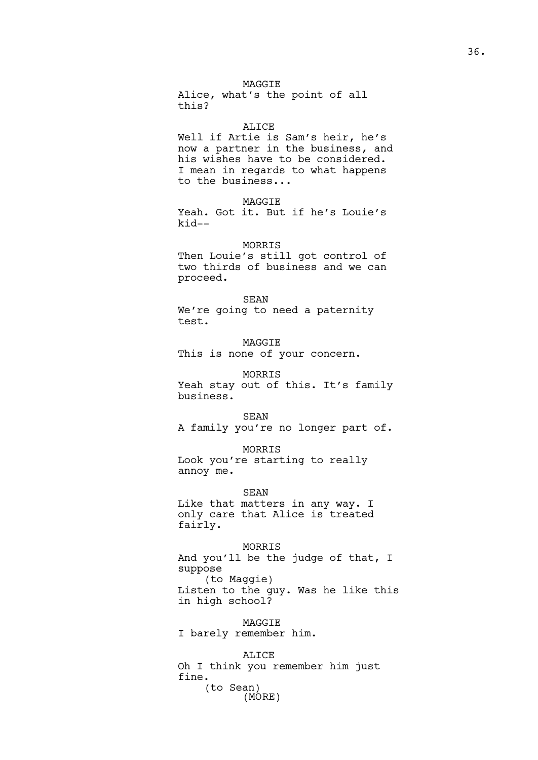MAGGIE
Alice, what's the point of all this?

ALICE
Well if Artie is Sam's heir, he's now a partner in the business, and his wishes have to be considered. I mean in regards to what happens to the business...

MAGGIE
Yeah. Got it. But if he's Louie's kid--

MORRIS
Then Louie's still got control of two thirds of business and we can proceed.

SEAN
We're going to need a paternity test.

MAGGIE
This is none of your concern.

MORRIS
Yeah stay out of this. It's family business.

SEAN
A family you're no longer part of.

MORRIS
Look you're starting to really annoy me.

SEAN
Like that matters in any way. I only care that Alice is treated fairly.

MORRIS
And you'll be the judge of that, I suppose
(to Maggie)
Listen to the guy. Was he like this in high school?

MAGGIE
I barely remember him.

ALICE
Oh I think you remember him just fine.
(to Sean)
(MORE)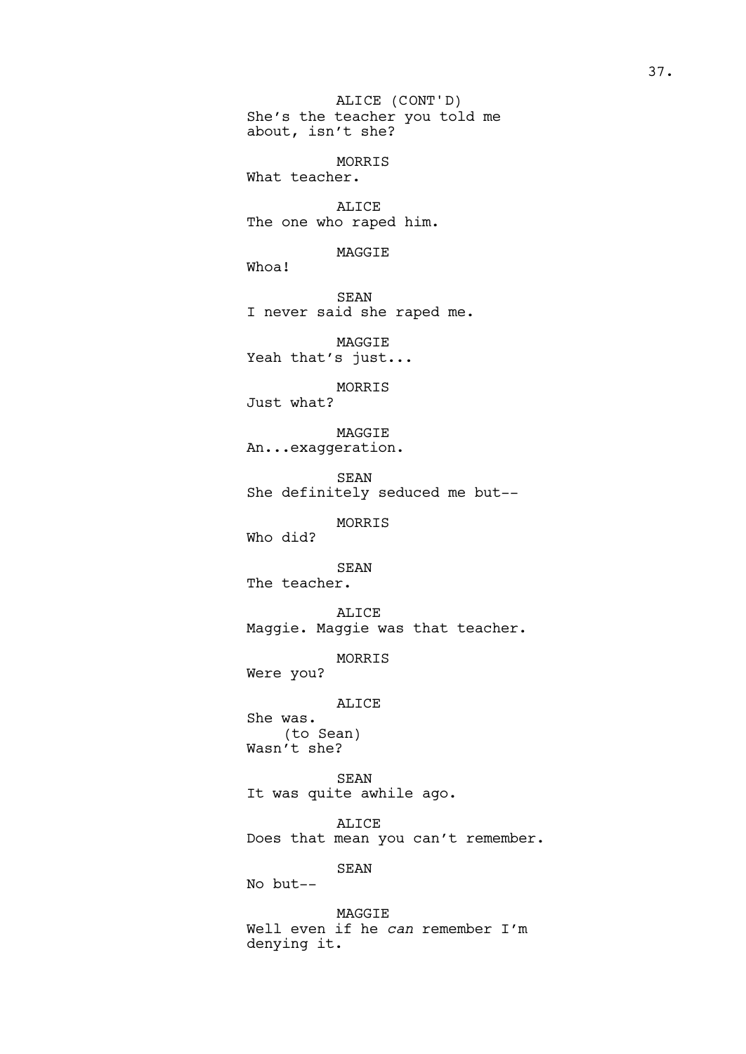ALICE (CONT'D)
She's the teacher you told me about, isn't she?

MORRIS
What teacher.

ALICE
The one who raped him.

MAGGIE
Whoa!

SEAN
I never said she raped me.

MAGGIE
Yeah that's just...

MORRIS
Just what?

MAGGIE
An...exaggeration.

SEAN
She definitely seduced me but--

MORRIS
Who did?

SEAN
The teacher.

ALICE
Maggie. Maggie was that teacher.

MORRIS
Were you?

ALICE
She was.
(to Sean)
Wasn't she?

SEAN
It was quite awhile ago.

ALICE
Does that mean you can't remember.

SEAN
No but--

MAGGIE
Well even if he *can* remember I'm denying it.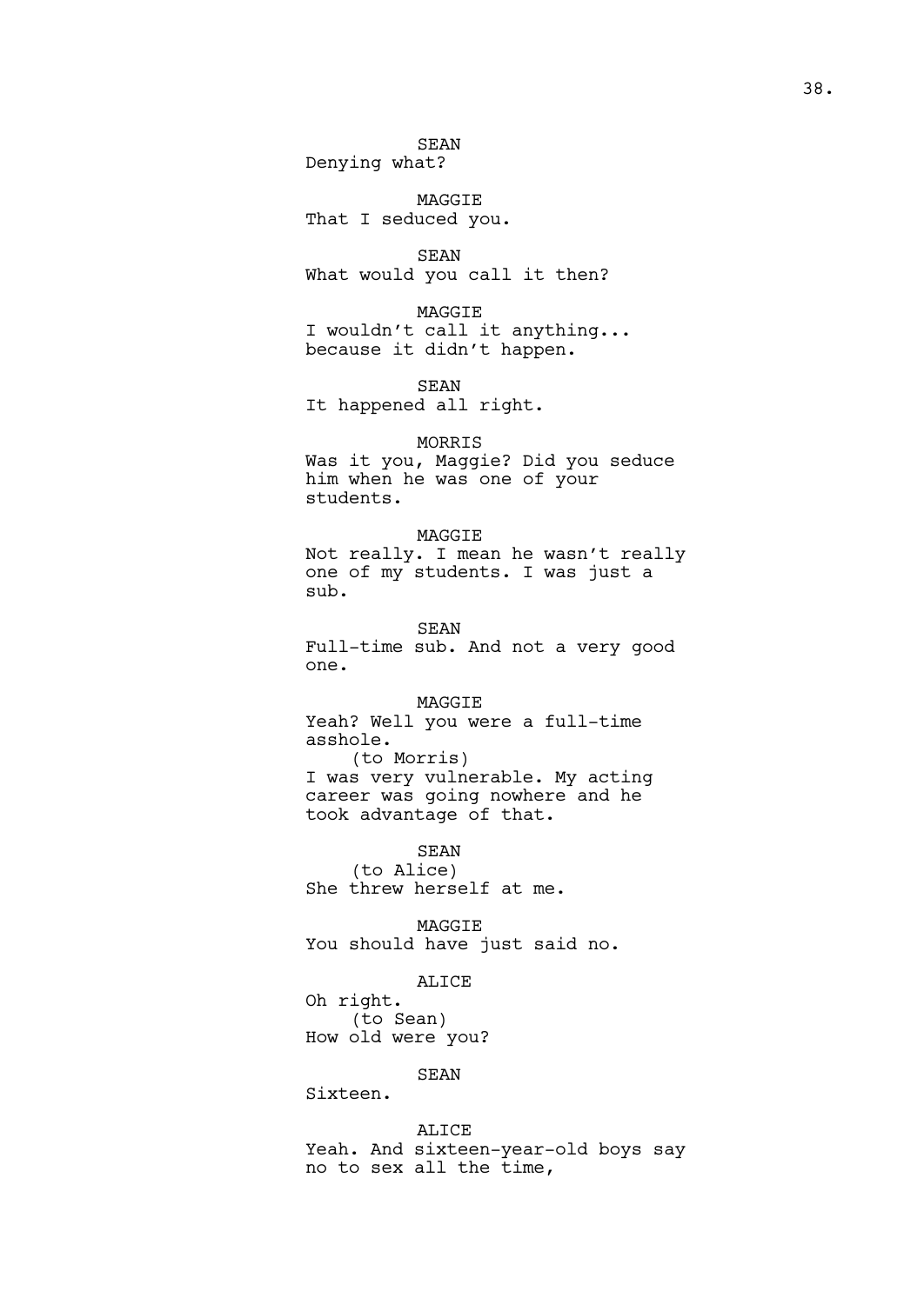SEAN
Denying what?

MAGGIE
That I seduced you.

SEAN
What would you call it then?

MAGGIE
I wouldn't call it anything...
because it didn't happen.

SEAN
It happened all right.

MORRIS
Was it you, Maggie? Did you seduce
him when he was one of your
students.

MAGGIE
Not really. I mean he wasn't really
one of my students. I was just a
sub.

SEAN
Full-time sub. And not a very good
one.

MAGGIE
Yeah? Well you were a full-time
asshole.
(to Morris)
I was very vulnerable. My acting
career was going nowhere and he
took advantage of that.

SEAN
(to Alice)
She threw herself at me.

MAGGIE
You should have just said no.

ALICE
Oh right.
(to Sean)
How old were you?

SEAN
Sixteen.

ALICE
Yeah. And sixteen-year-old boys say
no to sex all the time,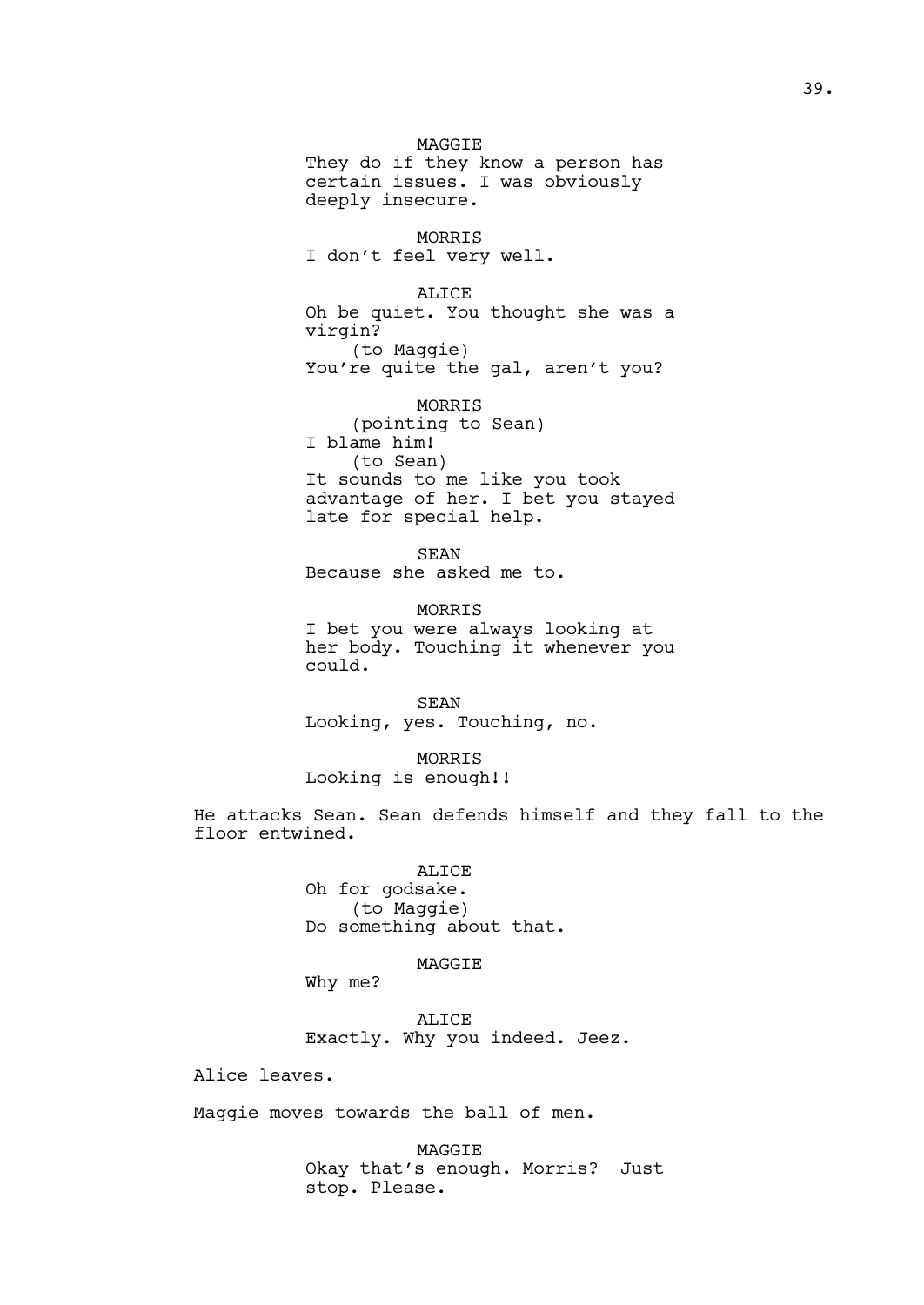MAGGIE
They do if they know a person has certain issues. I was obviously deeply insecure.

MORRIS
I don't feel very well.

ALICE
Oh be quiet. You thought she was a virgin?
(to Maggie)
You're quite the gal, aren't you?

MORRIS
(pointing to Sean)
I blame him!
(to Sean)
It sounds to me like you took advantage of her. I bet you stayed late for special help.

SEAN
Because she asked me to.

MORRIS
I bet you were always looking at her body. Touching it whenever you could.

SEAN
Looking, yes. Touching, no.

MORRIS
Looking is enough!!

He attacks Sean. Sean defends himself and they fall to the floor entwined.

ALICE
Oh for godsake.
(to Maggie)
Do something about that.

MAGGIE
Why me?

ALICE
Exactly. Why you indeed. Jeez.

Alice leaves.

Maggie moves towards the ball of men.

MAGGIE
Okay that's enough. Morris? Just stop. Please.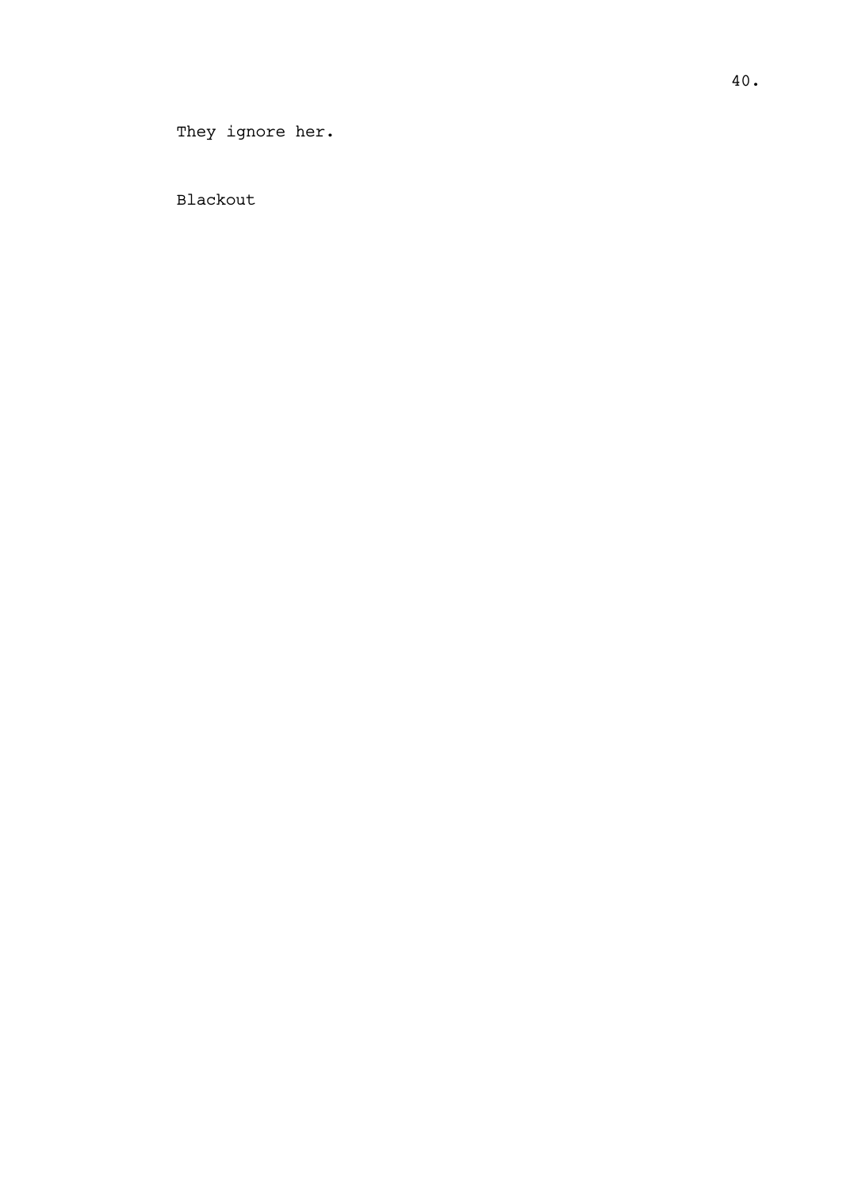They ignore her.

Blackout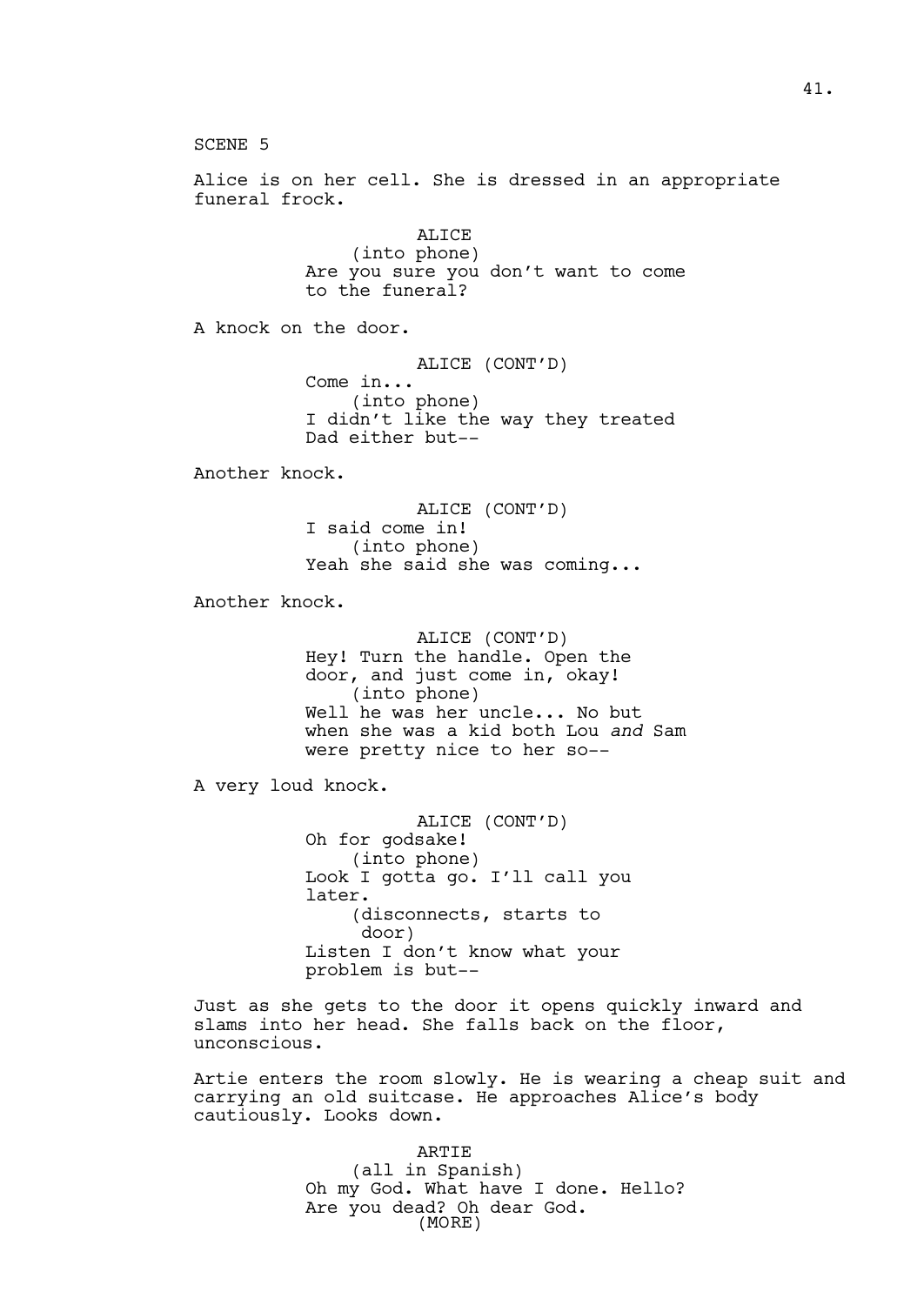SCENE 5

Alice is on her cell. She is dressed in an appropriate funeral frock.

ALICE
(into phone)
Are you sure you don't want to come to the funeral?

A knock on the door.

ALICE (CONT'D)
Come in...
(into phone)
I didn't like the way they treated Dad either but--

Another knock.

ALICE (CONT'D)
I said come in!
(into phone)
Yeah she said she was coming...

Another knock.

ALICE (CONT'D)
Hey! Turn the handle. Open the door, and just come in, okay!
(into phone)
Well he was her uncle... No but when she was a kid both Lou *and* Sam were pretty nice to her so--

A very loud knock.

ALICE (CONT'D)
Oh for godsake!
(into phone)
Look I gotta go. I'll call you later.
(disconnects, starts to door)
Listen I don't know what your problem is but--

Just as she gets to the door it opens quickly inward and slams into her head. She falls back on the floor, unconscious.

Artie enters the room slowly. He is wearing a cheap suit and carrying an old suitcase. He approaches Alice's body cautiously. Looks down.

ARTIE
(all in Spanish)
Oh my God. What have I done. Hello? Are you dead? Oh dear God.
(MORE)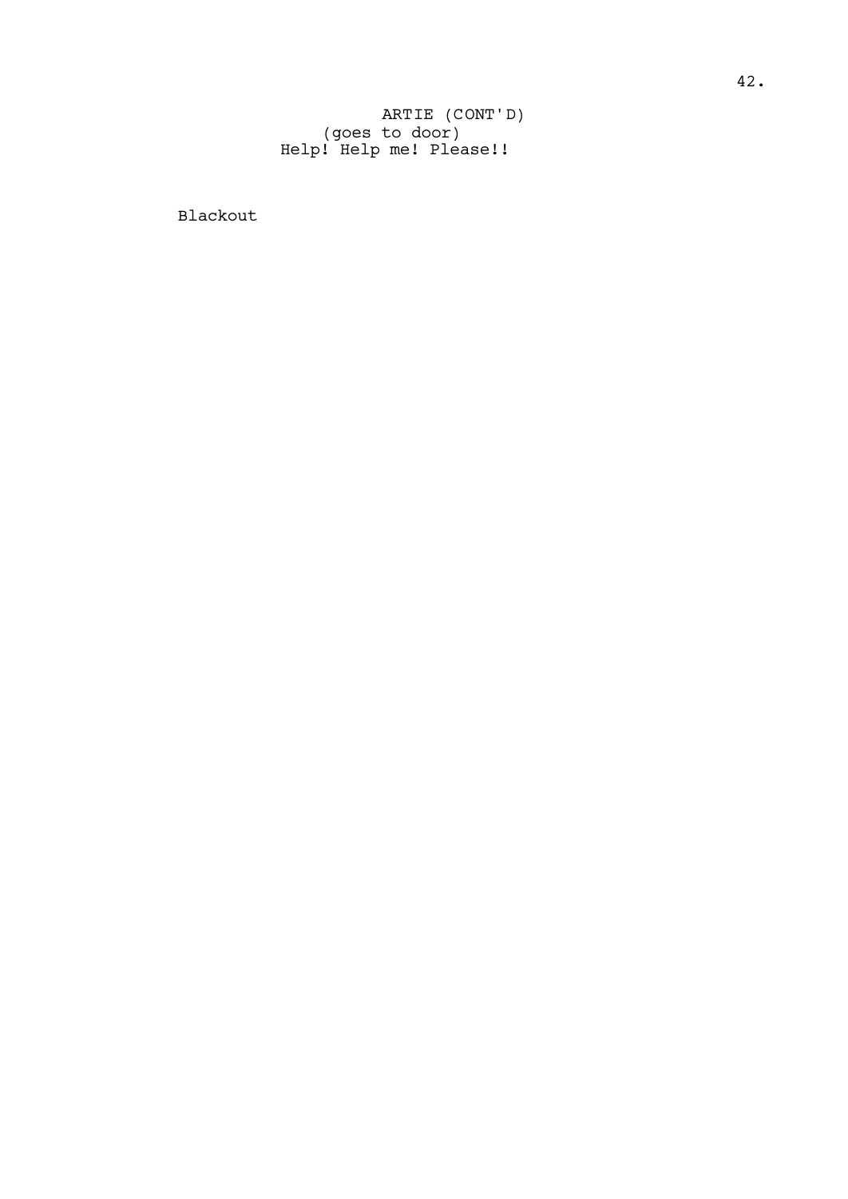ARTIE (CONT'D)
(goes to door)
Help! Help me! Please!!

Blackout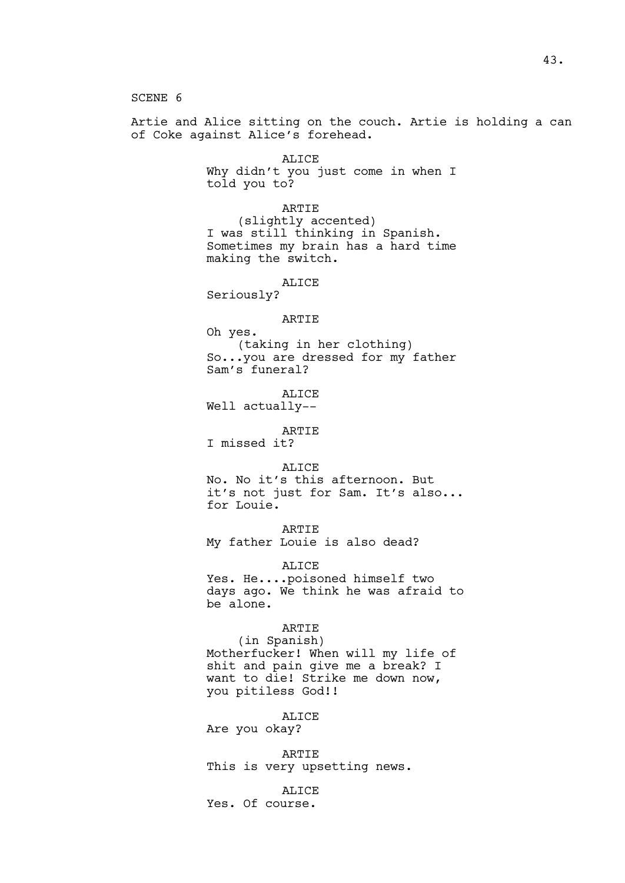SCENE 6

Artie and Alice sitting on the couch. Artie is holding a can of Coke against Alice's forehead.

ALICE
Why didn't you just come in when I told you to?

ARTIE
(slightly accented)
I was still thinking in Spanish. Sometimes my brain has a hard time making the switch.

ALICE
Seriously?

ARTIE
Oh yes.
(taking in her clothing)
So...you are dressed for my father Sam's funeral?

ALICE
Well actually--

ARTIE
I missed it?

ALICE
No. No it's this afternoon. But it's not just for Sam. It's also... for Louie.

ARTIE
My father Louie is also dead?

ALICE
Yes. He....poisoned himself two days ago. We think he was afraid to be alone.

ARTIE
(in Spanish)
Motherfucker! When will my life of shit and pain give me a break? I want to die! Strike me down now, you pitiless God!!

ALICE
Are you okay?

ARTIE
This is very upsetting news.

ALICE
Yes. Of course.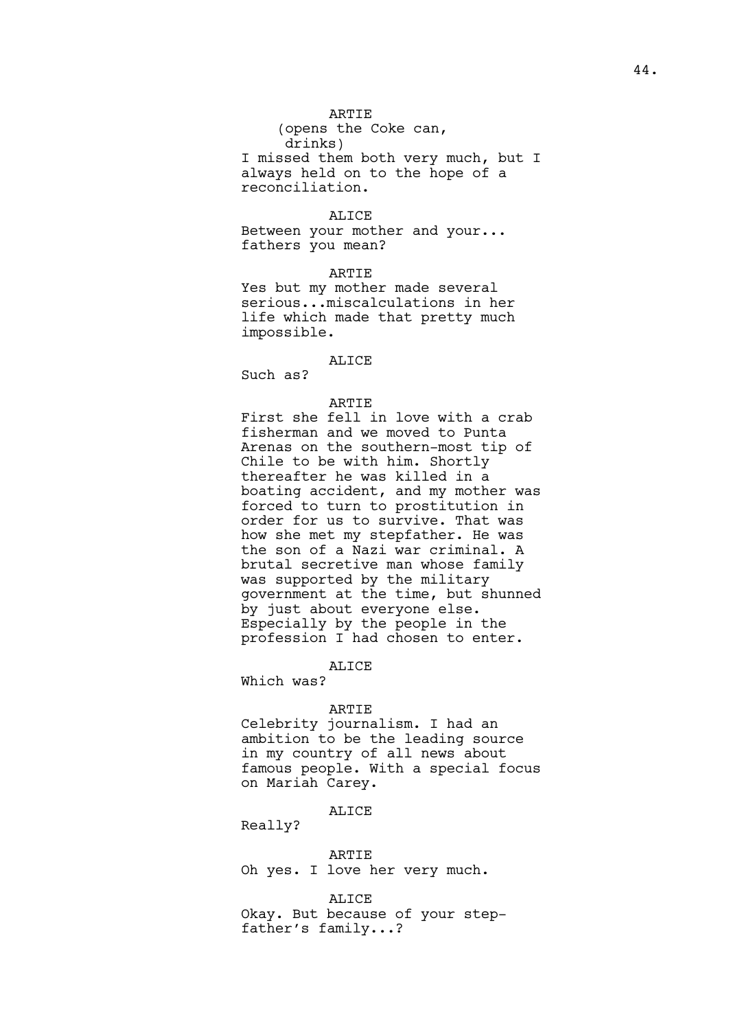ARTIE
(opens the Coke can,
drinks)
I missed them both very much, but I always held on to the hope of a reconciliation.

ALICE
Between your mother and your... fathers you mean?

ARTIE
Yes but my mother made several serious...miscalculations in her life which made that pretty much impossible.

ALICE
Such as?

ARTIE
First she fell in love with a crab fisherman and we moved to Punta Arenas on the southern-most tip of Chile to be with him. Shortly thereafter he was killed in a boating accident, and my mother was forced to turn to prostitution in order for us to survive. That was how she met my stepfather. He was the son of a Nazi war criminal. A brutal secretive man whose family was supported by the military government at the time, but shunned by just about everyone else. Especially by the people in the profession I had chosen to enter.

ALICE
Which was?

ARTIE
Celebrity journalism. I had an ambition to be the leading source in my country of all news about famous people. With a special focus on Mariah Carey.

ALICE
Really?

ARTIE
Oh yes. I love her very much.

ALICE
Okay. But because of your step-father's family...?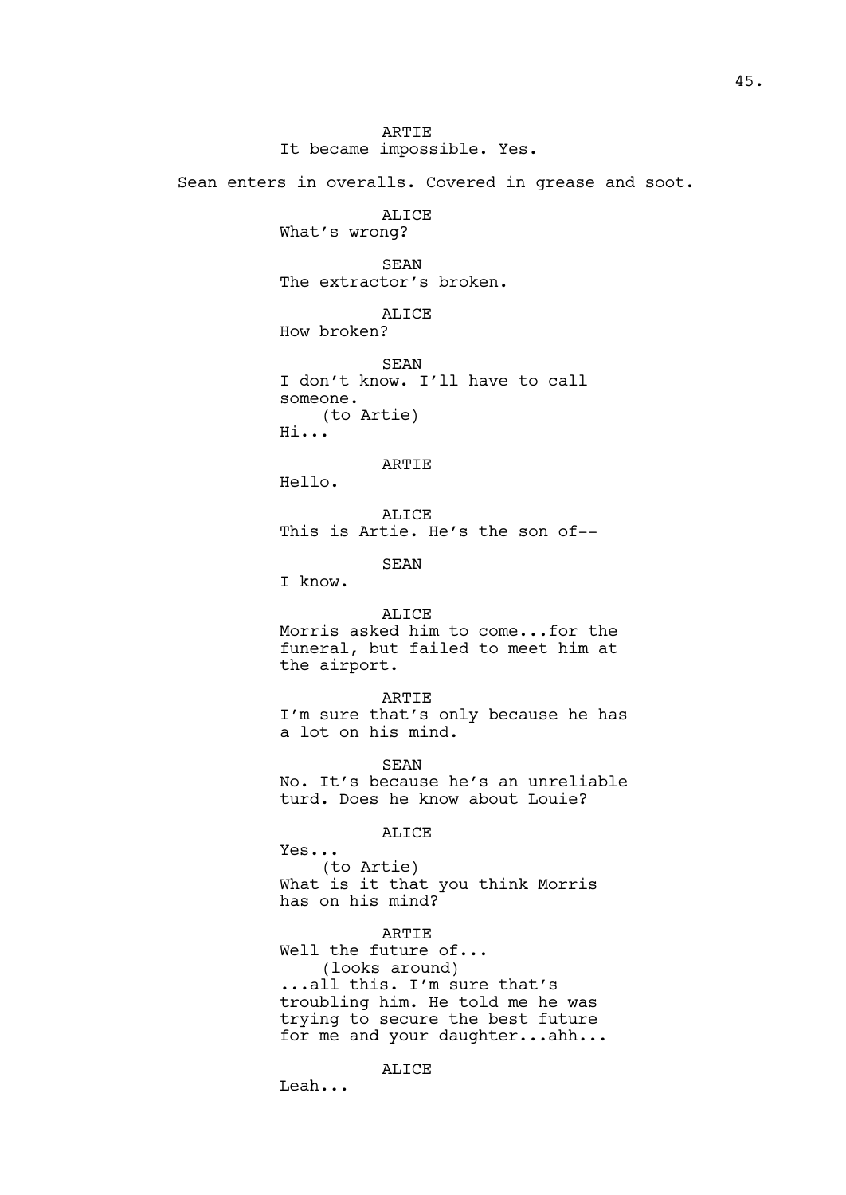ARTIE
It became impossible. Yes.

Sean enters in overalls. Covered in grease and soot.

ALICE
What's wrong?

SEAN
The extractor's broken.

ALICE
How broken?

SEAN
I don't know. I'll have to call someone.
(to Artie)
Hi...

ARTIE
Hello.

ALICE
This is Artie. He's the son of--

SEAN
I know.

ALICE
Morris asked him to come...for the funeral, but failed to meet him at the airport.

ARTIE
I'm sure that's only because he has a lot on his mind.

SEAN
No. It's because he's an unreliable turd. Does he know about Louie?

ALICE
Yes...
(to Artie)
What is it that you think Morris has on his mind?

ARTIE
Well the future of...
(looks around)
...all this. I'm sure that's troubling him. He told me he was trying to secure the best future for me and your daughter...ahh...

ALICE
Leah...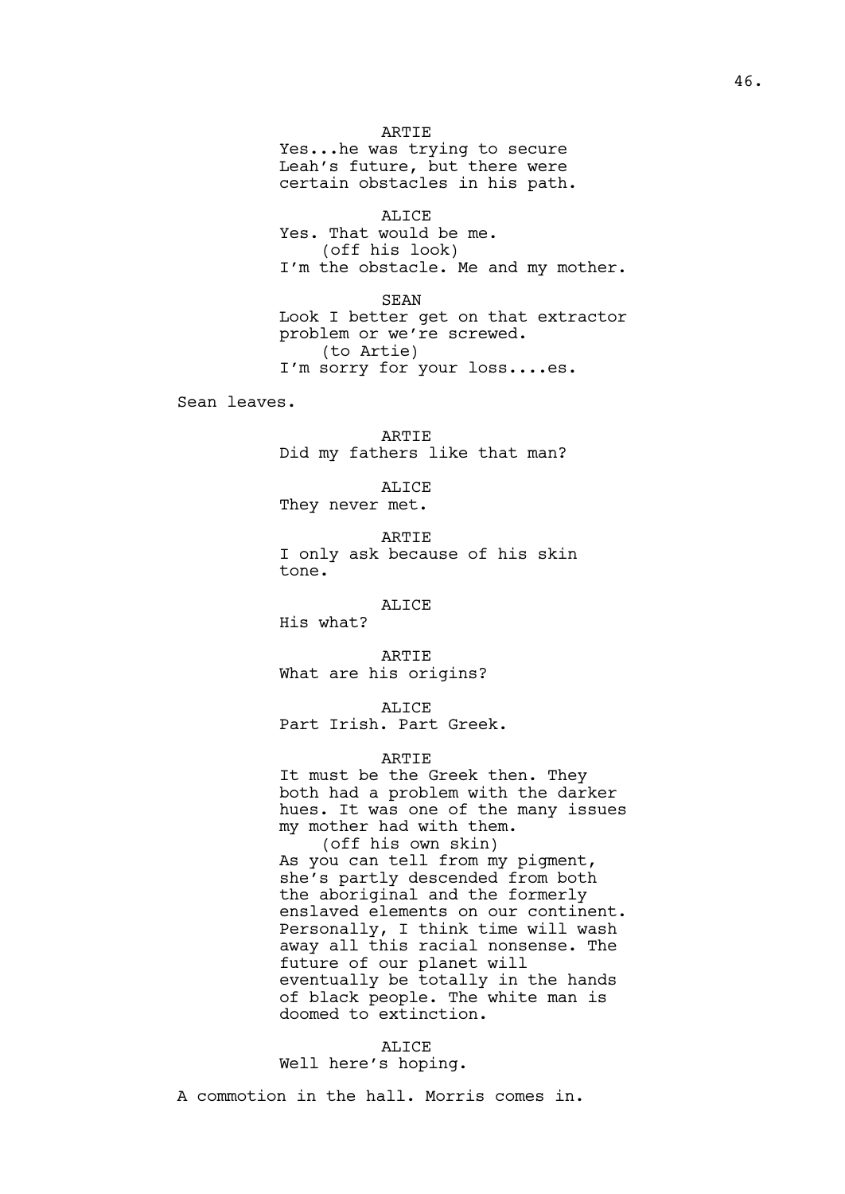ARTIE
Yes...he was trying to secure Leah's future, but there were certain obstacles in his path.

ALICE
Yes. That would be me.
(off his look)
I'm the obstacle. Me and my mother.

SEAN
Look I better get on that extractor problem or we're screwed.
(to Artie)
I'm sorry for your loss....es.

Sean leaves.

ARTIE
Did my fathers like that man?

ALICE
They never met.

ARTIE
I only ask because of his skin tone.

ALICE
His what?

ARTIE
What are his origins?

ALICE
Part Irish. Part Greek.

ARTIE
It must be the Greek then. They both had a problem with the darker hues. It was one of the many issues my mother had with them.
(off his own skin)
As you can tell from my pigment, she's partly descended from both the aboriginal and the formerly enslaved elements on our continent. Personally, I think time will wash away all this racial nonsense. The future of our planet will eventually be totally in the hands of black people. The white man is doomed to extinction.

ALICE
Well here's hoping.

A commotion in the hall. Morris comes in.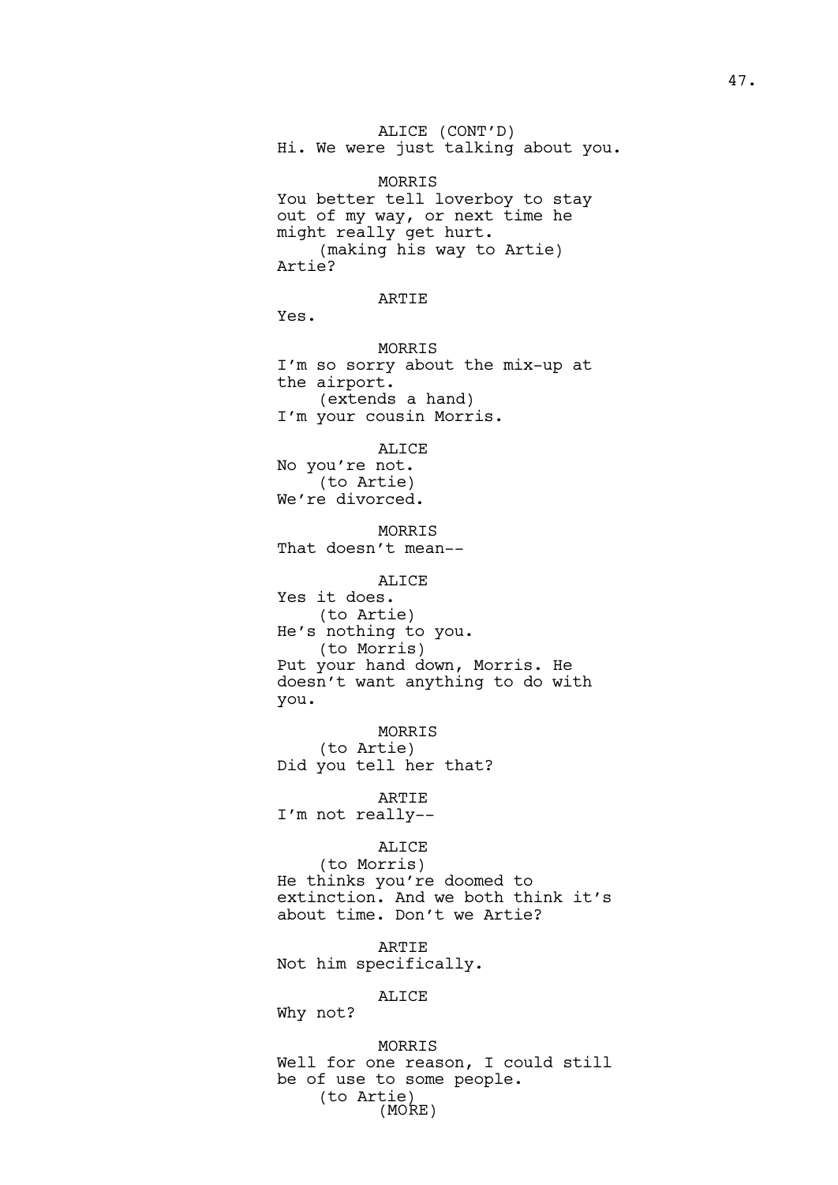ALICE (CONT'D)
Hi. We were just talking about you.

MORRIS
You better tell loverboy to stay out of my way, or next time he might really get hurt.
(making his way to Artie)
Artie?

ARTIE
Yes.

MORRIS
I'm so sorry about the mix-up at the airport.
(extends a hand)
I'm your cousin Morris.

ALICE
No you're not.
(to Artie)
We're divorced.

MORRIS
That doesn't mean--

ALICE
Yes it does.
(to Artie)
He's nothing to you.
(to Morris)
Put your hand down, Morris. He doesn't want anything to do with you.

MORRIS
(to Artie)
Did you tell her that?

ARTIE
I'm not really--

ALICE
(to Morris)
He thinks you're doomed to extinction. And we both think it's about time. Don't we Artie?

ARTIE
Not him specifically.

ALICE
Why not?

MORRIS
Well for one reason, I could still be of use to some people.
(to Artie)
(MORE)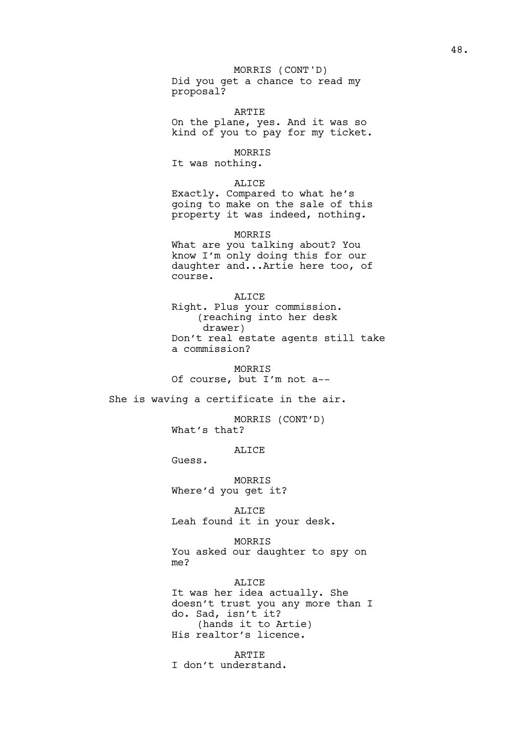MORRIS (CONT'D)
Did you get a chance to read my proposal?

ARTIE
On the plane, yes. And it was so kind of you to pay for my ticket.

MORRIS
It was nothing.

ALICE
Exactly. Compared to what he's going to make on the sale of this property it was indeed, nothing.

MORRIS
What are you talking about? You know I'm only doing this for our daughter and...Artie here too, of course.

ALICE
Right. Plus your commission.
(reaching into her desk drawer)
Don't real estate agents still take a commission?

MORRIS
Of course, but I'm not a--

She is waving a certificate in the air.

MORRIS (CONT'D)
What's that?

ALICE
Guess.

MORRIS
Where'd you get it?

ALICE
Leah found it in your desk.

MORRIS
You asked our daughter to spy on me?

ALICE
It was her idea actually. She doesn't trust you any more than I do. Sad, isn't it?
(hands it to Artie)
His realtor's licence.

ARTIE
I don't understand.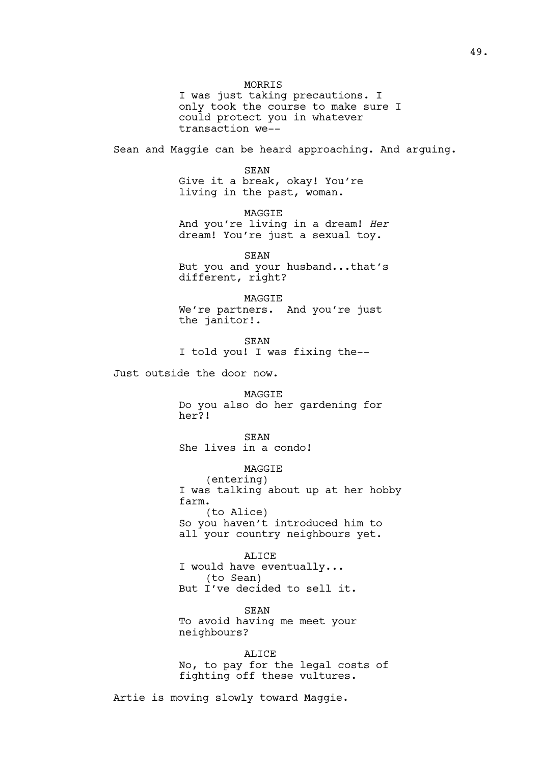MORRIS

I was just taking precautions. I only took the course to make sure I could protect you in whatever transaction we--

Sean and Maggie can be heard approaching. And arguing.

SEAN

Give it a break, okay! You're living in the past, woman.

MAGGIE

And you're living in a dream! *Her* dream! You're just a sexual toy.

SEAN

But you and your husband...that's different, right?

MAGGIE

We're partners. And you're just the janitor!.

SEAN

I told you! I was fixing the--

Just outside the door now.

MAGGIE

Do you also do her gardening for her?!

SEAN

She lives in a condo!

MAGGIE

(entering)

I was talking about up at her hobby farm.

(to Alice)

So you haven't introduced him to all your country neighbours yet.

ALICE

I would have eventually...

(to Sean)

But I've decided to sell it.

SEAN

To avoid having me meet your neighbours?

ALICE

No, to pay for the legal costs of fighting off these vultures.

Artie is moving slowly toward Maggie.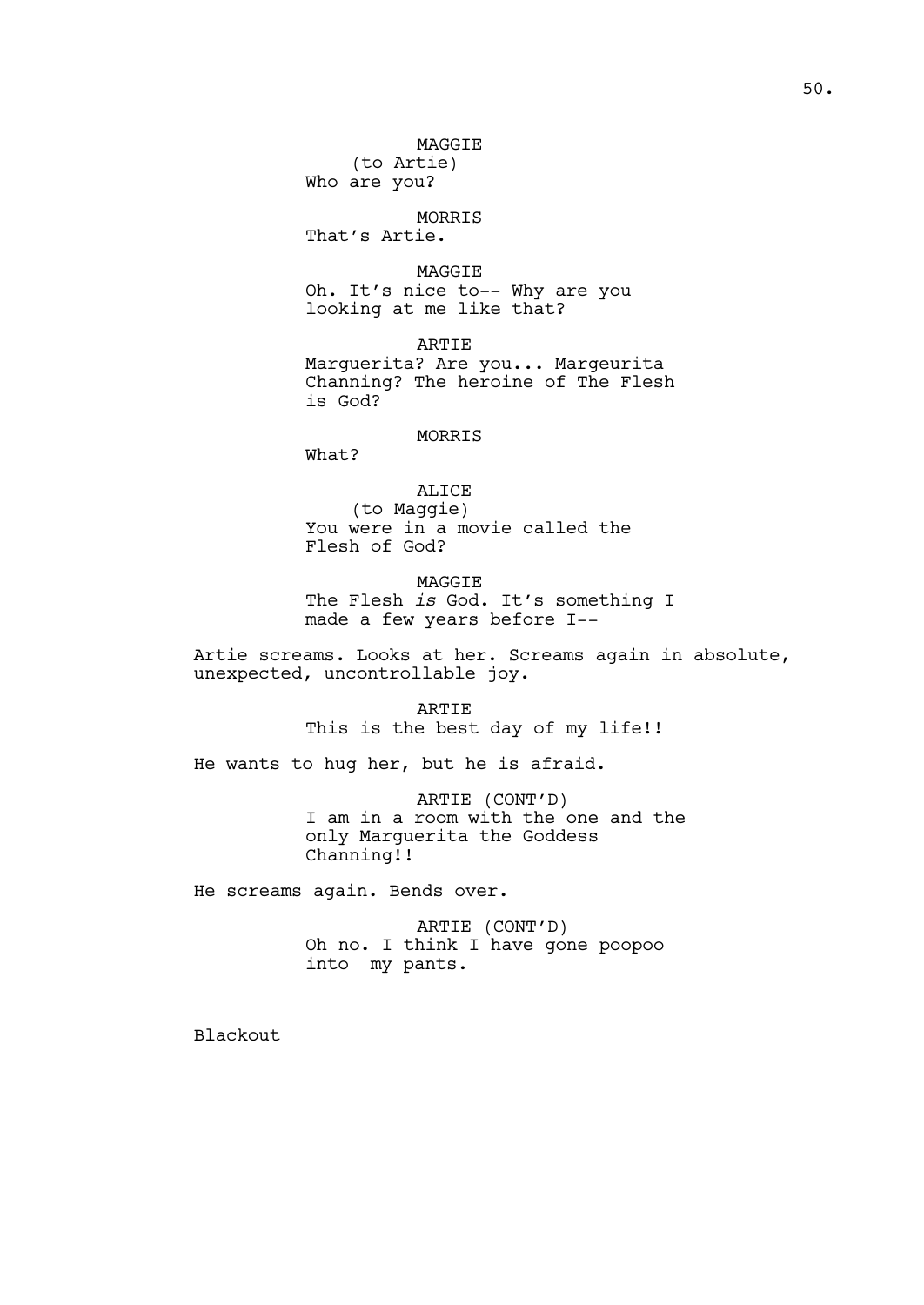MAGGIE
(to Artie)
Who are you?

MORRIS
That's Artie.

MAGGIE
Oh. It's nice to-- Why are you looking at me like that?

ARTIE
Marguerita? Are you... Margeurita Channing? The heroine of The Flesh is God?

MORRIS
What?

ALICE
(to Maggie)
You were in a movie called the Flesh of God?

MAGGIE
The Flesh *is* God. It's something I made a few years before I--

Artie screams. Looks at her. Screams again in absolute, unexpected, uncontrollable joy.

ARTIE
This is the best day of my life!!

He wants to hug her, but he is afraid.

ARTIE (CONT'D)
I am in a room with the one and the only Marguerita the Goddess Channing!!

He screams again. Bends over.

ARTIE (CONT'D)
Oh no. I think I have gone poopoo into my pants.

Blackout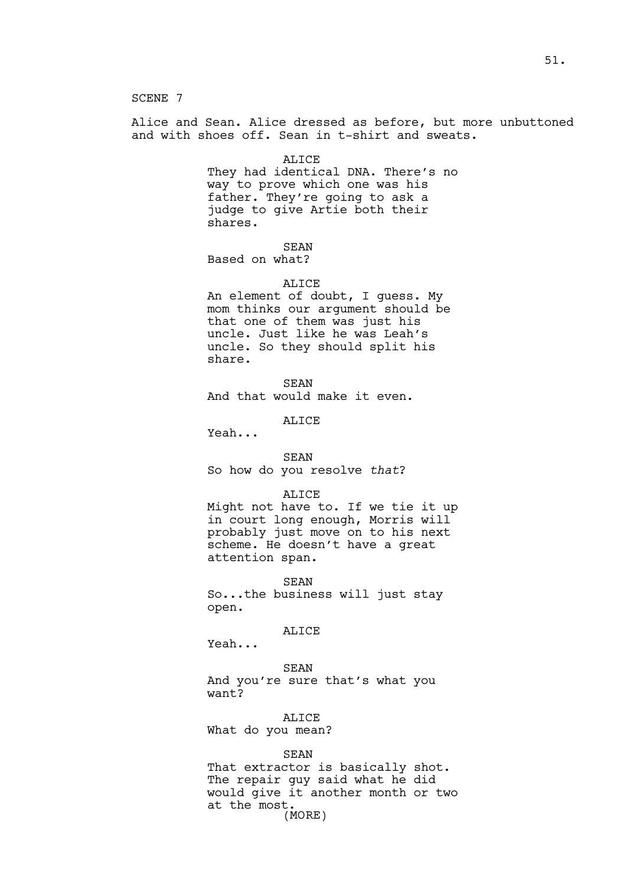SCENE 7

Alice and Sean. Alice dressed as before, but more unbuttoned and with shoes off. Sean in t-shirt and sweats.

ALICE
They had identical DNA. There's no way to prove which one was his father. They're going to ask a judge to give Artie both their shares.

SEAN
Based on what?

ALICE
An element of doubt, I guess. My mom thinks our argument should be that one of them was just his uncle. Just like he was Leah's uncle. So they should split his share.

SEAN
And that would make it even.

ALICE
Yeah...

SEAN
So how do you resolve *that*?

ALICE
Might not have to. If we tie it up in court long enough, Morris will probably just move on to his next scheme. He doesn't have a great attention span.

SEAN
So...the business will just stay open.

ALICE
Yeah...

SEAN
And you're sure that's what you want?

ALICE
What do you mean?

SEAN
That extractor is basically shot. The repair guy said what he did would give it another month or two at the most.
(MORE)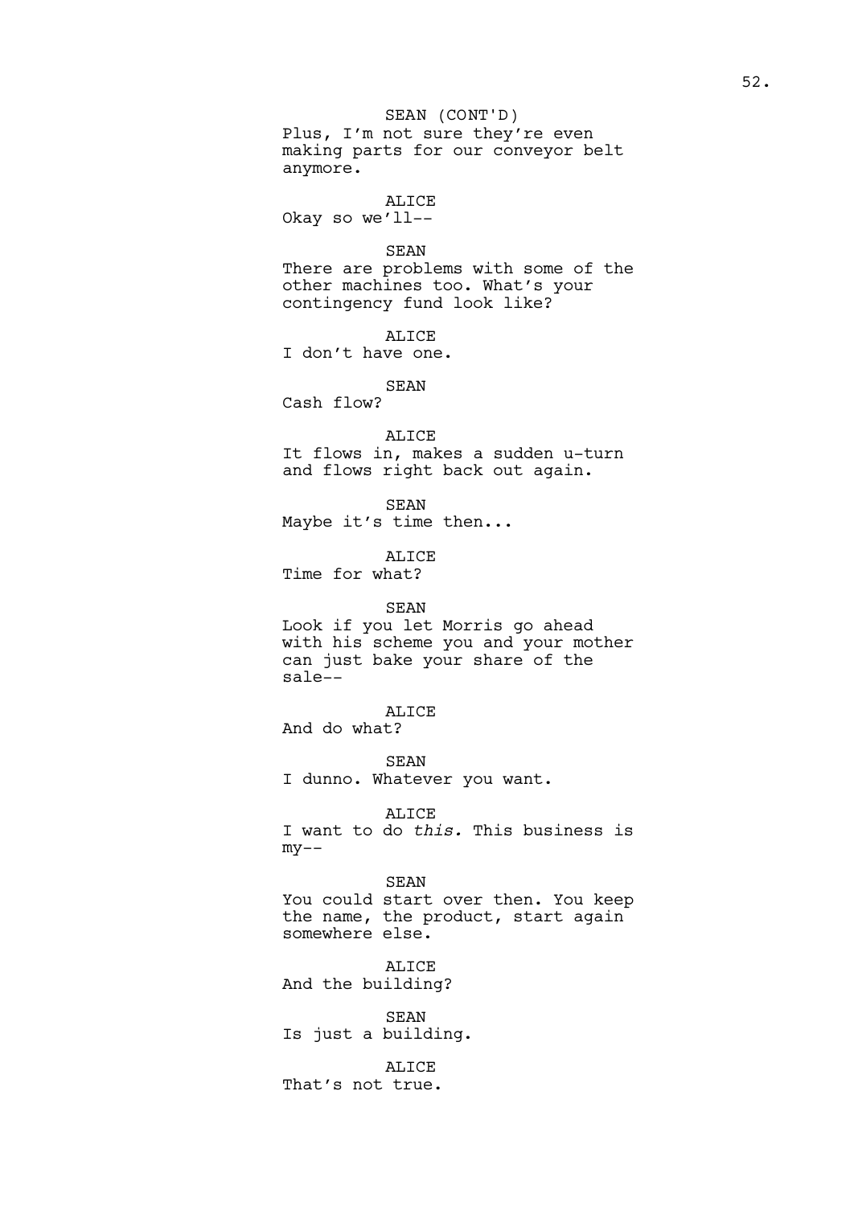SEAN (CONT'D)
Plus, I'm not sure they're even making parts for our conveyor belt anymore.

ALICE
Okay so we'll--

SEAN
There are problems with some of the other machines too. What's your contingency fund look like?

ALICE
I don't have one.

SEAN
Cash flow?

ALICE
It flows in, makes a sudden u-turn and flows right back out again.

SEAN
Maybe it's time then...

ALICE
Time for what?

SEAN
Look if you let Morris go ahead with his scheme you and your mother can just bake your share of the sale--

ALICE
And do what?

SEAN
I dunno. Whatever you want.

ALICE
I want to do *this.* This business is my--

SEAN
You could start over then. You keep the name, the product, start again somewhere else.

ALICE
And the building?

SEAN
Is just a building.

ALICE
That's not true.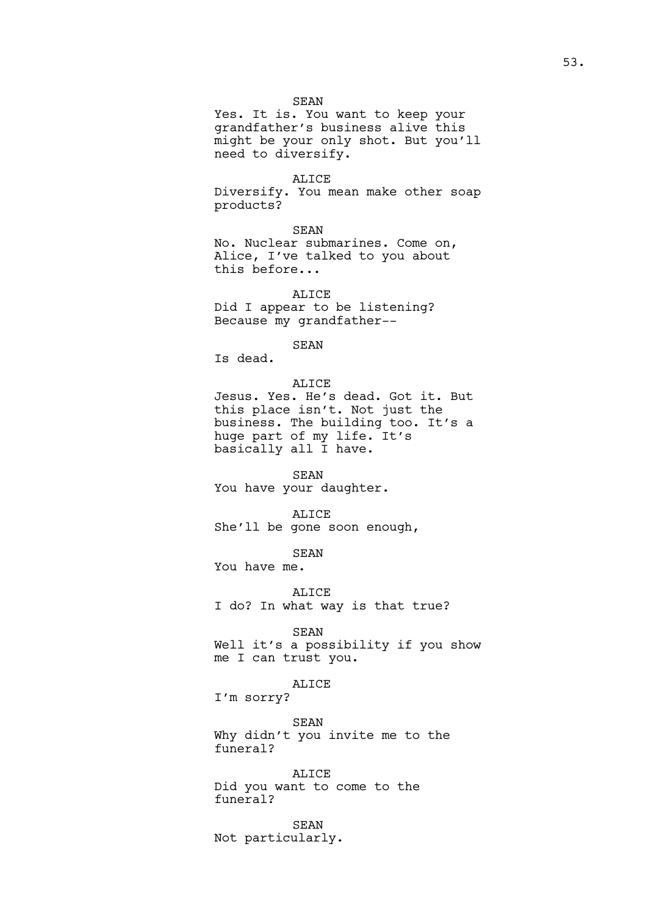SEAN

Yes. It is. You want to keep your grandfather's business alive this might be your only shot. But you'll need to diversify.

ALICE

Diversify. You mean make other soap products?

SEAN

No. Nuclear submarines. Come on, Alice, I've talked to you about this before...

ALICE

Did I appear to be listening? Because my grandfather--

SEAN

Is dead.

ALICE

Jesus. Yes. He's dead. Got it. But this place isn't. Not just the business. The building too. It's a huge part of my life. It's basically all I have.

SEAN

You have your daughter.

ALICE

She'll be gone soon enough,

SEAN

You have me.

ALICE

I do? In what way is that true?

SEAN

Well it's a possibility if you show me I can trust you.

ALICE

I'm sorry?

SEAN

Why didn't you invite me to the funeral?

ALICE

Did you want to come to the funeral?

SEAN

Not particularly.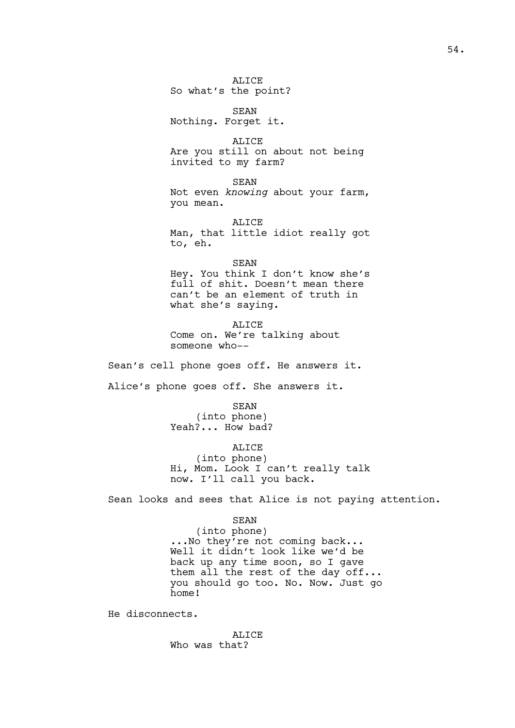ALICE
So what's the point?

SEAN
Nothing. Forget it.

ALICE
Are you still on about not being invited to my farm?

SEAN
Not even *knowing* about your farm, you mean.

ALICE
Man, that little idiot really got to, eh.

SEAN
Hey. You think I don't know she's full of shit. Doesn't mean there can't be an element of truth in what she's saying.

ALICE
Come on. We're talking about someone who--

Sean's cell phone goes off. He answers it.

Alice's phone goes off. She answers it.

SEAN
(into phone)
Yeah?... How bad?

ALICE
(into phone)
Hi, Mom. Look I can't really talk now. I'll call you back.

Sean looks and sees that Alice is not paying attention.

SEAN
(into phone)
...No they're not coming back... Well it didn't look like we'd be back up any time soon, so I gave them all the rest of the day off... you should go too. No. Now. Just go home!

He disconnects.

ALICE
Who was that?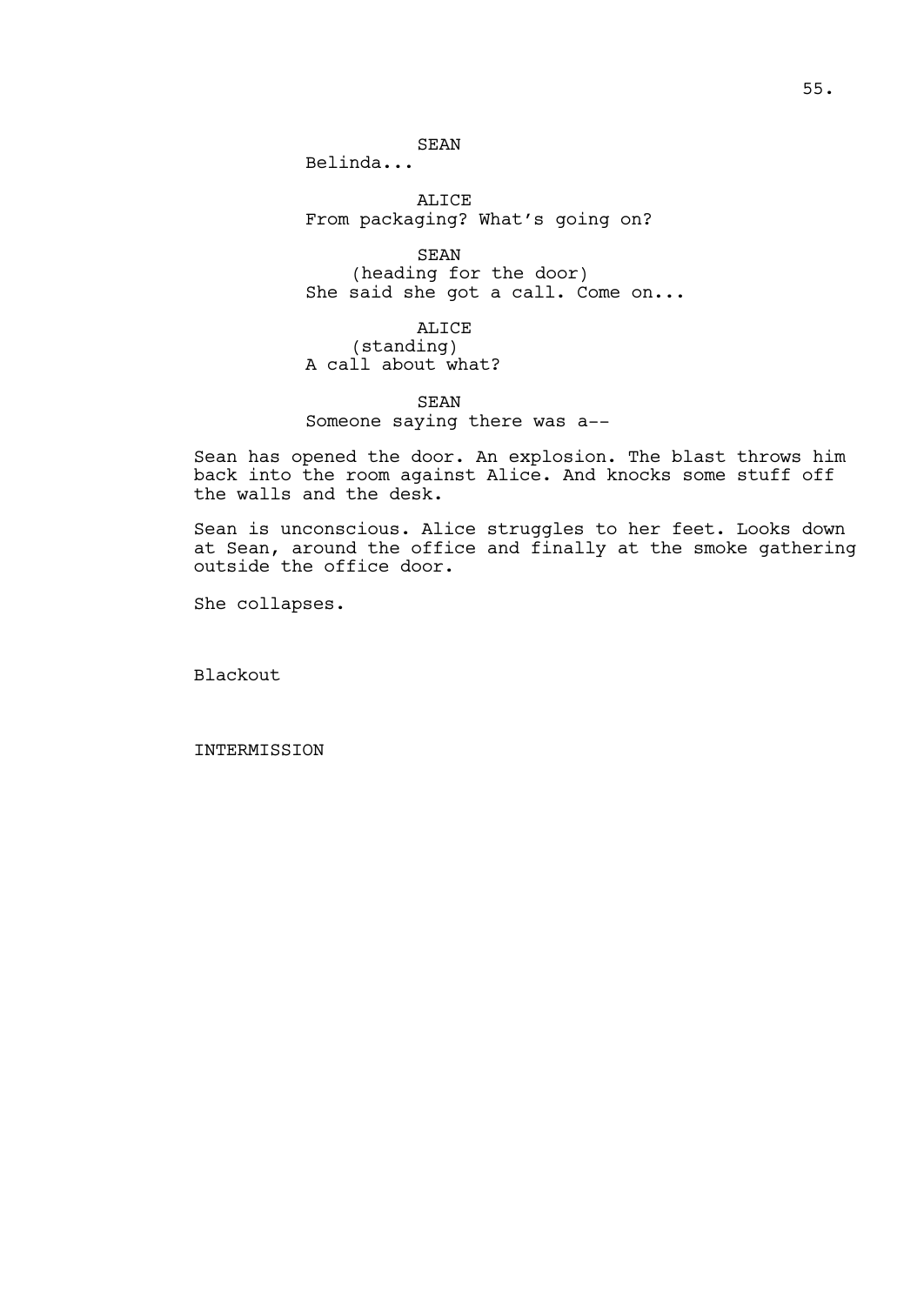SEAN

Belinda...

ALICE

From packaging? What's going on?

SEAN

(heading for the door)

She said she got a call. Come on...

ALICE

(standing)

A call about what?

SEAN

Someone saying there was a--

Sean has opened the door. An explosion. The blast throws him back into the room against Alice. And knocks some stuff off the walls and the desk.

Sean is unconscious. Alice struggles to her feet. Looks down at Sean, around the office and finally at the smoke gathering outside the office door.

She collapses.

Blackout

INTERMISSION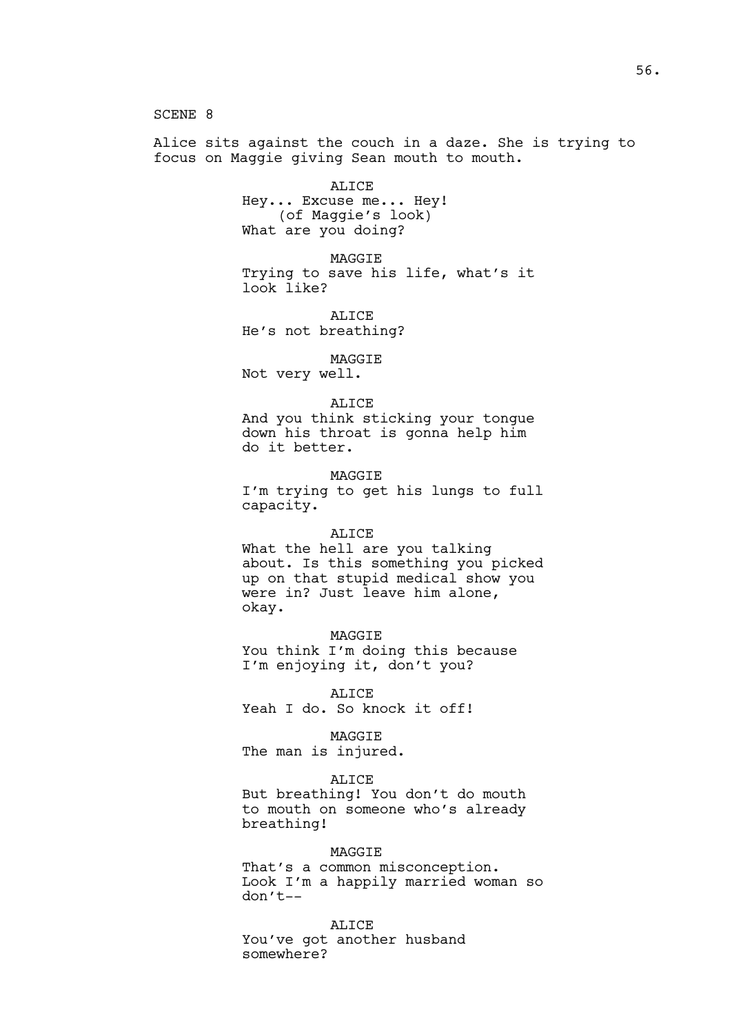SCENE 8

Alice sits against the couch in a daze. She is trying to focus on Maggie giving Sean mouth to mouth.

ALICE
Hey... Excuse me... Hey!
(of Maggie's look)
What are you doing?

MAGGIE
Trying to save his life, what's it look like?

ALICE
He's not breathing?

MAGGIE
Not very well.

ALICE
And you think sticking your tongue down his throat is gonna help him do it better.

MAGGIE
I'm trying to get his lungs to full capacity.

ALICE
What the hell are you talking about. Is this something you picked up on that stupid medical show you were in? Just leave him alone, okay.

MAGGIE
You think I'm doing this because I'm enjoying it, don't you?

ALICE
Yeah I do. So knock it off!

MAGGIE
The man is injured.

ALICE
But breathing! You don't do mouth to mouth on someone who's already breathing!

MAGGIE
That's a common misconception. Look I'm a happily married woman so don't--

ALICE
You've got another husband somewhere?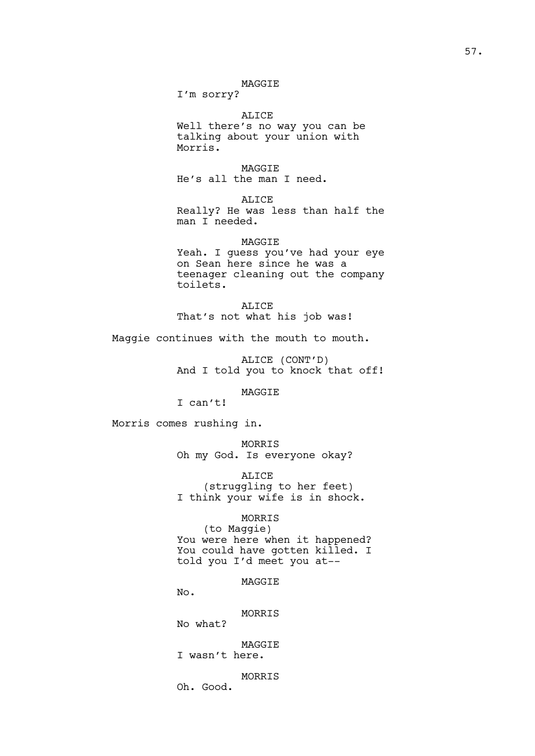MAGGIE
I'm sorry?

ALICE
Well there's no way you can be talking about your union with Morris.

MAGGIE
He's all the man I need.

ALICE
Really? He was less than half the man I needed.

MAGGIE
Yeah. I guess you've had your eye on Sean here since he was a teenager cleaning out the company toilets.

ALICE
That's not what his job was!

Maggie continues with the mouth to mouth.

ALICE (CONT'D)
And I told you to knock that off!

MAGGIE
I can't!

Morris comes rushing in.

MORRIS
Oh my God. Is everyone okay?

ALICE
(struggling to her feet)
I think your wife is in shock.

MORRIS
(to Maggie)
You were here when it happened? You could have gotten killed. I told you I'd meet you at--

MAGGIE
No.

MORRIS
No what?

MAGGIE
I wasn't here.

MORRIS
Oh. Good.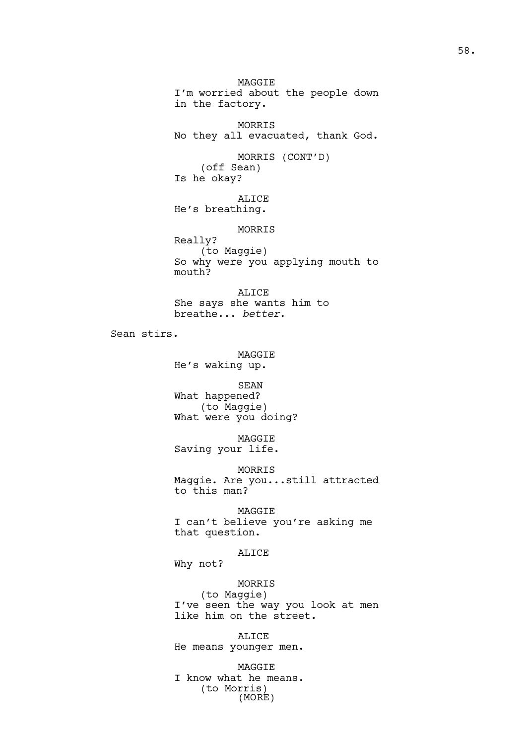MAGGIE
I'm worried about the people down in the factory.

MORRIS
No they all evacuated, thank God.

MORRIS (CONT'D)
(off Sean)
Is he okay?

ALICE
He's breathing.

MORRIS
Really?
(to Maggie)
So why were you applying mouth to mouth?

ALICE
She says she wants him to breathe... *better*.

Sean stirs.

MAGGIE
He's waking up.

SEAN
What happened?
(to Maggie)
What were you doing?

MAGGIE
Saving your life.

MORRIS
Maggie. Are you...still attracted to this man?

MAGGIE
I can't believe you're asking me that question.

ALICE
Why not?

MORRIS
(to Maggie)
I've seen the way you look at men like him on the street.

ALICE
He means younger men.

MAGGIE
I know what he means.
(to Morris)
(MORE)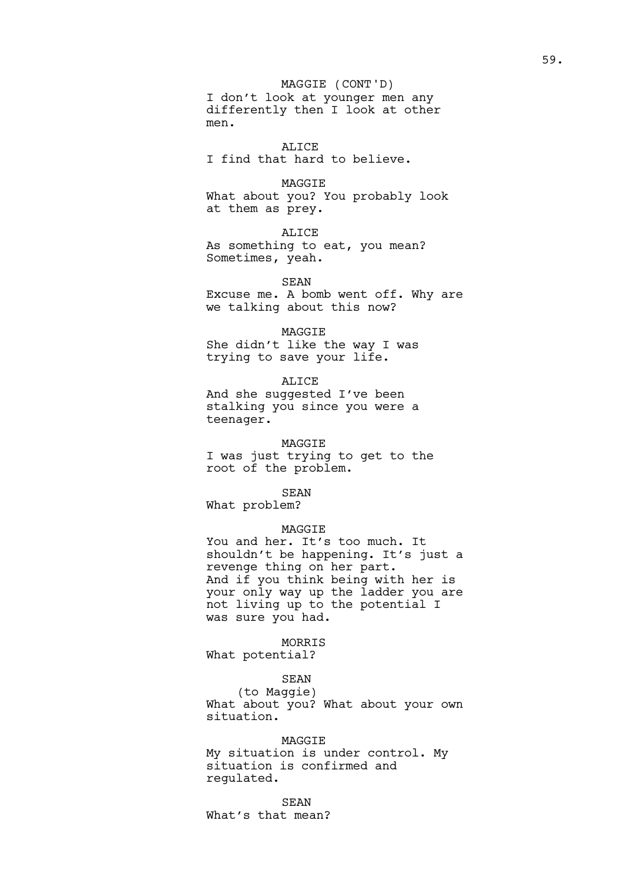MAGGIE (CONT'D)
I don't look at younger men any differently then I look at other men.

ALICE
I find that hard to believe.

MAGGIE
What about you? You probably look at them as prey.

ALICE
As something to eat, you mean? Sometimes, yeah.

SEAN
Excuse me. A bomb went off. Why are we talking about this now?

MAGGIE
She didn't like the way I was trying to save your life.

ALICE
And she suggested I've been stalking you since you were a teenager.

MAGGIE
I was just trying to get to the root of the problem.

SEAN
What problem?

MAGGIE
You and her. It's too much. It shouldn't be happening. It's just a revenge thing on her part.
And if you think being with her is your only way up the ladder you are not living up to the potential I was sure you had.

MORRIS
What potential?

SEAN
(to Maggie)
What about you? What about your own situation.

MAGGIE
My situation is under control. My situation is confirmed and regulated.

SEAN
What's that mean?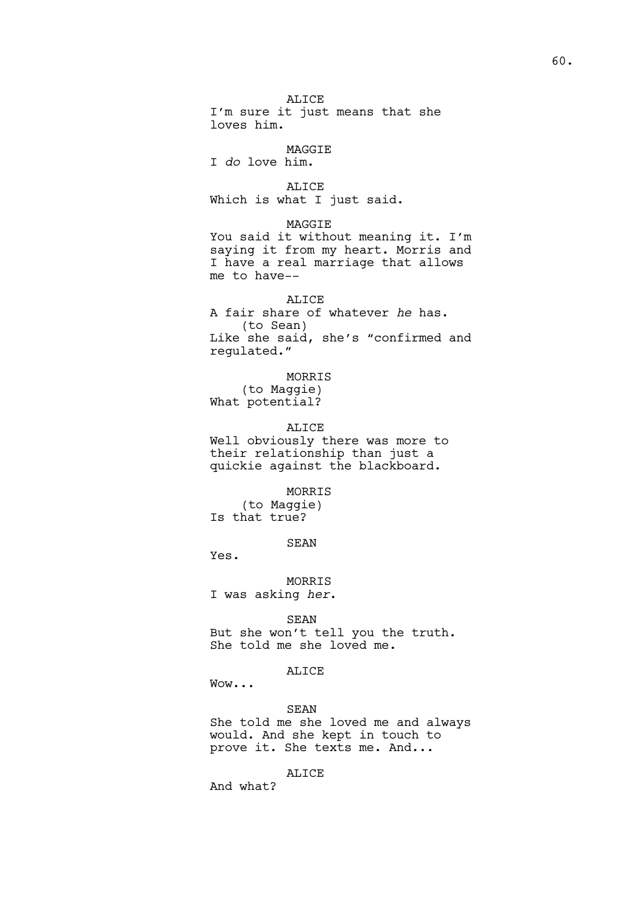ALICE
I'm sure it just means that she loves him.

MAGGIE
I *do* love him.

ALICE
Which is what I just said.

MAGGIE
You said it without meaning it. I'm saying it from my heart. Morris and I have a real marriage that allows me to have--

ALICE
A fair share of whatever *he* has.
(to Sean)
Like she said, she's "confirmed and regulated."

MORRIS
(to Maggie)
What potential?

ALICE
Well obviously there was more to their relationship than just a quickie against the blackboard.

MORRIS
(to Maggie)
Is that true?

SEAN
Yes.

MORRIS
I was asking *her*.

SEAN
But she won't tell you the truth. She told me she loved me.

ALICE
Wow...

SEAN
She told me she loved me and always would. And she kept in touch to prove it. She texts me. And...

ALICE
And what?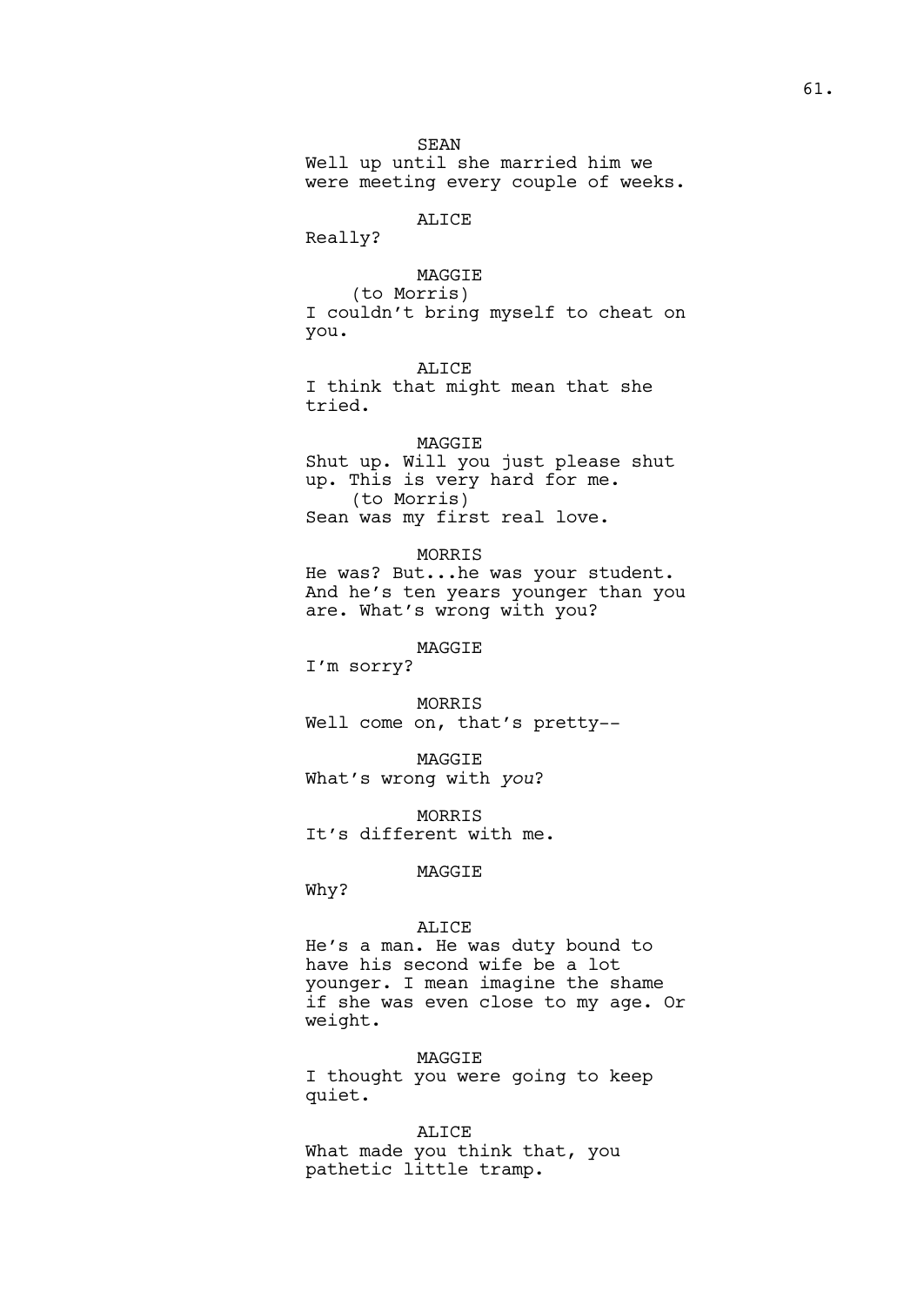SEAN

Well up until she married him we were meeting every couple of weeks.

ALICE

Really?

MAGGIE

(to Morris)

I couldn't bring myself to cheat on you.

ALICE

I think that might mean that she tried.

MAGGIE

Shut up. Will you just please shut up. This is very hard for me.

(to Morris)

Sean was my first real love.

MORRIS

He was? But...he was your student. And he's ten years younger than you are. What's wrong with you?

MAGGIE

I'm sorry?

MORRIS

Well come on, that's pretty--

MAGGIE

What's wrong with *you*?

MORRIS

It's different with me.

MAGGIE

Why?

ALICE

He's a man. He was duty bound to have his second wife be a lot younger. I mean imagine the shame if she was even close to my age. Or weight.

MAGGIE

I thought you were going to keep quiet.

ALICE

What made you think that, you pathetic little tramp.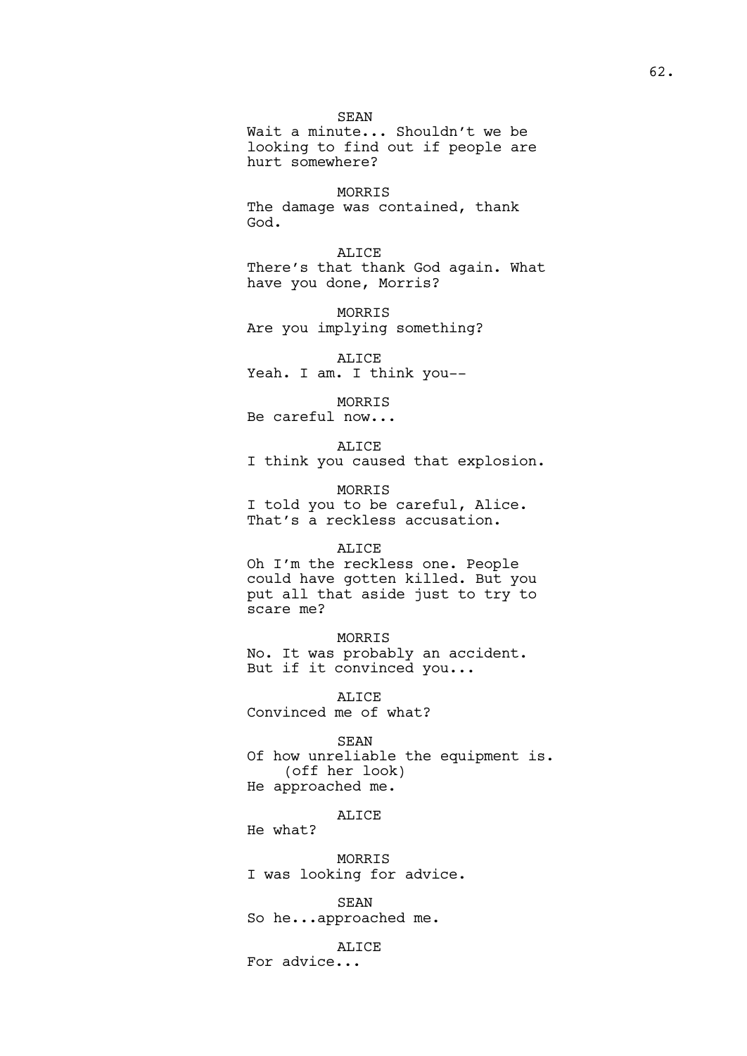SEAN
Wait a minute... Shouldn't we be looking to find out if people are hurt somewhere?

MORRIS
The damage was contained, thank God.

ALICE
There's that thank God again. What have you done, Morris?

MORRIS
Are you implying something?

ALICE
Yeah. I am. I think you--

MORRIS
Be careful now...

ALICE
I think you caused that explosion.

MORRIS
I told you to be careful, Alice. That's a reckless accusation.

ALICE
Oh I'm the reckless one. People could have gotten killed. But you put all that aside just to try to scare me?

MORRIS
No. It was probably an accident. But if it convinced you...

ALICE
Convinced me of what?

SEAN
Of how unreliable the equipment is.
(off her look)
He approached me.

ALICE
He what?

MORRIS
I was looking for advice.

SEAN
So he...approached me.

ALICE
For advice...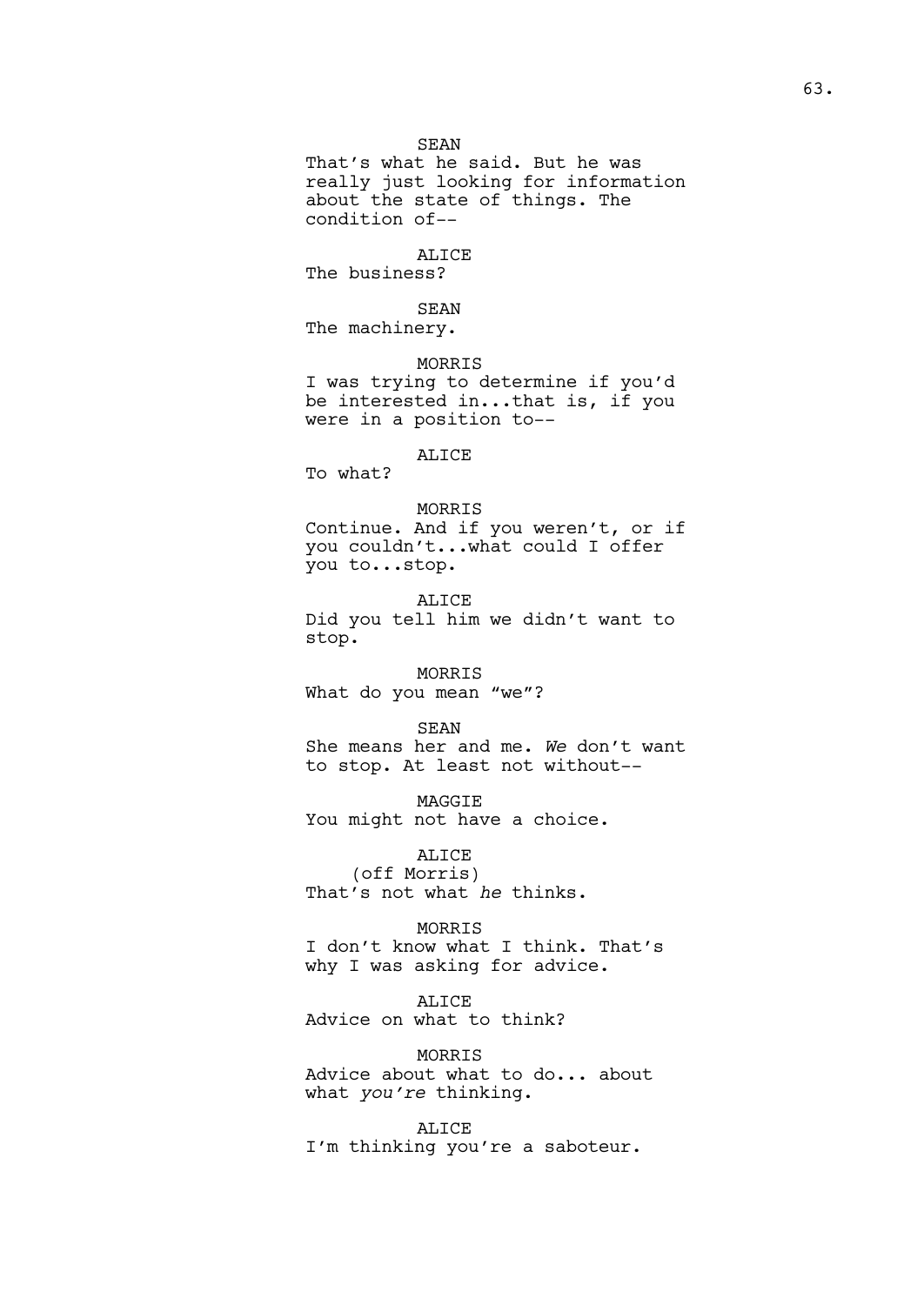SEAN
That's what he said. But he was really just looking for information about the state of things. The condition of--

ALICE
The business?

SEAN
The machinery.

MORRIS
I was trying to determine if you'd be interested in...that is, if you were in a position to--

ALICE
To what?

MORRIS
Continue. And if you weren't, or if you couldn't...what could I offer you to...stop.

ALICE
Did you tell him we didn't want to stop.

MORRIS
What do you mean "we"?

SEAN
She means her and me. *We* don't want to stop. At least not without--

MAGGIE
You might not have a choice.

ALICE
(off Morris)
That's not what *he* thinks.

MORRIS
I don't know what I think. That's why I was asking for advice.

ALICE
Advice on what to think?

MORRIS
Advice about what to do... about what *you're* thinking.

ALICE
I'm thinking you're a saboteur.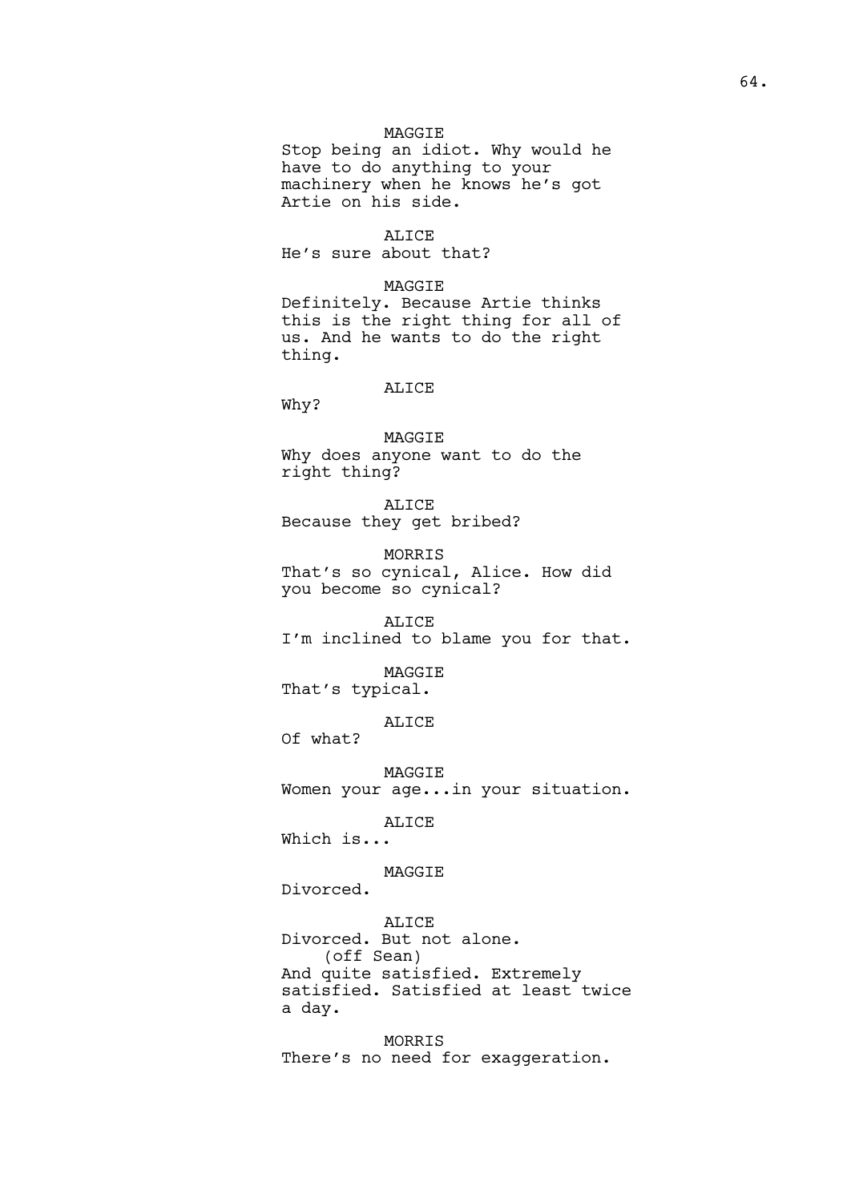MAGGIE
Stop being an idiot. Why would he have to do anything to your machinery when he knows he's got Artie on his side.

ALICE
He's sure about that?

MAGGIE
Definitely. Because Artie thinks this is the right thing for all of us. And he wants to do the right thing.

ALICE
Why?

MAGGIE
Why does anyone want to do the right thing?

ALICE
Because they get bribed?

MORRIS
That's so cynical, Alice. How did you become so cynical?

ALICE
I'm inclined to blame you for that.

MAGGIE
That's typical.

ALICE
Of what?

MAGGIE
Women your age...in your situation.

ALICE
Which is...

MAGGIE
Divorced.

ALICE
Divorced. But not alone.
(off Sean)
And quite satisfied. Extremely satisfied. Satisfied at least twice a day.

MORRIS
There's no need for exaggeration.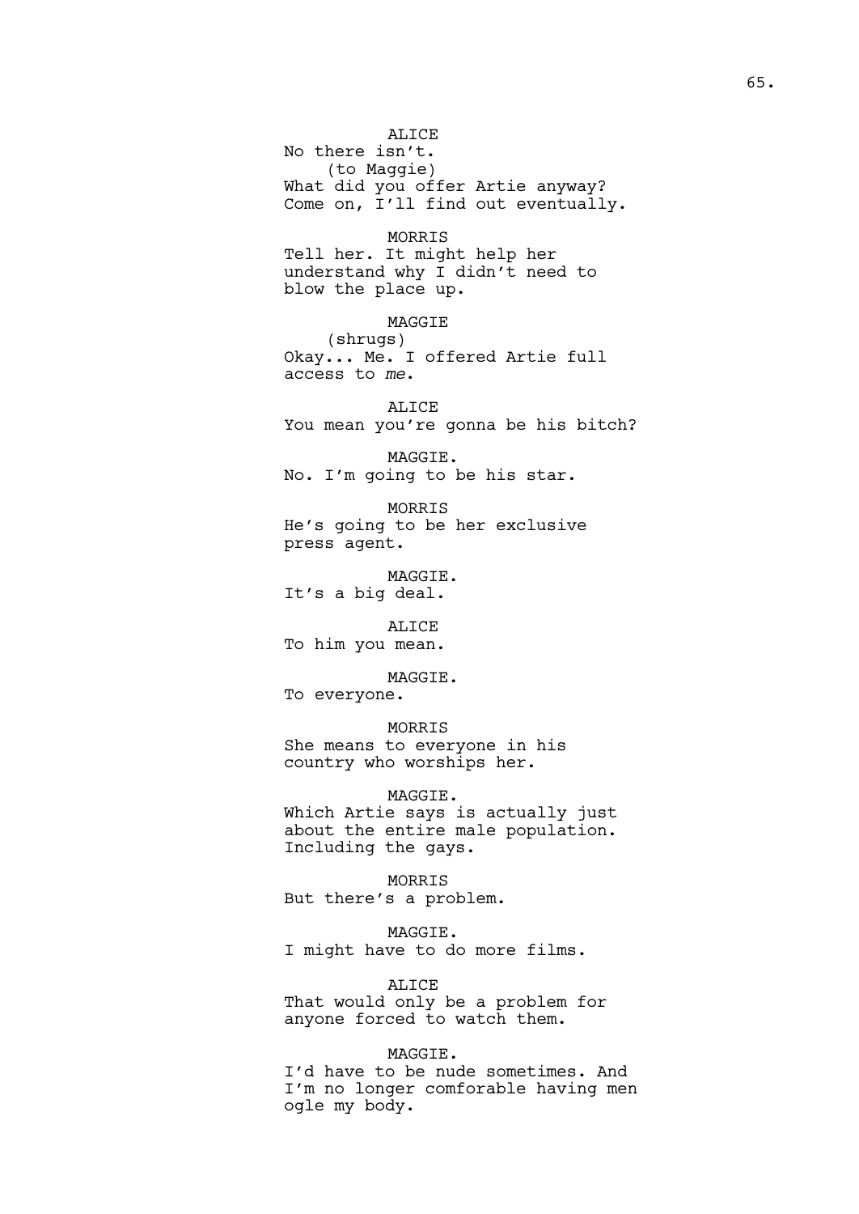ALICE
No there isn't.
(to Maggie)
What did you offer Artie anyway? Come on, I'll find out eventually.

MORRIS
Tell her. It might help her understand why I didn't need to blow the place up.

MAGGIE
(shrugs)
Okay... Me. I offered Artie full access to *me*.

ALICE
You mean you're gonna be his bitch?

MAGGIE.
No. I'm going to be his star.

MORRIS
He's going to be her exclusive press agent.

MAGGIE.
It's a big deal.

ALICE
To him you mean.

MAGGIE.
To everyone.

MORRIS
She means to everyone in his country who worships her.

MAGGIE.
Which Artie says is actually just about the entire male population. Including the gays.

MORRIS
But there's a problem.

MAGGIE.
I might have to do more films.

ALICE
That would only be a problem for anyone forced to watch them.

MAGGIE.
I'd have to be nude sometimes. And I'm no longer comforable having men ogle my body.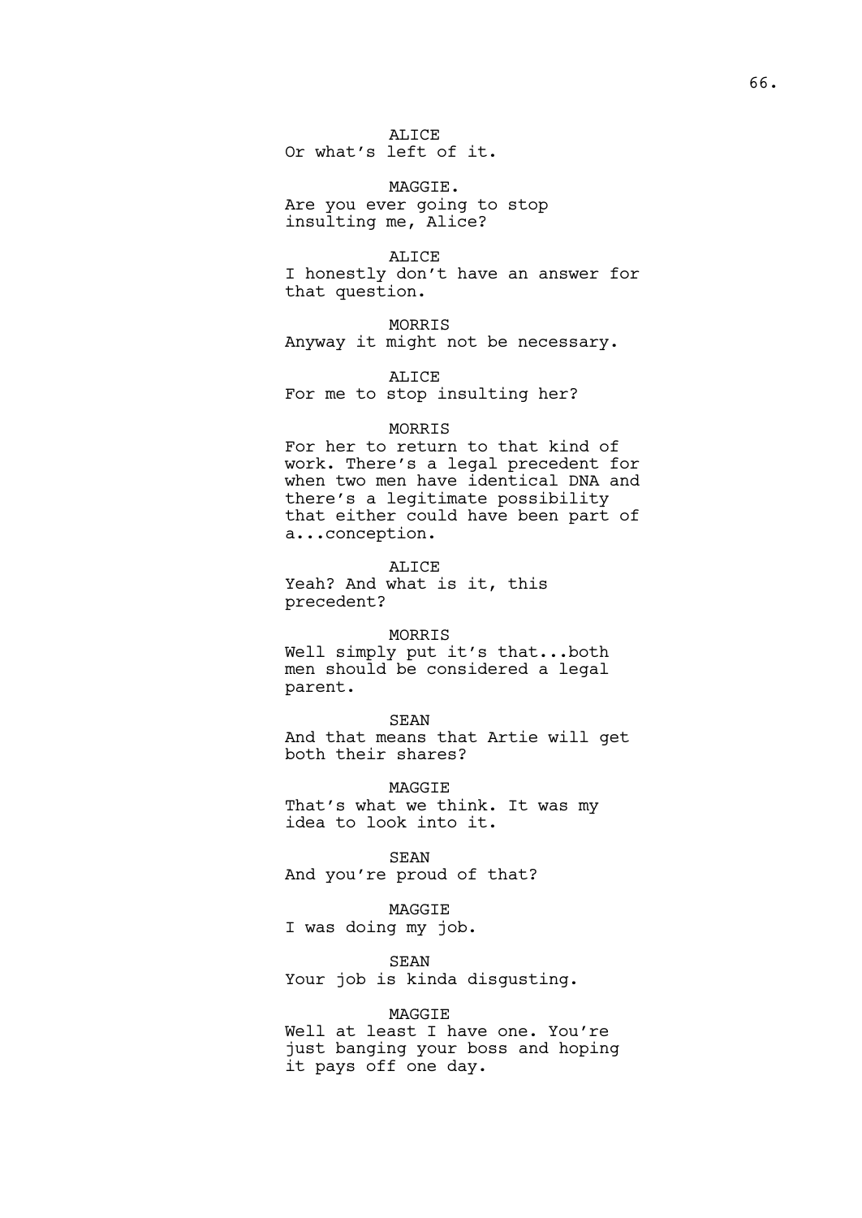ALICE
Or what's left of it.

MAGGIE.
Are you ever going to stop insulting me, Alice?

ALICE
I honestly don't have an answer for that question.

MORRIS
Anyway it might not be necessary.

ALICE
For me to stop insulting her?

MORRIS
For her to return to that kind of work. There's a legal precedent for when two men have identical DNA and there's a legitimate possibility that either could have been part of a...conception.

ALICE
Yeah? And what is it, this precedent?

MORRIS
Well simply put it's that...both men should be considered a legal parent.

SEAN
And that means that Artie will get both their shares?

MAGGIE
That's what we think. It was my idea to look into it.

SEAN
And you're proud of that?

MAGGIE
I was doing my job.

SEAN
Your job is kinda disgusting.

MAGGIE
Well at least I have one. You're just banging your boss and hoping it pays off one day.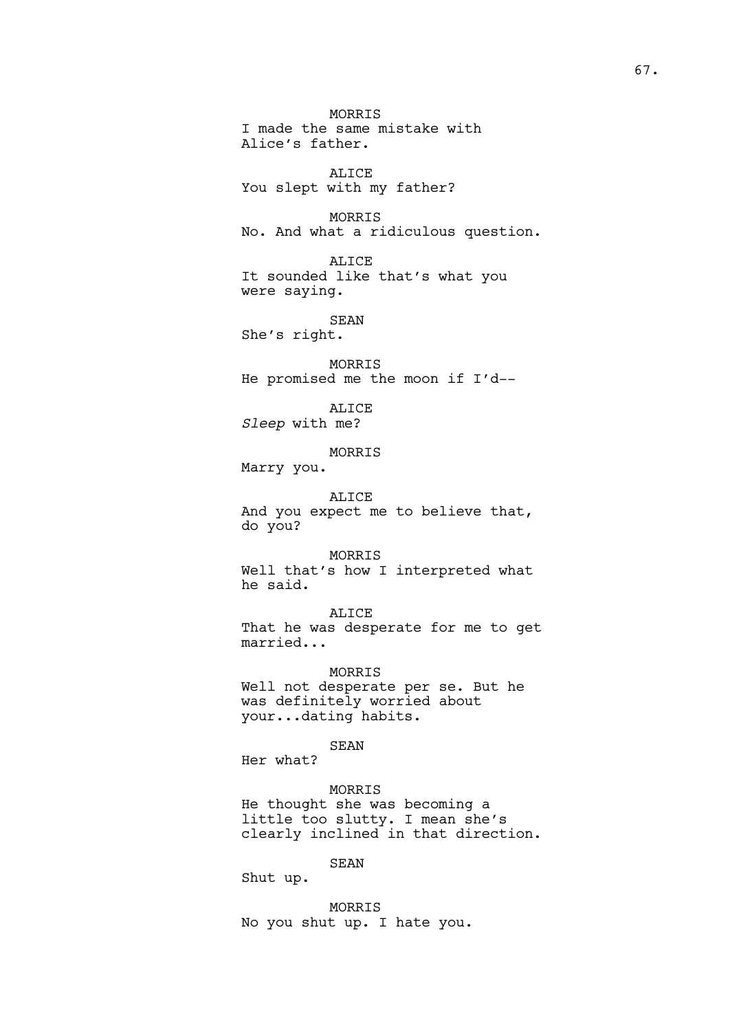MORRIS
I made the same mistake with Alice's father.

ALICE
You slept with my father?

MORRIS
No. And what a ridiculous question.

ALICE
It sounded like that's what you were saying.

SEAN
She's right.

MORRIS
He promised me the moon if I'd--

ALICE
*Sleep* with me?

MORRIS
Marry you.

ALICE
And you expect me to believe that, do you?

MORRIS
Well that's how I interpreted what he said.

ALICE
That he was desperate for me to get married...

MORRIS
Well not desperate per se. But he was definitely worried about your...dating habits.

SEAN
Her what?

MORRIS
He thought she was becoming a little too slutty. I mean she's clearly inclined in that direction.

SEAN
Shut up.

MORRIS
No you shut up. I hate you.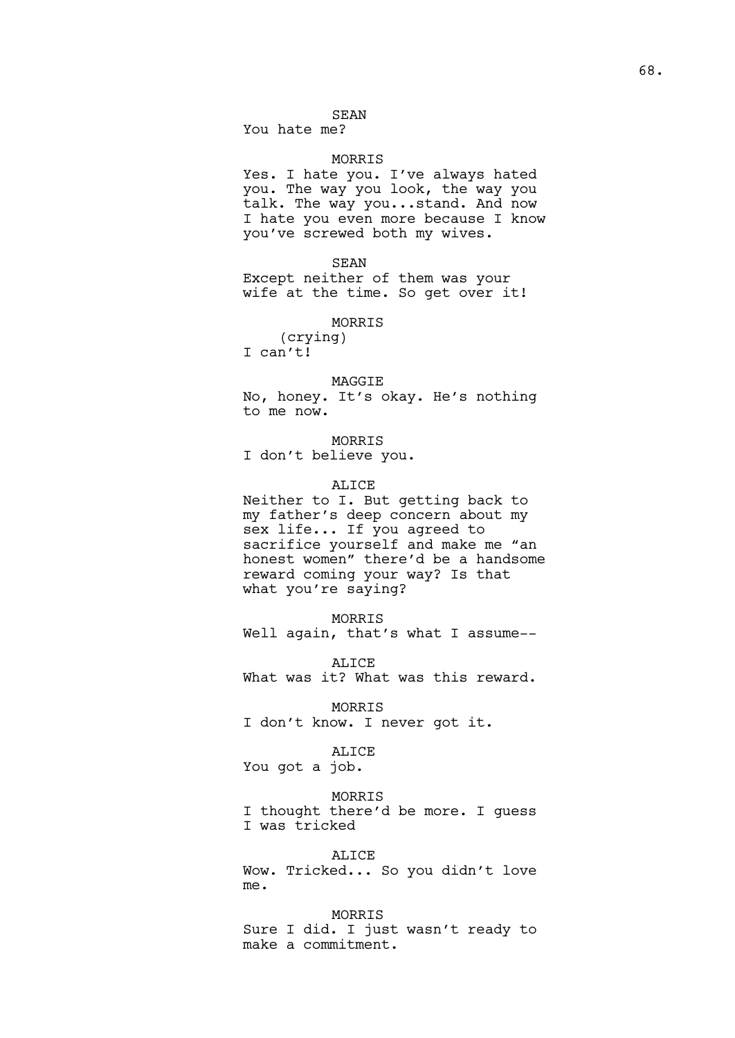SEAN
You hate me?

MORRIS
Yes. I hate you. I've always hated you. The way you look, the way you talk. The way you...stand. And now I hate you even more because I know you've screwed both my wives.

SEAN
Except neither of them was your wife at the time. So get over it!

MORRIS
(crying)
I can't!

MAGGIE
No, honey. It's okay. He's nothing to me now.

MORRIS
I don't believe you.

ALICE
Neither to I. But getting back to my father's deep concern about my sex life... If you agreed to sacrifice yourself and make me "an honest women" there'd be a handsome reward coming your way? Is that what you're saying?

MORRIS
Well again, that's what I assume--

ALICE
What was it? What was this reward.

MORRIS
I don't know. I never got it.

ALICE
You got a job.

MORRIS
I thought there'd be more. I guess I was tricked

ALICE
Wow. Tricked... So you didn't love me.

MORRIS
Sure I did. I just wasn't ready to make a commitment.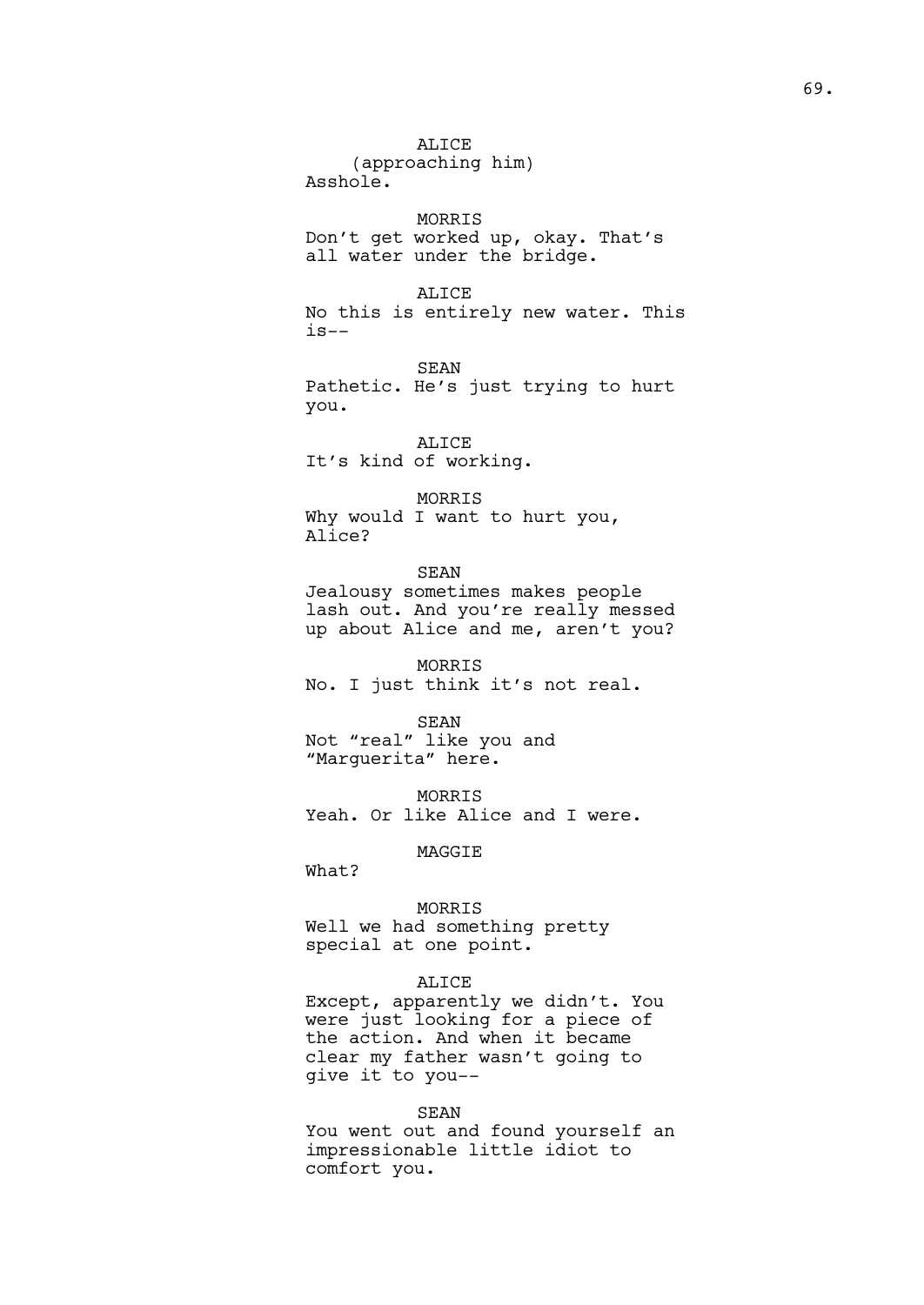ALICE
(approaching him)
Asshole.

MORRIS
Don't get worked up, okay. That's all water under the bridge.

ALICE
No this is entirely new water. This is--

SEAN
Pathetic. He's just trying to hurt you.

ALICE
It's kind of working.

MORRIS
Why would I want to hurt you, Alice?

SEAN
Jealousy sometimes makes people lash out. And you're really messed up about Alice and me, aren't you?

MORRIS
No. I just think it's not real.

SEAN
Not "real" like you and "Marguerita" here.

MORRIS
Yeah. Or like Alice and I were.

MAGGIE
What?

MORRIS
Well we had something pretty special at one point.

ALICE
Except, apparently we didn't. You were just looking for a piece of the action. And when it became clear my father wasn't going to give it to you--

SEAN
You went out and found yourself an impressionable little idiot to comfort you.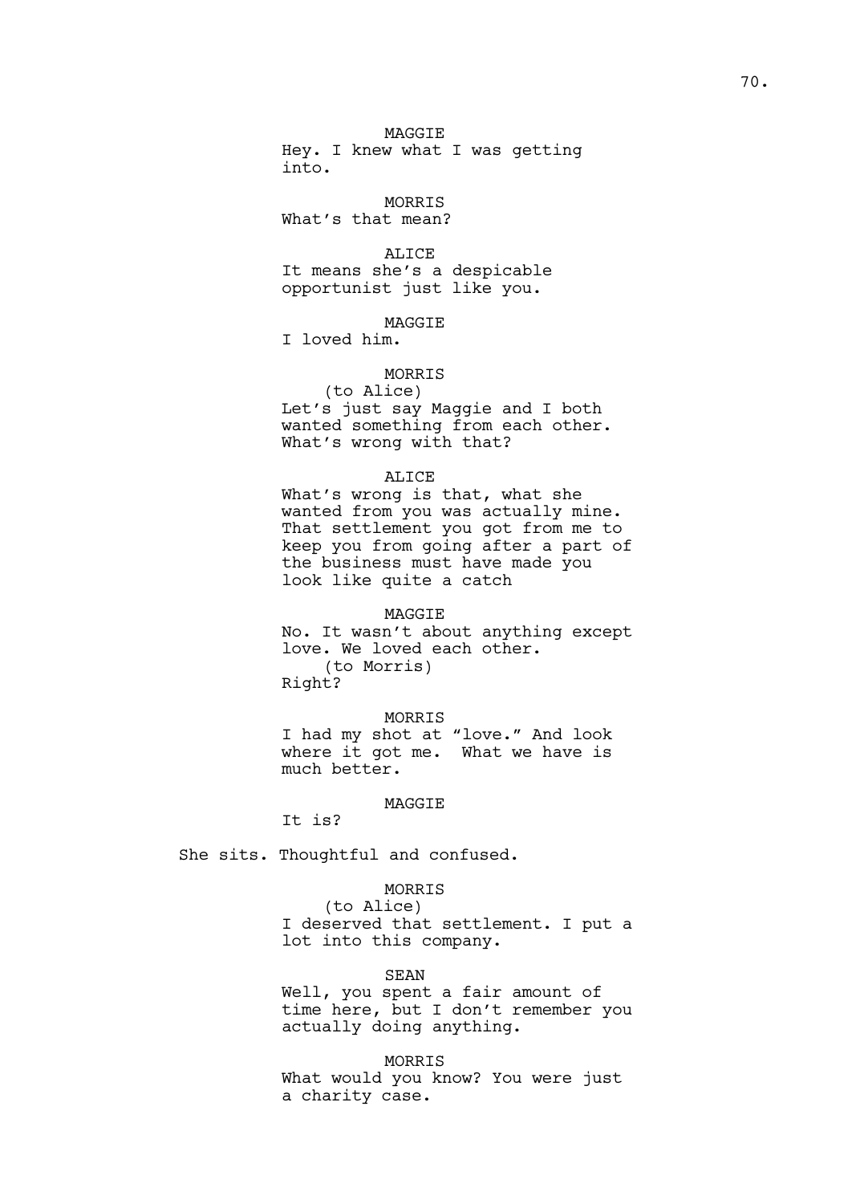MAGGIE
Hey. I knew what I was getting into.

MORRIS
What's that mean?

ALICE
It means she's a despicable opportunist just like you.

MAGGIE
I loved him.

MORRIS
(to Alice)
Let's just say Maggie and I both wanted something from each other. What's wrong with that?

ALICE
What's wrong is that, what she wanted from you was actually mine. That settlement you got from me to keep you from going after a part of the business must have made you look like quite a catch

MAGGIE
No. It wasn't about anything except love. We loved each other.
(to Morris)
Right?

MORRIS
I had my shot at "love." And look where it got me. What we have is much better.

MAGGIE
It is?

She sits. Thoughtful and confused.

MORRIS
(to Alice)
I deserved that settlement. I put a lot into this company.

SEAN
Well, you spent a fair amount of time here, but I don't remember you actually doing anything.

MORRIS
What would you know? You were just a charity case.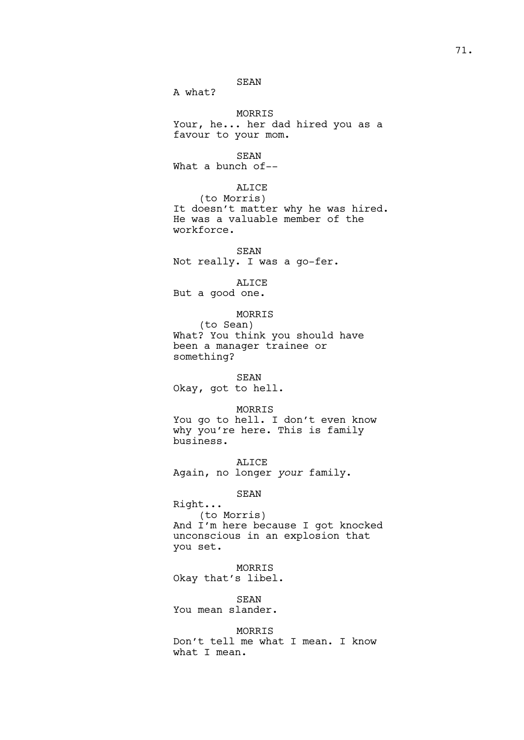SEAN

A what?

MORRIS

Your, he... her dad hired you as a favour to your mom.

SEAN

What a bunch of--

ALICE

(to Morris)

It doesn't matter why he was hired. He was a valuable member of the workforce.

SEAN

Not really. I was a go-fer.

ALICE

But a good one.

MORRIS

(to Sean)

What? You think you should have been a manager trainee or something?

SEAN

Okay, got to hell.

MORRIS

You go to hell. I don't even know why you're here. This is family business.

ALICE

Again, no longer *your* family.

SEAN

Right...

(to Morris)

And I'm here because I got knocked unconscious in an explosion that you set.

MORRIS

Okay that's libel.

SEAN

You mean slander.

MORRIS

Don't tell me what I mean. I know what I mean.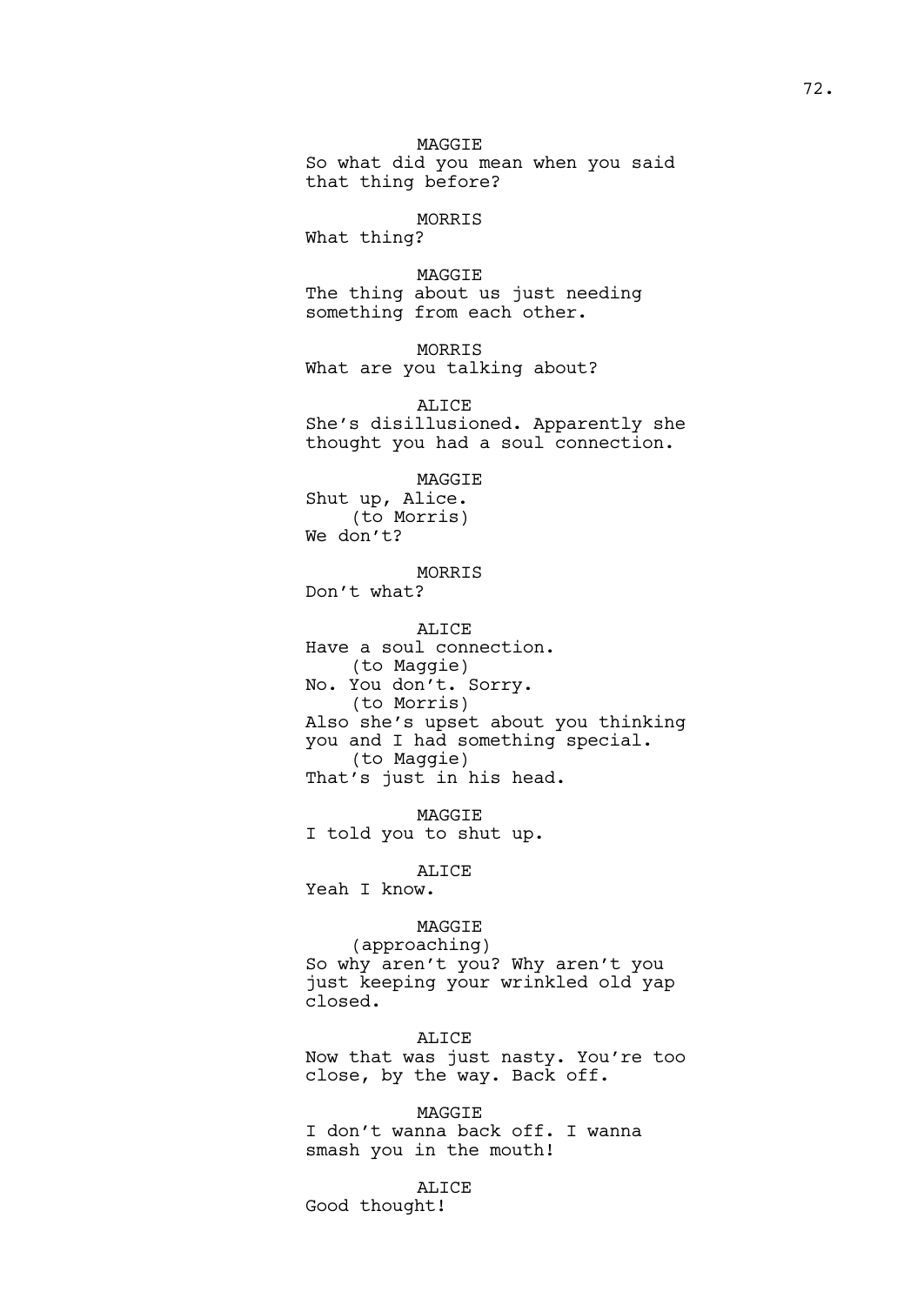MAGGIE

So what did you mean when you said that thing before?

MORRIS

What thing?

MAGGIE

The thing about us just needing something from each other.

MORRIS

What are you talking about?

ALICE

She's disillusioned. Apparently she thought you had a soul connection.

MAGGIE

Shut up, Alice.

(to Morris)

We don't?

MORRIS

Don't what?

ALICE

Have a soul connection.

(to Maggie)

No. You don't. Sorry.

(to Morris)

Also she's upset about you thinking you and I had something special.

(to Maggie)

That's just in his head.

MAGGIE

I told you to shut up.

ALICE

Yeah I know.

MAGGIE

(approaching)

So why aren't you? Why aren't you just keeping your wrinkled old yap closed.

ALICE

Now that was just nasty. You're too close, by the way. Back off.

MAGGIE

I don't wanna back off. I wanna smash you in the mouth!

ALICE

Good thought!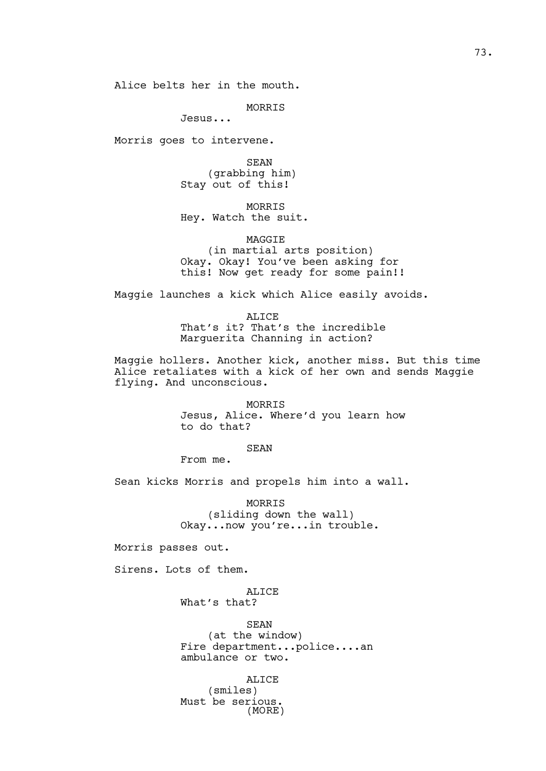Alice belts her in the mouth.

MORRIS
Jesus...

Morris goes to intervene.

SEAN
(grabbing him)
Stay out of this!

MORRIS
Hey. Watch the suit.

MAGGIE
(in martial arts position)
Okay. Okay! You've been asking for this! Now get ready for some pain!!

Maggie launches a kick which Alice easily avoids.

ALICE
That's it? That's the incredible Marguerita Channing in action?

Maggie hollers. Another kick, another miss. But this time Alice retaliates with a kick of her own and sends Maggie flying. And unconscious.

MORRIS
Jesus, Alice. Where'd you learn how to do that?

SEAN
From me.

Sean kicks Morris and propels him into a wall.

MORRIS
(sliding down the wall)
Okay...now you're...in trouble.

Morris passes out.

Sirens. Lots of them.

ALICE
What's that?

SEAN
(at the window)
Fire department...police....an ambulance or two.

ALICE
(smiles)
Must be serious.
(MORE)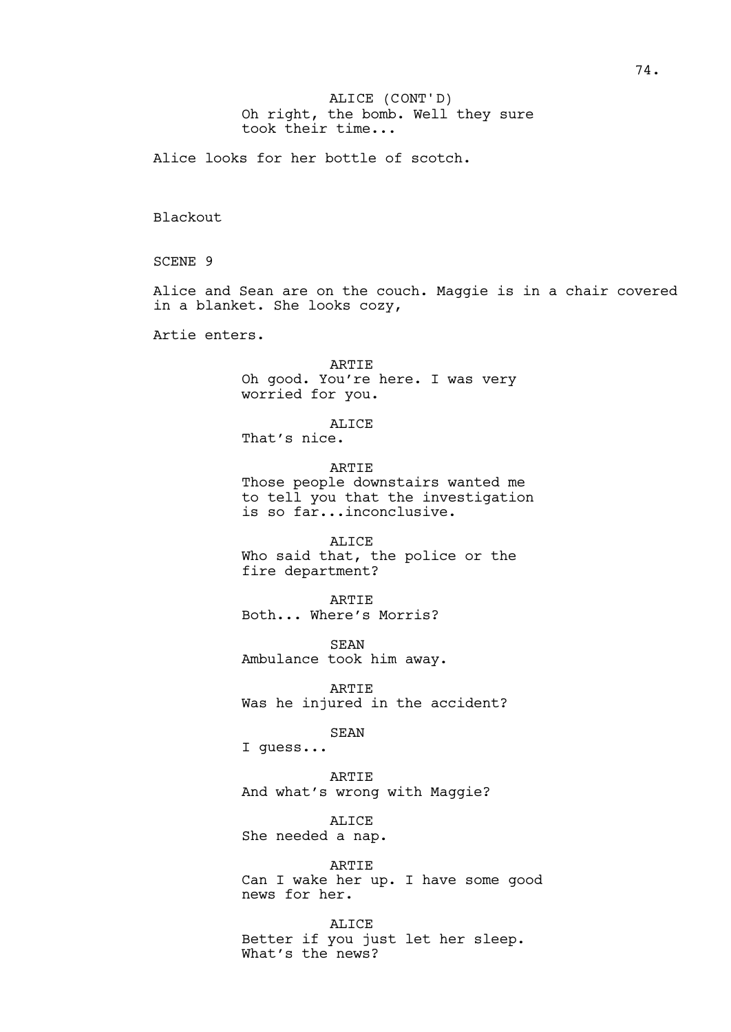ALICE (CONT'D)
Oh right, the bomb. Well they sure took their time...

Alice looks for her bottle of scotch.

Blackout

SCENE 9

Alice and Sean are on the couch. Maggie is in a chair covered in a blanket. She looks cozy,

Artie enters.

ARTIE
Oh good. You're here. I was very worried for you.

ALICE
That's nice.

ARTIE
Those people downstairs wanted me to tell you that the investigation is so far...inconclusive.

ALICE
Who said that, the police or the fire department?

ARTIE
Both... Where's Morris?

SEAN
Ambulance took him away.

ARTIE
Was he injured in the accident?

SEAN
I guess...

ARTIE
And what's wrong with Maggie?

ALICE
She needed a nap.

ARTIE
Can I wake her up. I have some good news for her.

ALICE
Better if you just let her sleep. What's the news?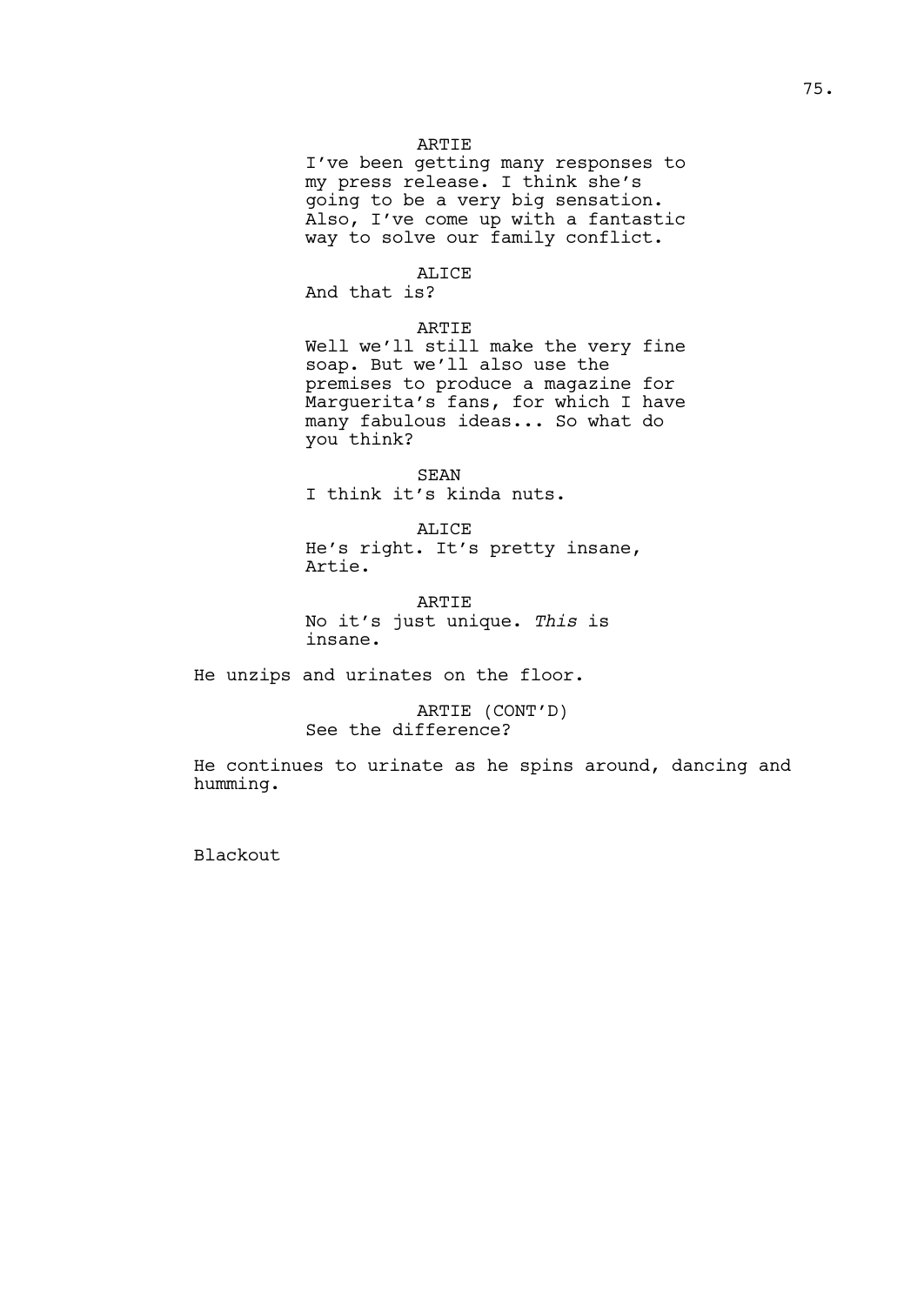ARTIE
I've been getting many responses to my press release. I think she's going to be a very big sensation. Also, I've come up with a fantastic way to solve our family conflict.

ALICE
And that is?

ARTIE
Well we'll still make the very fine soap. But we'll also use the premises to produce a magazine for Marguerita's fans, for which I have many fabulous ideas... So what do you think?

SEAN
I think it's kinda nuts.

ALICE
He's right. It's pretty insane, Artie.

ARTIE
No it's just unique. *This* is insane.

He unzips and urinates on the floor.

ARTIE (CONT'D)
See the difference?

He continues to urinate as he spins around, dancing and humming.

Blackout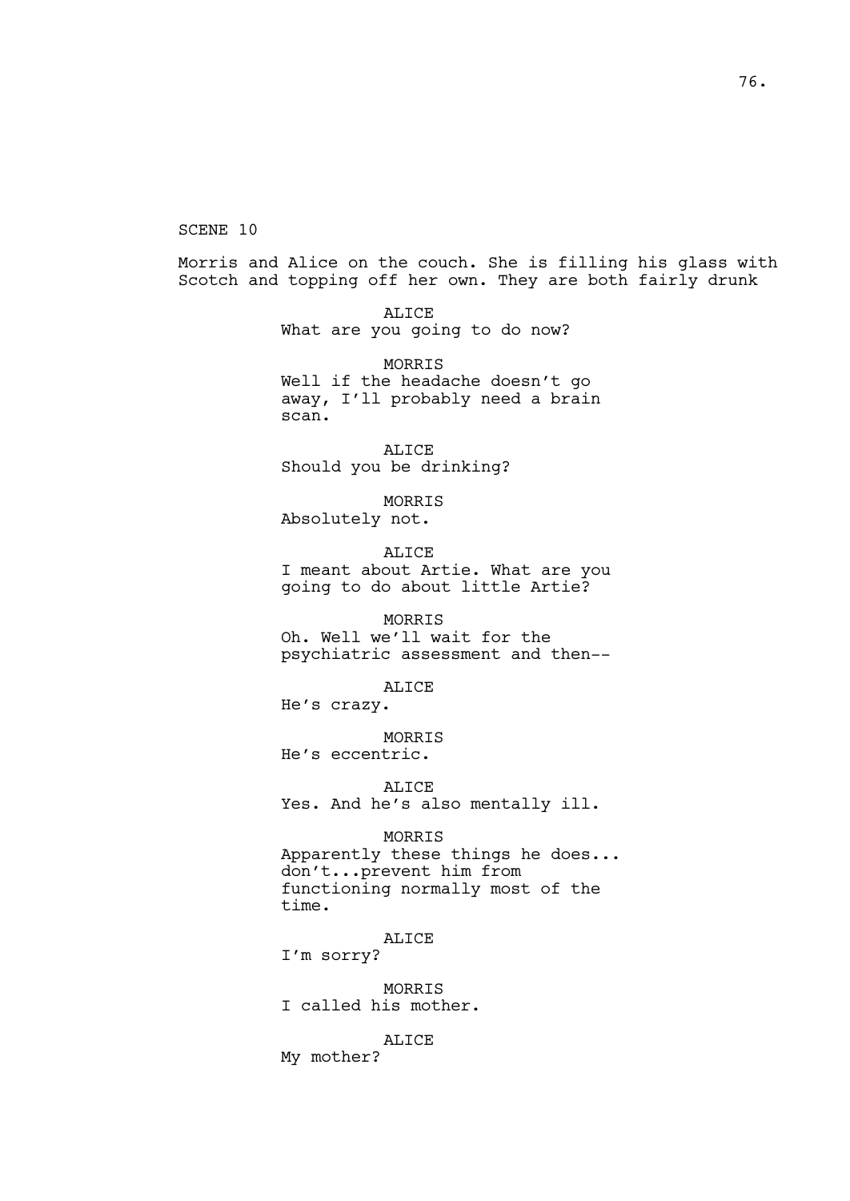SCENE 10

Morris and Alice on the couch. She is filling his glass with Scotch and topping off her own. They are both fairly drunk

ALICE
What are you going to do now?

MORRIS
Well if the headache doesn't go away, I'll probably need a brain scan.

ALICE
Should you be drinking?

MORRIS
Absolutely not.

ALICE
I meant about Artie. What are you going to do about little Artie?

MORRIS
Oh. Well we'll wait for the psychiatric assessment and then--

ALICE
He's crazy.

MORRIS
He's eccentric.

ALICE
Yes. And he's also mentally ill.

MORRIS
Apparently these things he does... don't...prevent him from functioning normally most of the time.

ALICE
I'm sorry?

MORRIS
I called his mother.

ALICE
My mother?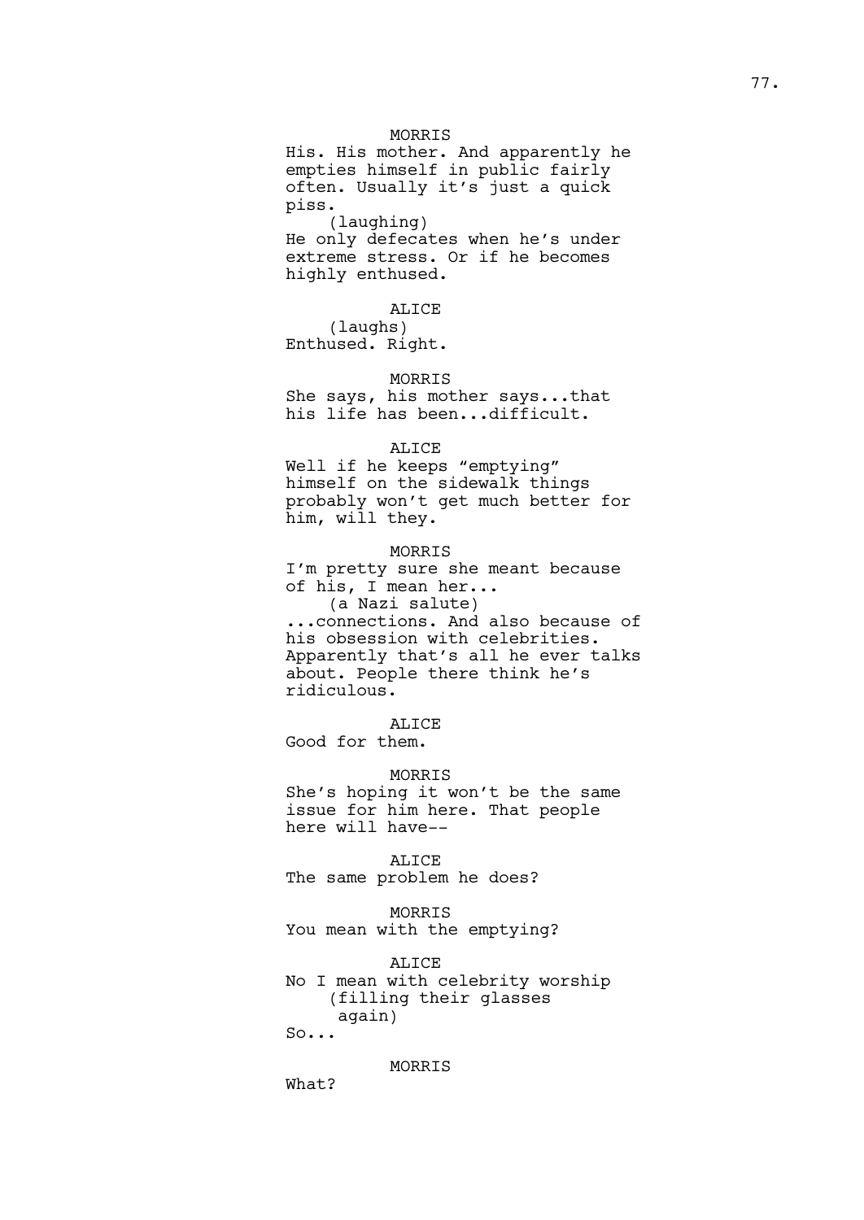MORRIS

His. His mother. And apparently he empties himself in public fairly often. Usually it's just a quick piss.

(laughing)

He only defecates when he's under extreme stress. Or if he becomes highly enthused.

ALICE

(laughs)

Enthused. Right.

MORRIS

She says, his mother says...that his life has been...difficult.

ALICE

Well if he keeps "emptying" himself on the sidewalk things probably won't get much better for him, will they.

MORRIS

I'm pretty sure she meant because of his, I mean her...

(a Nazi salute)

...connections. And also because of his obsession with celebrities. Apparently that's all he ever talks about. People there think he's ridiculous.

ALICE

Good for them.

MORRIS

She's hoping it won't be the same issue for him here. That people here will have--

ALICE

The same problem he does?

MORRIS

You mean with the emptying?

ALICE

No I mean with celebrity worship

(filling their glasses again)

So...

MORRIS

What?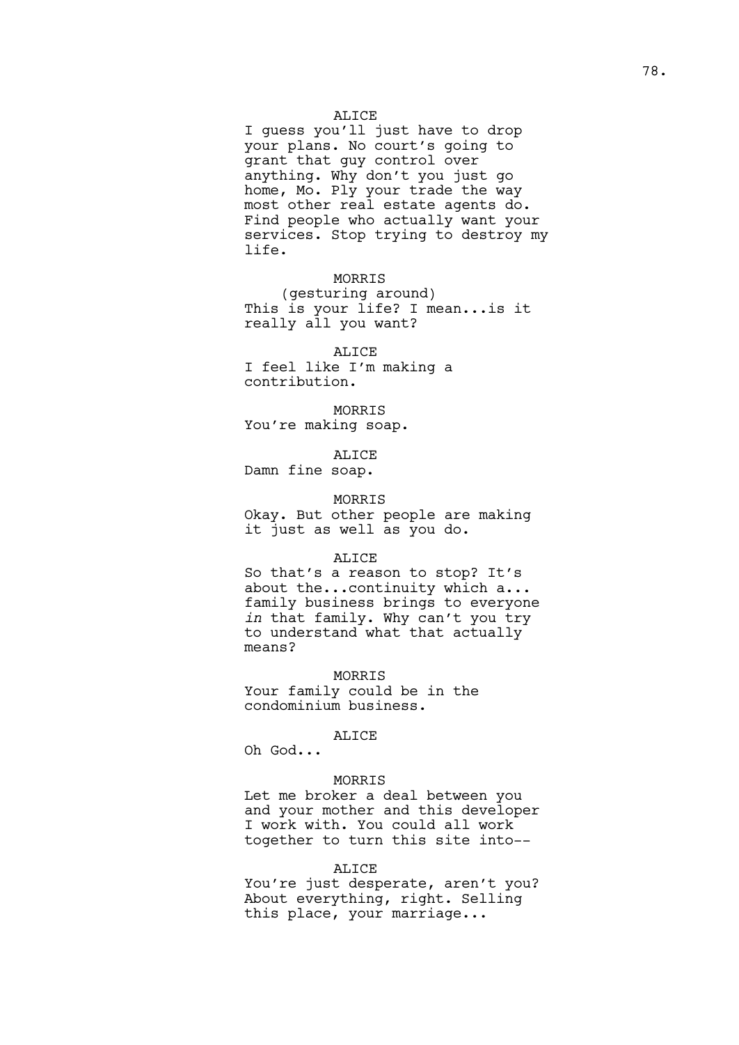ALICE

I guess you'll just have to drop your plans. No court's going to grant that guy control over anything. Why don't you just go home, Mo. Ply your trade the way most other real estate agents do. Find people who actually want your services. Stop trying to destroy my life.

MORRIS

(gesturing around)

This is your life? I mean...is it really all you want?

ALICE

I feel like I'm making a contribution.

MORRIS

You're making soap.

ALICE

Damn fine soap.

MORRIS

Okay. But other people are making it just as well as you do.

ALICE

So that's a reason to stop? It's about the...continuity which a... family business brings to everyone *in* that family. Why can't you try to understand what that actually means?

MORRIS

Your family could be in the condominium business.

ALICE

Oh God...

MORRIS

Let me broker a deal between you and your mother and this developer I work with. You could all work together to turn this site into--

ALICE

You're just desperate, aren't you? About everything, right. Selling this place, your marriage...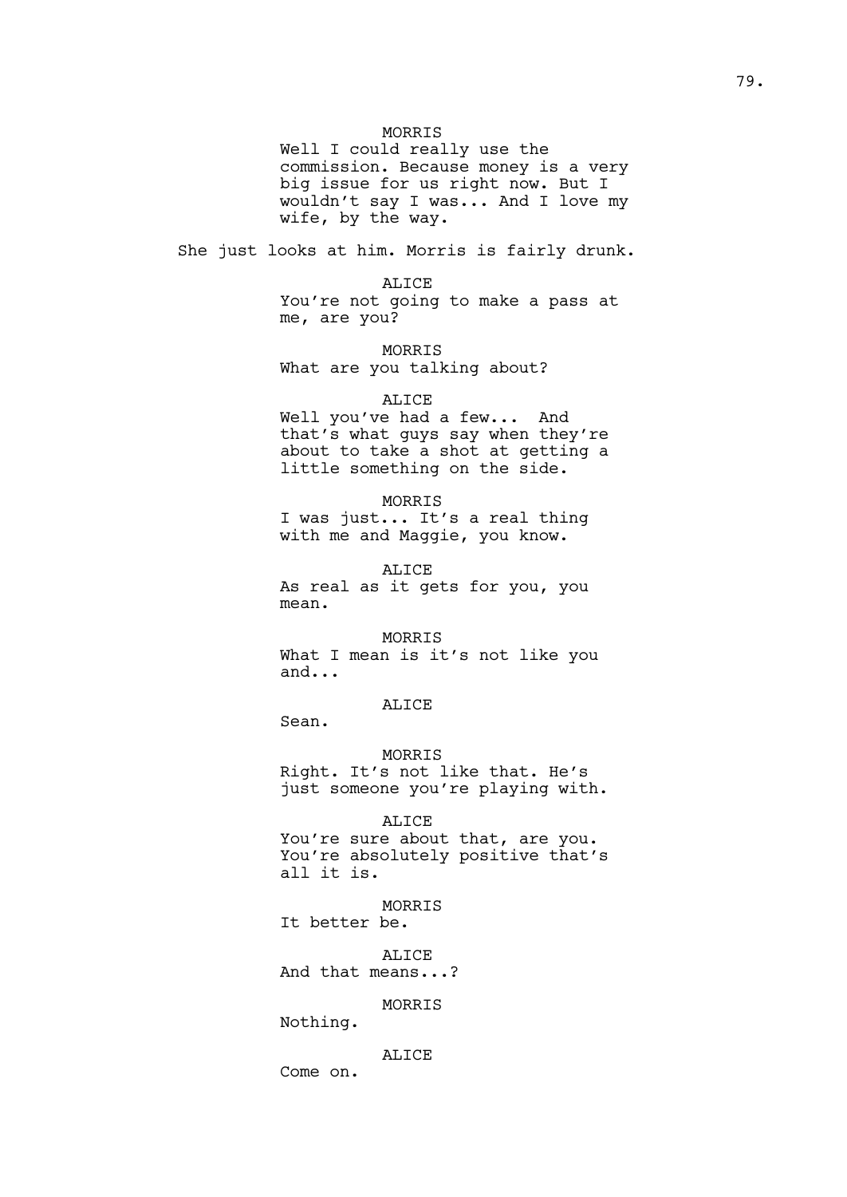MORRIS

Well I could really use the commission. Because money is a very big issue for us right now. But I wouldn't say I was... And I love my wife, by the way.

She just looks at him. Morris is fairly drunk.

ALICE

You're not going to make a pass at me, are you?

MORRIS

What are you talking about?

ALICE

Well you've had a few... And that's what guys say when they're about to take a shot at getting a little something on the side.

MORRIS

I was just... It's a real thing with me and Maggie, you know.

ALICE

As real as it gets for you, you mean.

MORRIS

What I mean is it's not like you and...

ALICE

Sean.

MORRIS

Right. It's not like that. He's just someone you're playing with.

ALICE

You're sure about that, are you. You're absolutely positive that's all it is.

MORRIS

It better be.

ALICE

And that means...?

MORRIS

Nothing.

ALICE

Come on.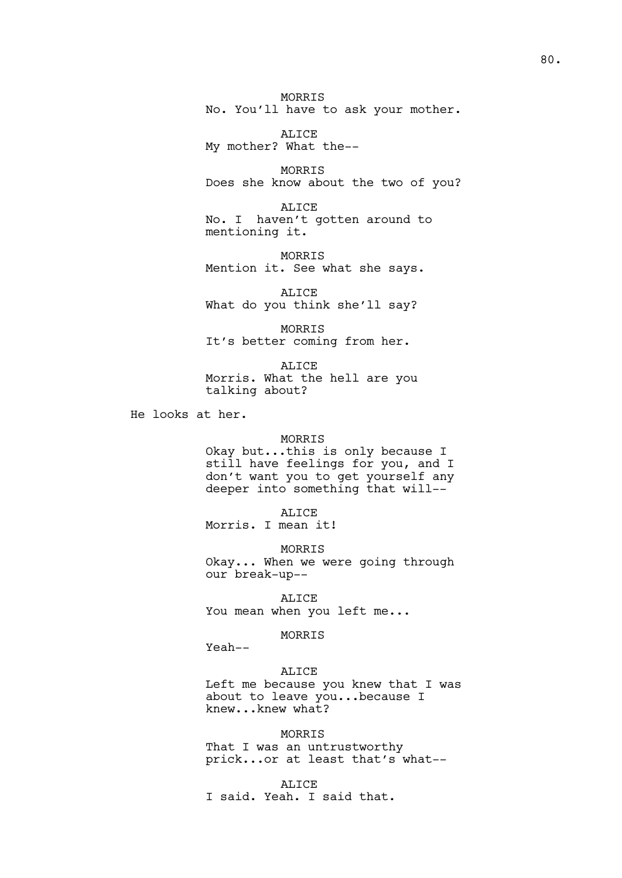MORRIS
No. You'll have to ask your mother.

ALICE
My mother? What the--

MORRIS
Does she know about the two of you?

ALICE
No. I  haven't gotten around to mentioning it.

MORRIS
Mention it. See what she says.

ALICE
What do you think she'll say?

MORRIS
It's better coming from her.

ALICE
Morris. What the hell are you talking about?

He looks at her.

MORRIS
Okay but...this is only because I still have feelings for you, and I don't want you to get yourself any deeper into something that will--

ALICE
Morris. I mean it!

MORRIS
Okay... When we were going through our break-up--

ALICE
You mean when you left me...

MORRIS
Yeah--

ALICE
Left me because you knew that I was about to leave you...because I knew...knew what?

MORRIS
That I was an untrustworthy prick...or at least that's what--

ALICE
I said. Yeah. I said that.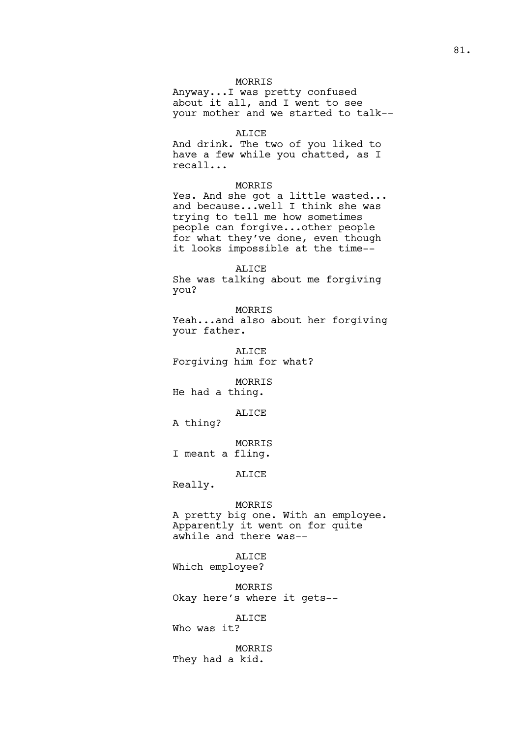MORRIS
Anyway...I was pretty confused about it all, and I went to see your mother and we started to talk--

ALICE
And drink. The two of you liked to have a few while you chatted, as I recall...

MORRIS
Yes. And she got a little wasted... and because...well I think she was trying to tell me how sometimes people can forgive...other people for what they've done, even though it looks impossible at the time--

ALICE
She was talking about me forgiving you?

MORRIS
Yeah...and also about her forgiving your father.

ALICE
Forgiving him for what?

MORRIS
He had a thing.

ALICE
A thing?

MORRIS
I meant a fling.

ALICE
Really.

MORRIS
A pretty big one. With an employee. Apparently it went on for quite awhile and there was--

ALICE
Which employee?

MORRIS
Okay here's where it gets--

ALICE
Who was it?

MORRIS
They had a kid.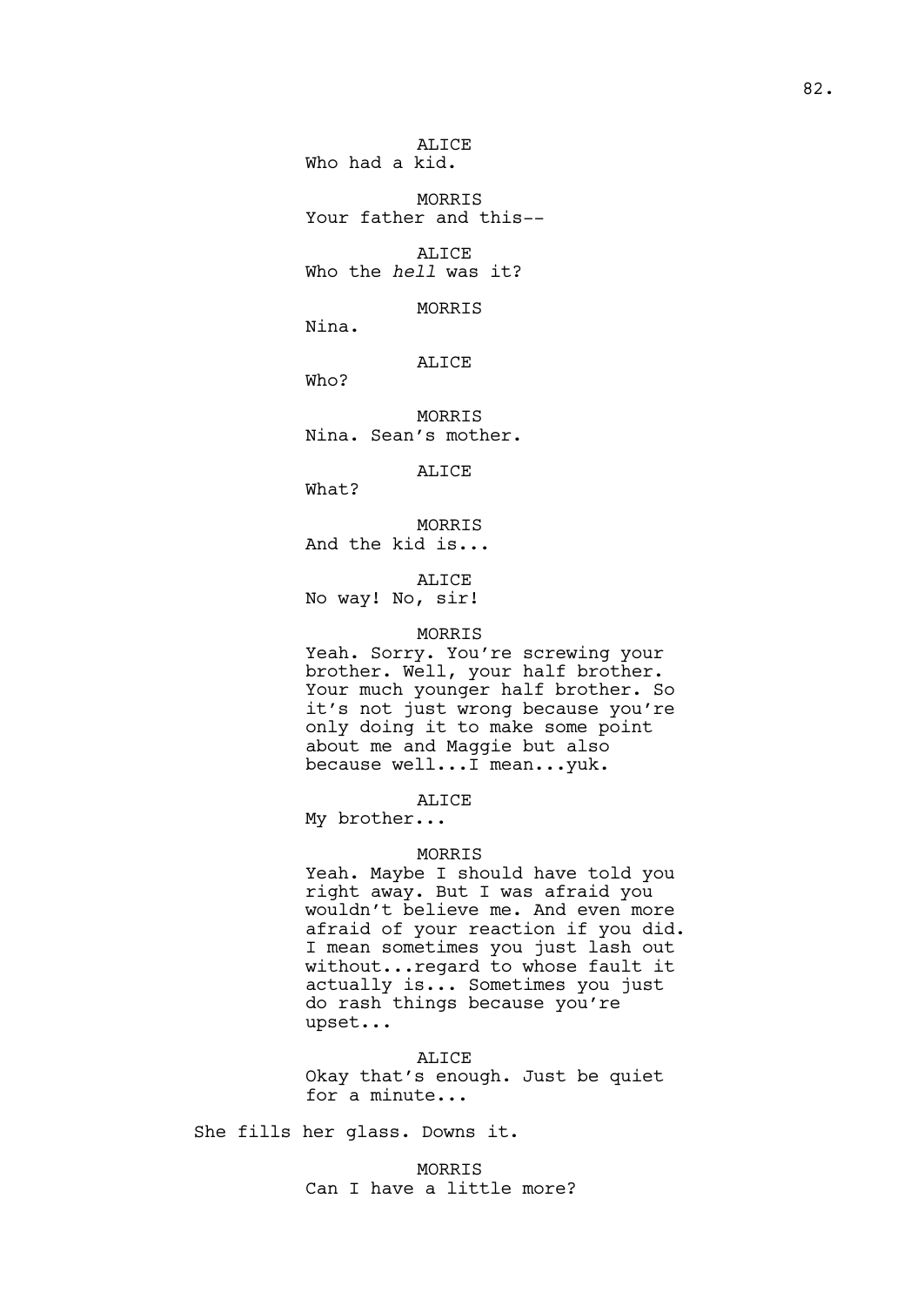ALICE
Who had a kid.

MORRIS
Your father and this--

ALICE
Who the *hell* was it?

MORRIS
Nina.

ALICE
Who?

MORRIS
Nina. Sean's mother.

ALICE
What?

MORRIS
And the kid is...

ALICE
No way! No, sir!

MORRIS
Yeah. Sorry. You're screwing your brother. Well, your half brother. Your much younger half brother. So it's not just wrong because you're only doing it to make some point about me and Maggie but also because well...I mean...yuk.

ALICE
My brother...

MORRIS
Yeah. Maybe I should have told you right away. But I was afraid you wouldn't believe me. And even more afraid of your reaction if you did. I mean sometimes you just lash out without...regard to whose fault it actually is... Sometimes you just do rash things because you're upset...

ALICE
Okay that's enough. Just be quiet for a minute...

She fills her glass. Downs it.

MORRIS
Can I have a little more?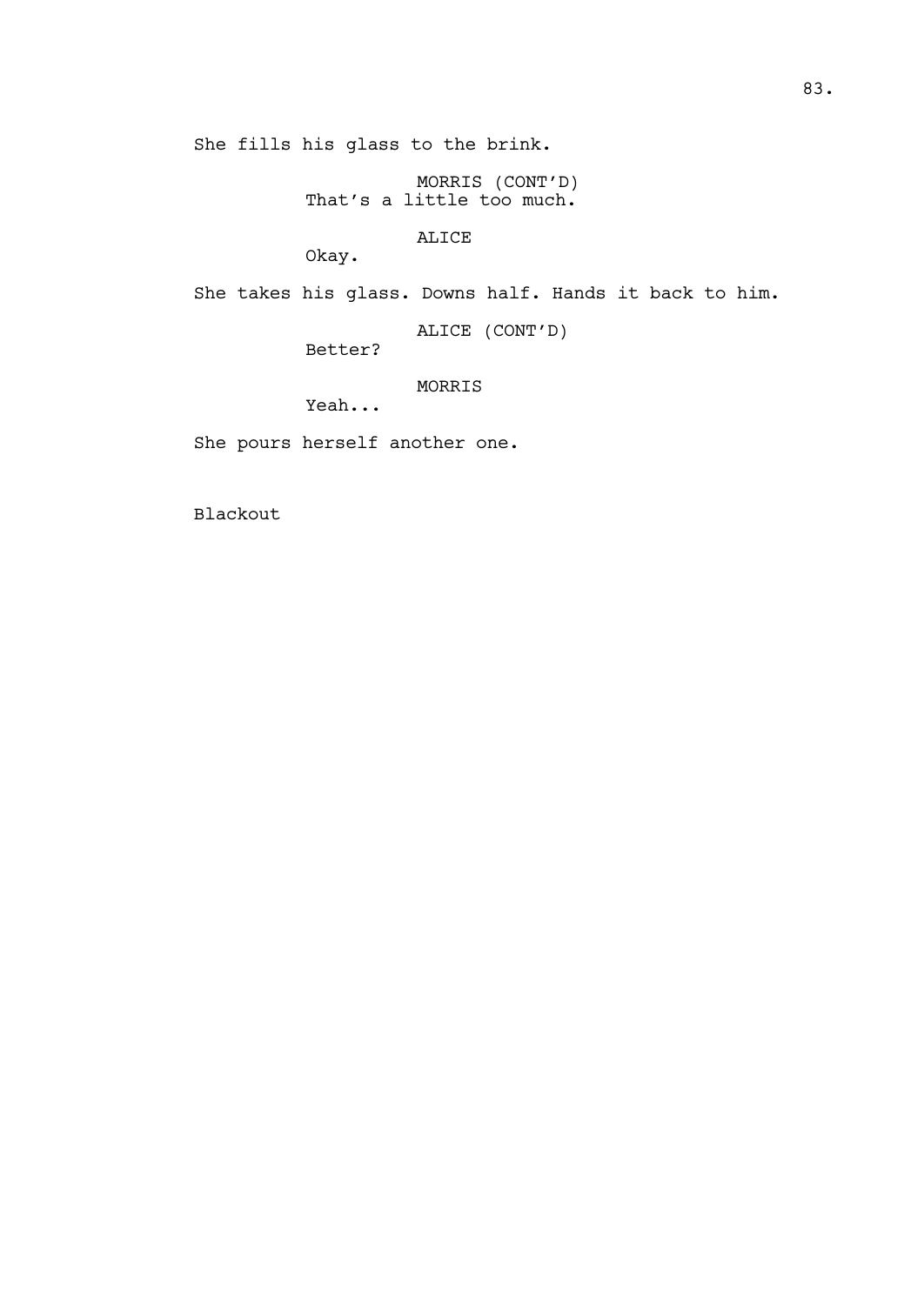She fills his glass to the brink.

MORRIS (CONT'D)
That's a little too much.

ALICE
Okay.

She takes his glass. Downs half. Hands it back to him.

ALICE (CONT'D)
Better?

MORRIS
Yeah...

She pours herself another one.

Blackout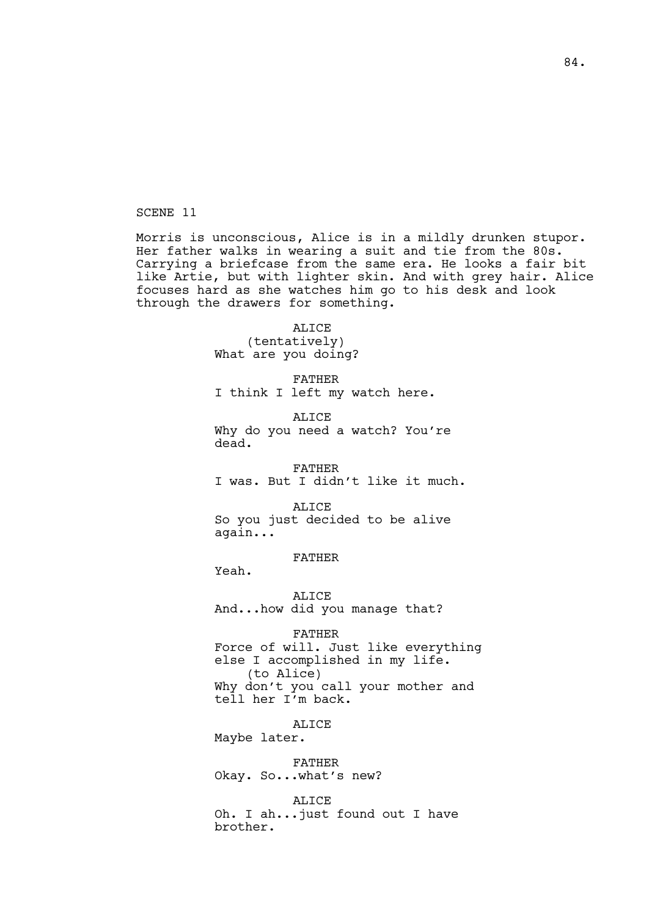SCENE 11

Morris is unconscious, Alice is in a mildly drunken stupor. Her father walks in wearing a suit and tie from the 80s. Carrying a briefcase from the same era. He looks a fair bit like Artie, but with lighter skin. And with grey hair. Alice focuses hard as she watches him go to his desk and look through the drawers for something.

ALICE
(tentatively)
What are you doing?

FATHER
I think I left my watch here.

ALICE
Why do you need a watch? You're dead.

FATHER
I was. But I didn't like it much.

ALICE
So you just decided to be alive again...

FATHER
Yeah.

ALICE
And...how did you manage that?

FATHER
Force of will. Just like everything else I accomplished in my life.
(to Alice)
Why don't you call your mother and tell her I'm back.

ALICE
Maybe later.

FATHER
Okay. So...what's new?

ALICE
Oh. I ah...just found out I have brother.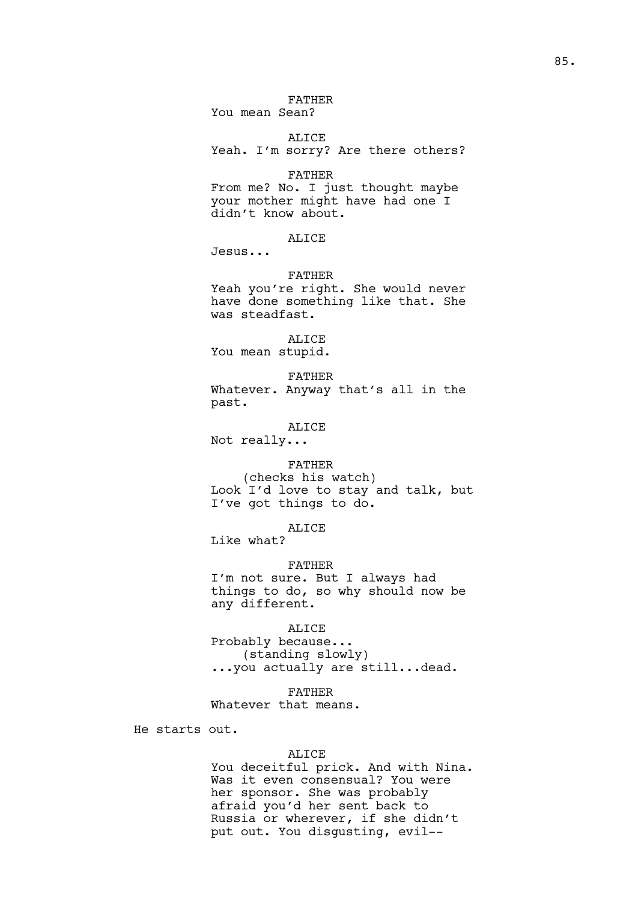FATHER
You mean Sean?

ALICE
Yeah. I'm sorry? Are there others?

FATHER
From me? No. I just thought maybe your mother might have had one I didn't know about.

ALICE
Jesus...

FATHER
Yeah you're right. She would never have done something like that. She was steadfast.

ALICE
You mean stupid.

FATHER
Whatever. Anyway that's all in the past.

ALICE
Not really...

FATHER
(checks his watch)
Look I'd love to stay and talk, but I've got things to do.

ALICE
Like what?

FATHER
I'm not sure. But I always had things to do, so why should now be any different.

ALICE
Probably because...
(standing slowly)
...you actually are still...dead.

FATHER
Whatever that means.

He starts out.

ALICE
You deceitful prick. And with Nina. Was it even consensual? You were her sponsor. She was probably afraid you'd her sent back to Russia or wherever, if she didn't put out. You disgusting, evil--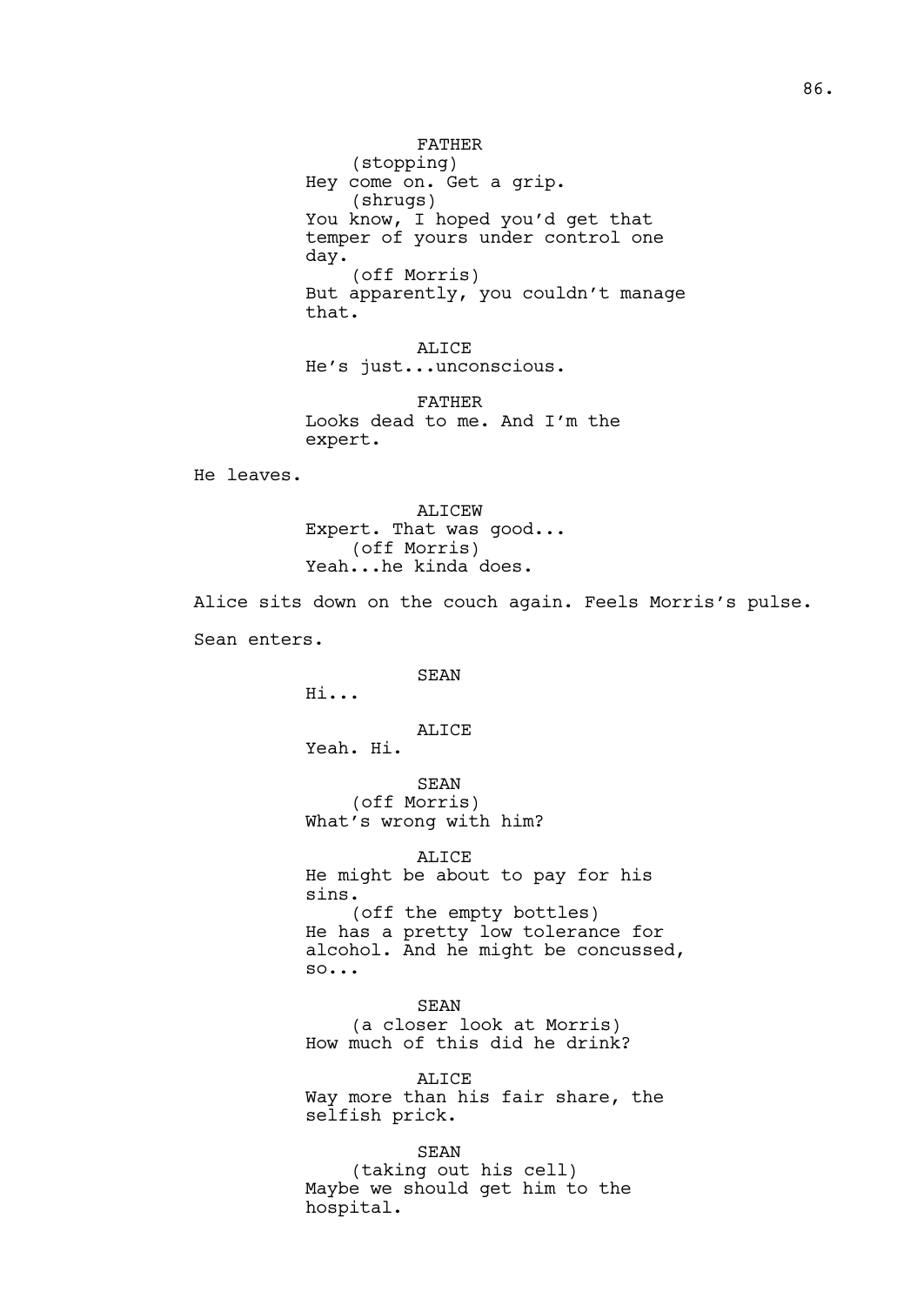FATHER
(stopping)
Hey come on. Get a grip.
(shrugs)
You know, I hoped you'd get that temper of yours under control one day.
(off Morris)
But apparently, you couldn't manage that.

ALICE
He's just...unconscious.

FATHER
Looks dead to me. And I'm the expert.

He leaves.

ALICEW
Expert. That was good...
(off Morris)
Yeah...he kinda does.

Alice sits down on the couch again. Feels Morris's pulse.

Sean enters.

SEAN
Hi...

ALICE
Yeah. Hi.

SEAN
(off Morris)
What's wrong with him?

ALICE
He might be about to pay for his sins.
(off the empty bottles)
He has a pretty low tolerance for alcohol. And he might be concussed, so...

SEAN
(a closer look at Morris)
How much of this did he drink?

ALICE
Way more than his fair share, the selfish prick.

SEAN
(taking out his cell)
Maybe we should get him to the hospital.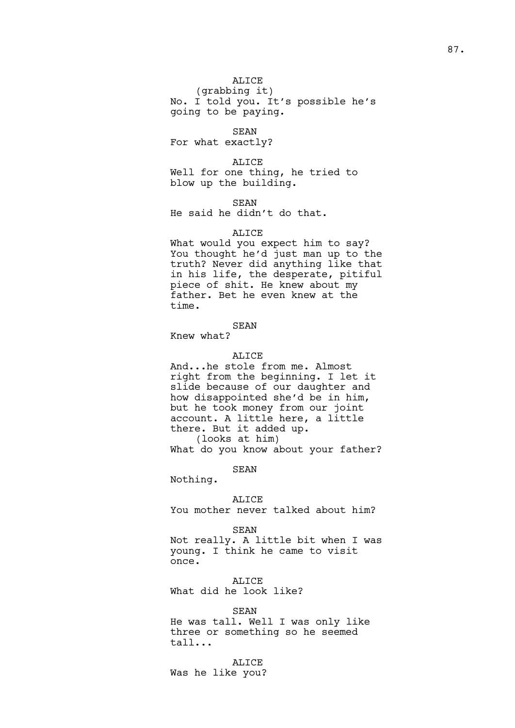ALICE
(grabbing it)
No. I told you. It's possible he's going to be paying.

SEAN
For what exactly?

ALICE
Well for one thing, he tried to blow up the building.

SEAN
He said he didn't do that.

ALICE
What would you expect him to say? You thought he'd just man up to the truth? Never did anything like that in his life, the desperate, pitiful piece of shit. He knew about my father. Bet he even knew at the time.

SEAN
Knew what?

ALICE
And...he stole from me. Almost right from the beginning. I let it slide because of our daughter and how disappointed she'd be in him, but he took money from our joint account. A little here, a little there. But it added up.
(looks at him)
What do you know about your father?

SEAN
Nothing.

ALICE
You mother never talked about him?

SEAN
Not really. A little bit when I was young. I think he came to visit once.

ALICE
What did he look like?

SEAN
He was tall. Well I was only like three or something so he seemed tall...

ALICE
Was he like you?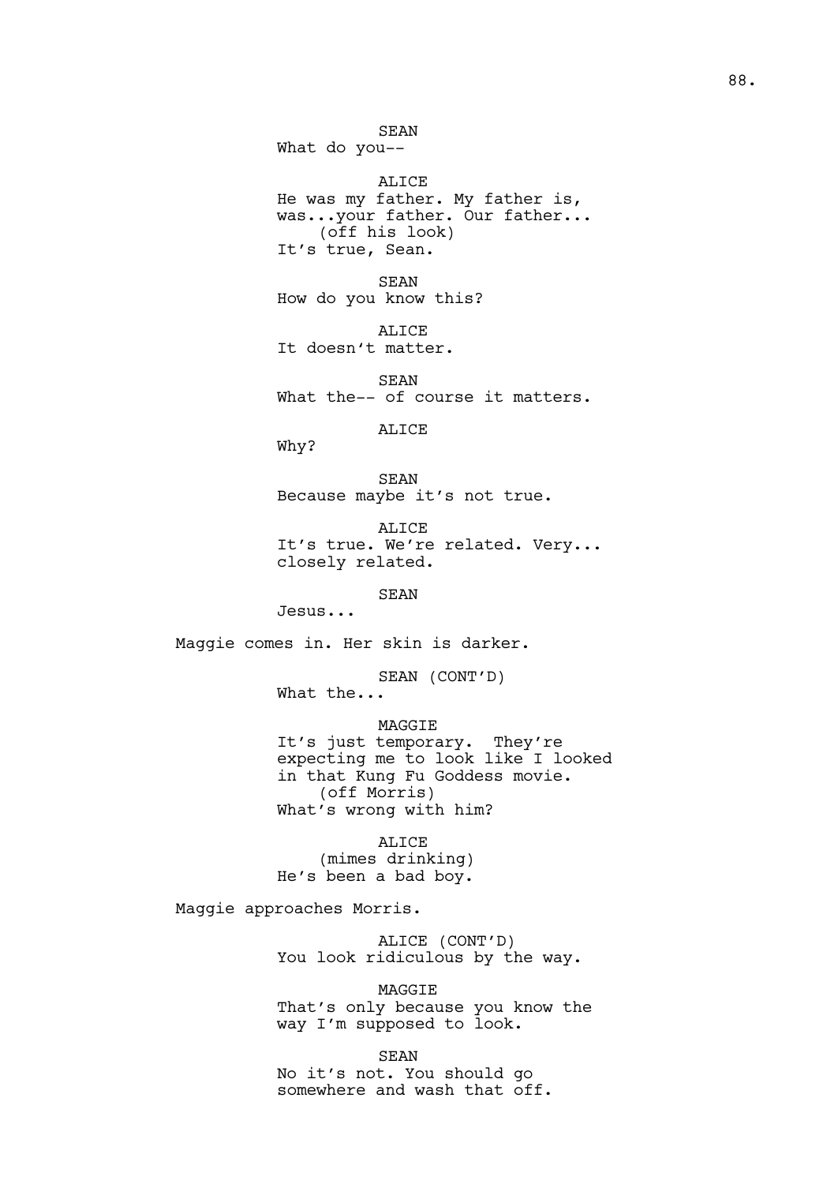SEAN
What do you--

ALICE
He was my father. My father is, was...your father. Our father...
(off his look)
It's true, Sean.

SEAN
How do you know this?

ALICE
It doesn't matter.

SEAN
What the-- of course it matters.

ALICE
Why?

SEAN
Because maybe it's not true.

ALICE
It's true. We're related. Very... closely related.

SEAN
Jesus...

Maggie comes in. Her skin is darker.

SEAN (CONT'D)
What the...

MAGGIE
It's just temporary. They're expecting me to look like I looked in that Kung Fu Goddess movie.
(off Morris)
What's wrong with him?

ALICE
(mimes drinking)
He's been a bad boy.

Maggie approaches Morris.

ALICE (CONT'D)
You look ridiculous by the way.

MAGGIE
That's only because you know the way I'm supposed to look.

SEAN
No it's not. You should go somewhere and wash that off.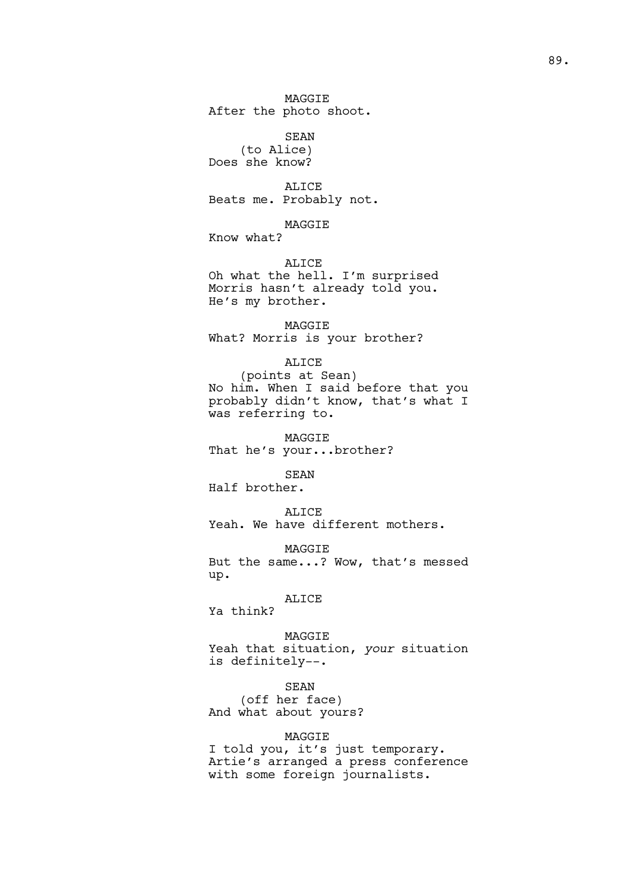MAGGIE
After the photo shoot.

SEAN
(to Alice)
Does she know?

ALICE
Beats me. Probably not.

MAGGIE
Know what?

ALICE
Oh what the hell. I'm surprised Morris hasn't already told you. He's my brother.

MAGGIE
What? Morris is your brother?

ALICE
(points at Sean)
No him. When I said before that you probably didn't know, that's what I was referring to.

MAGGIE
That he's your...brother?

SEAN
Half brother.

ALICE
Yeah. We have different mothers.

MAGGIE
But the same...? Wow, that's messed up.

ALICE
Ya think?

MAGGIE
Yeah that situation, *your* situation is definitely--.

SEAN
(off her face)
And what about yours?

MAGGIE
I told you, it's just temporary. Artie's arranged a press conference with some foreign journalists.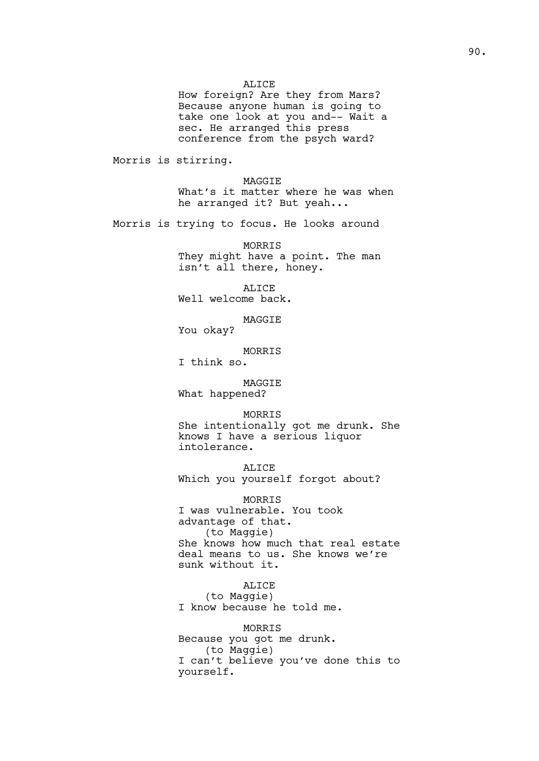ALICE
How foreign? Are they from Mars? Because anyone human is going to take one look at you and-- Wait a sec. He arranged this press conference from the psych ward?

Morris is stirring.

MAGGIE
What's it matter where he was when he arranged it? But yeah...

Morris is trying to focus. He looks around

MORRIS
They might have a point. The man isn't all there, honey.

ALICE
Well welcome back.

MAGGIE
You okay?

MORRIS
I think so.

MAGGIE
What happened?

MORRIS
She intentionally got me drunk. She knows I have a serious liquor intolerance.

ALICE
Which you yourself forgot about?

MORRIS
I was vulnerable. You took advantage of that.
(to Maggie)
She knows how much that real estate deal means to us. She knows we're sunk without it.

ALICE
(to Maggie)
I know because he told me.

MORRIS
Because you got me drunk.
(to Maggie)
I can't believe you've done this to yourself.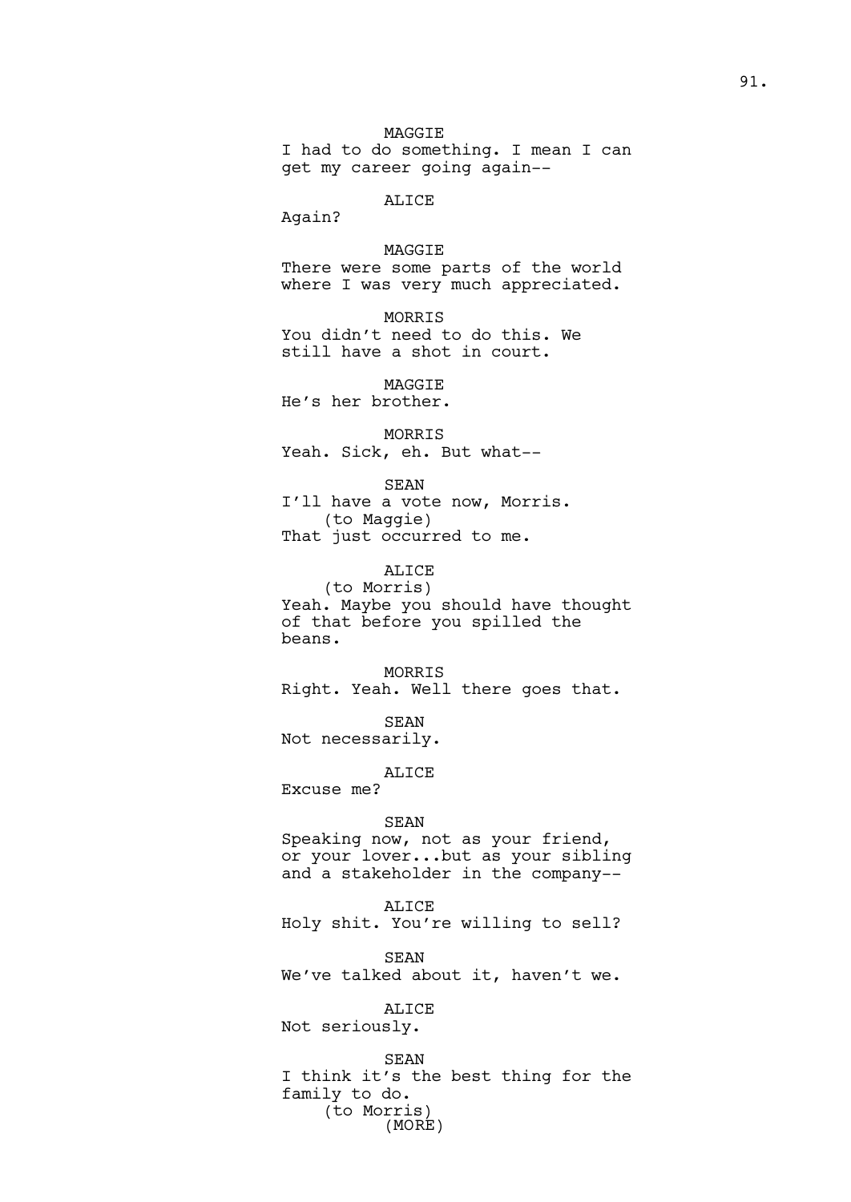MAGGIE
I had to do something. I mean I can get my career going again--

ALICE
Again?

MAGGIE
There were some parts of the world where I was very much appreciated.

MORRIS
You didn't need to do this. We still have a shot in court.

MAGGIE
He's her brother.

MORRIS
Yeah. Sick, eh. But what--

SEAN
I'll have a vote now, Morris.
(to Maggie)
That just occurred to me.

ALICE
(to Morris)
Yeah. Maybe you should have thought of that before you spilled the beans.

MORRIS
Right. Yeah. Well there goes that.

SEAN
Not necessarily.

ALICE
Excuse me?

SEAN
Speaking now, not as your friend, or your lover...but as your sibling and a stakeholder in the company--

ALICE
Holy shit. You're willing to sell?

SEAN
We've talked about it, haven't we.

ALICE
Not seriously.

SEAN
I think it's the best thing for the family to do.
(to Morris)
(MORE)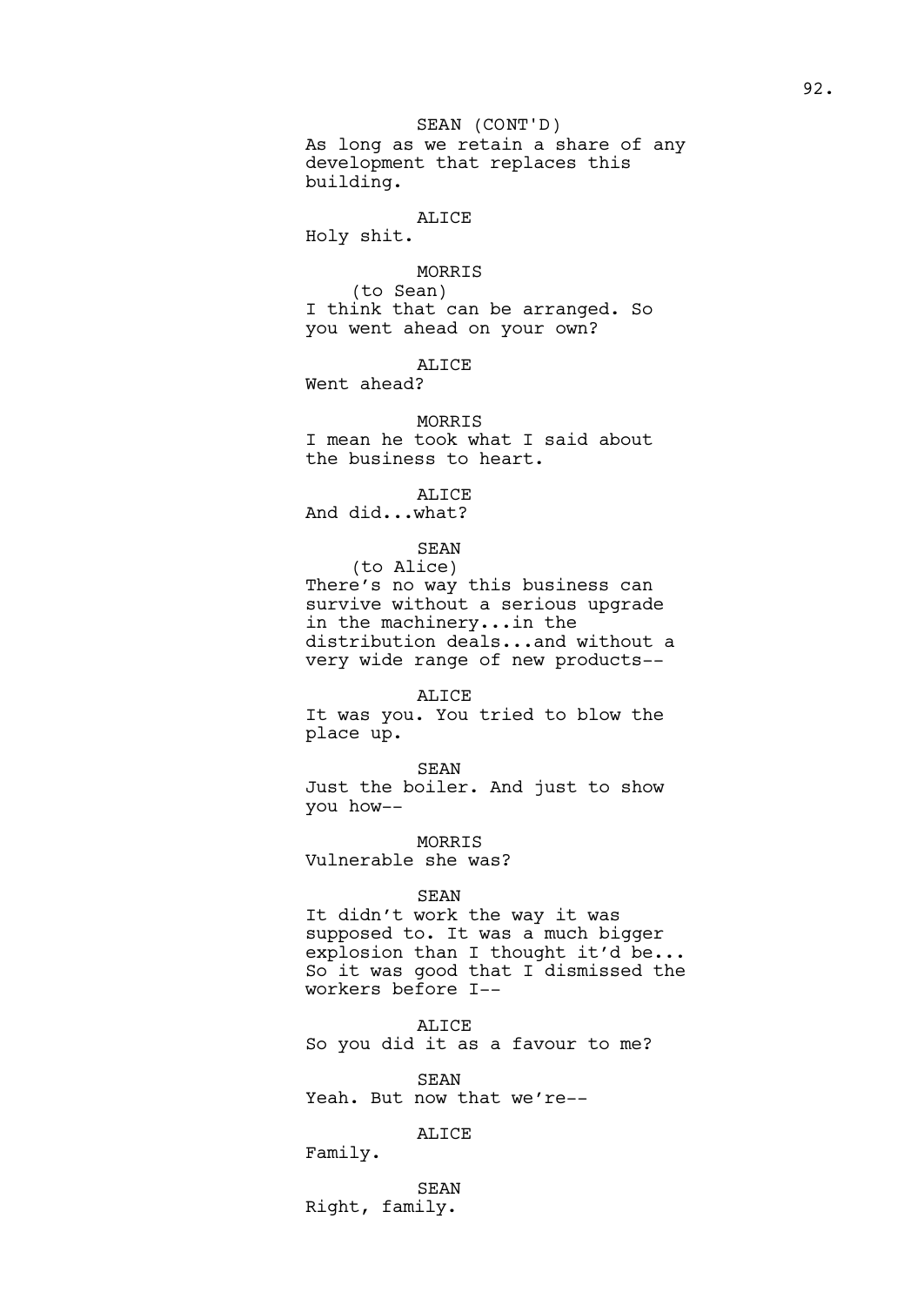SEAN (CONT'D)
As long as we retain a share of any development that replaces this building.

ALICE
Holy shit.

MORRIS
(to Sean)
I think that can be arranged. So you went ahead on your own?

ALICE
Went ahead?

MORRIS
I mean he took what I said about the business to heart.

ALICE
And did...what?

SEAN
(to Alice)
There's no way this business can survive without a serious upgrade in the machinery...in the distribution deals...and without a very wide range of new products--

ALICE
It was you. You tried to blow the place up.

SEAN
Just the boiler. And just to show you how--

MORRIS
Vulnerable she was?

SEAN
It didn't work the way it was supposed to. It was a much bigger explosion than I thought it'd be... So it was good that I dismissed the workers before I--

ALICE
So you did it as a favour to me?

SEAN
Yeah. But now that we're--

ALICE
Family.

SEAN
Right, family.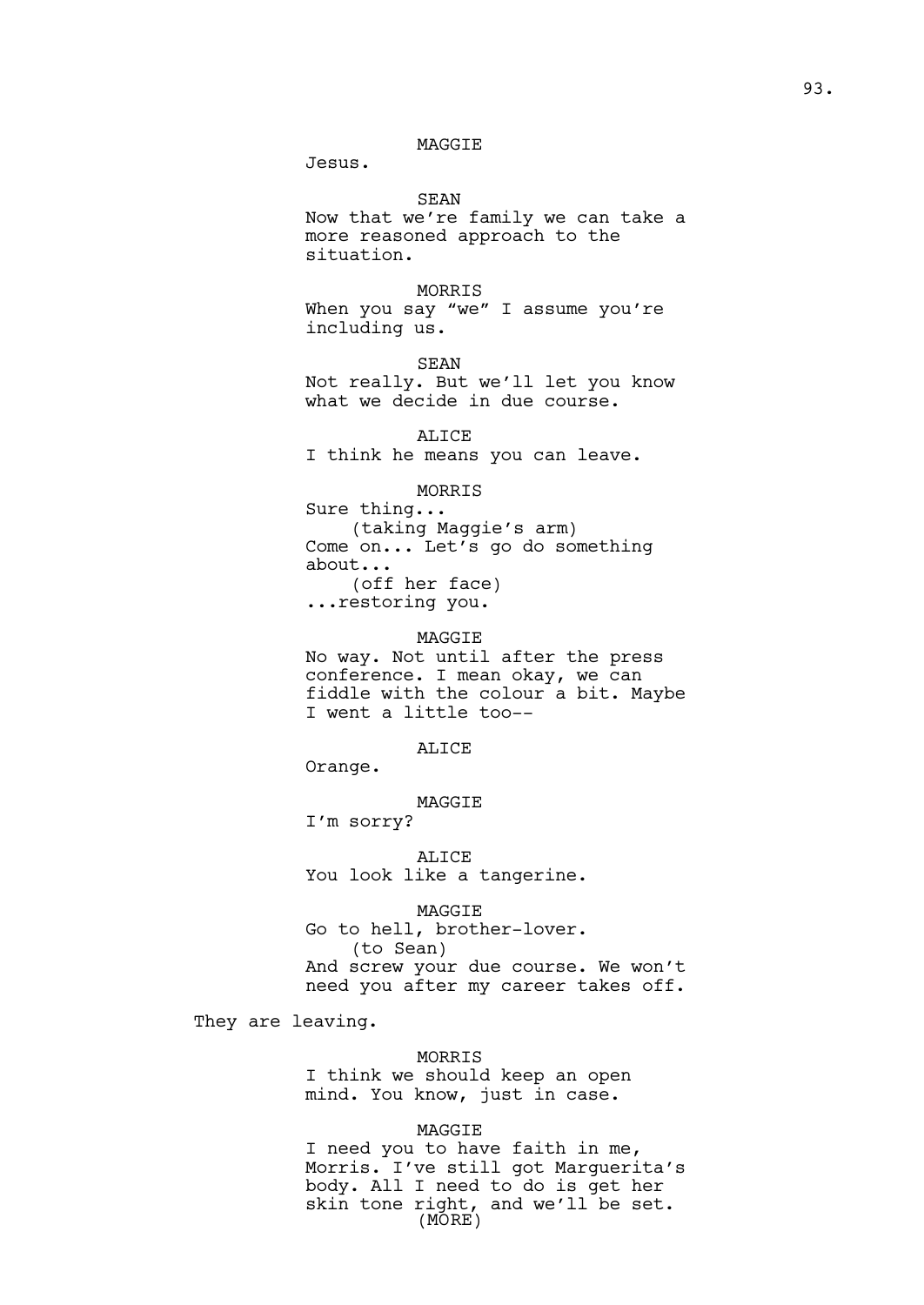MAGGIE

Jesus.

SEAN

Now that we're family we can take a more reasoned approach to the situation.

MORRIS

When you say "we" I assume you're including us.

SEAN

Not really. But we'll let you know what we decide in due course.

ALICE

I think he means you can leave.

MORRIS

Sure thing...
(taking Maggie's arm)
Come on... Let's go do something about...
(off her face)
...restoring you.

MAGGIE

No way. Not until after the press conference. I mean okay, we can fiddle with the colour a bit. Maybe I went a little too--

ALICE

Orange.

MAGGIE

I'm sorry?

ALICE

You look like a tangerine.

MAGGIE

Go to hell, brother-lover.
(to Sean)
And screw your due course. We won't need you after my career takes off.

They are leaving.

MORRIS

I think we should keep an open mind. You know, just in case.

MAGGIE

I need you to have faith in me, Morris. I've still got Marguerita's body. All I need to do is get her skin tone right, and we'll be set.
(MORE)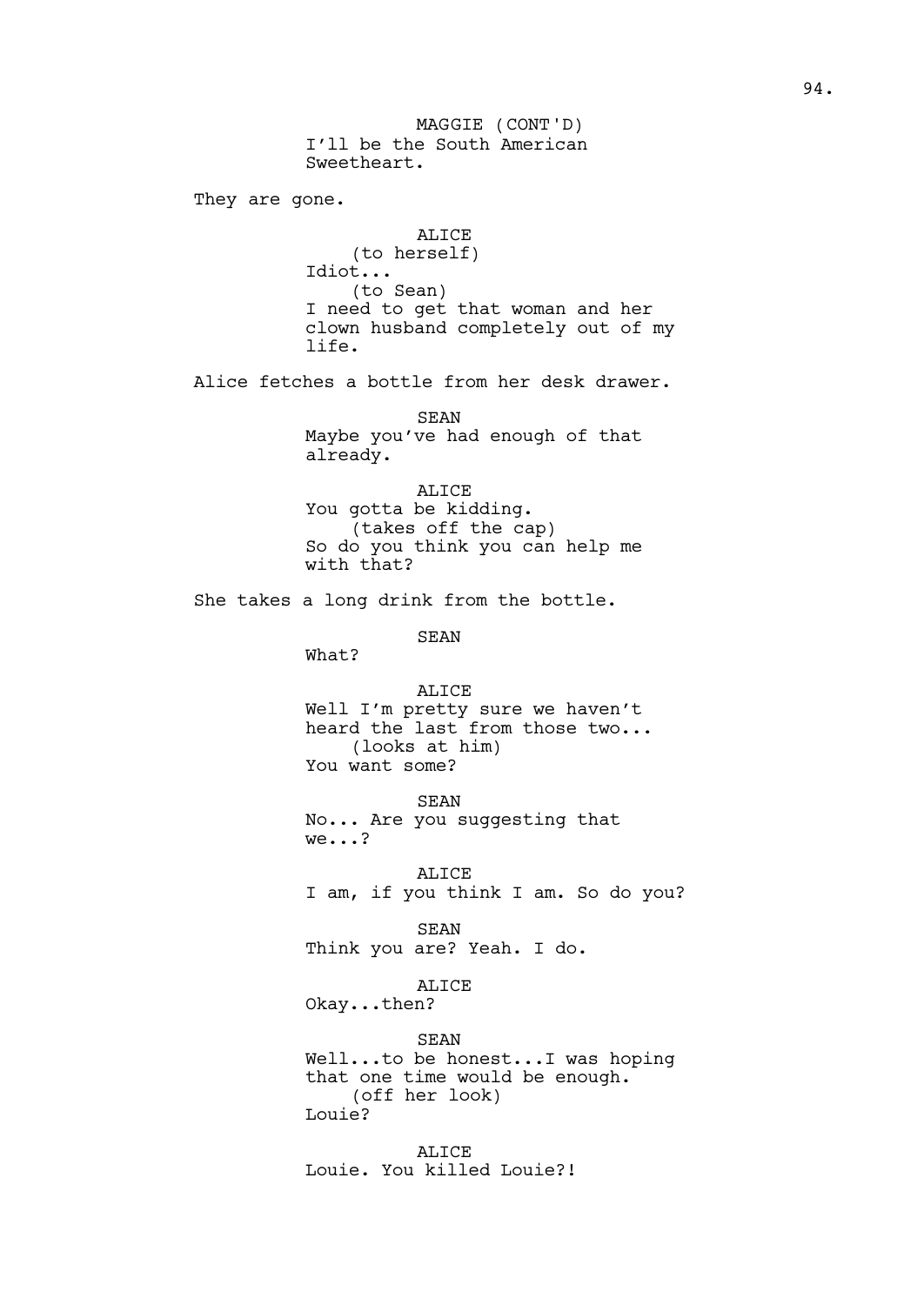MAGGIE (CONT'D)
I'll be the South American
Sweetheart.

They are gone.

ALICE
(to herself)
Idiot...
(to Sean)
I need to get that woman and her
clown husband completely out of my
life.

Alice fetches a bottle from her desk drawer.

SEAN
Maybe you've had enough of that
already.

ALICE
You gotta be kidding.
(takes off the cap)
So do you think you can help me
with that?

She takes a long drink from the bottle.

SEAN
What?

ALICE
Well I'm pretty sure we haven't
heard the last from those two...
(looks at him)
You want some?

SEAN
No... Are you suggesting that
we...?

ALICE
I am, if you think I am. So do you?

SEAN
Think you are? Yeah. I do.

ALICE
Okay...then?

SEAN
Well...to be honest...I was hoping
that one time would be enough.
(off her look)
Louie?

ALICE
Louie. You killed Louie?!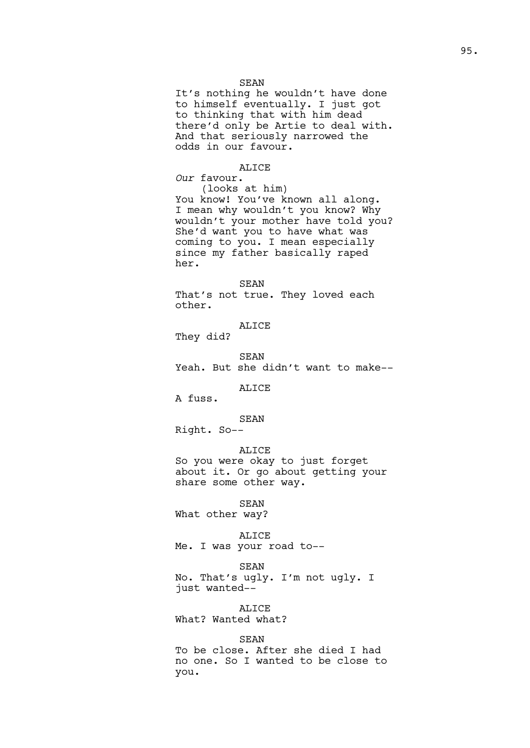SEAN
It's nothing he wouldn't have done to himself eventually. I just got to thinking that with him dead there'd only be Artie to deal with. And that seriously narrowed the odds in our favour.

ALICE
*Our* favour.
(looks at him)
You know! You've known all along. I mean why wouldn't you know? Why wouldn't your mother have told you? She'd want you to have what was coming to you. I mean especially since my father basically raped her.

SEAN
That's not true. They loved each other.

ALICE
They did?

SEAN
Yeah. But she didn't want to make--

ALICE
A fuss.

SEAN
Right. So--

ALICE
So you were okay to just forget about it. Or go about getting your share some other way.

SEAN
What other way?

ALICE
Me. I was your road to--

SEAN
No. That's ugly. I'm not ugly. I just wanted--

ALICE
What? Wanted what?

SEAN
To be close. After she died I had no one. So I wanted to be close to you.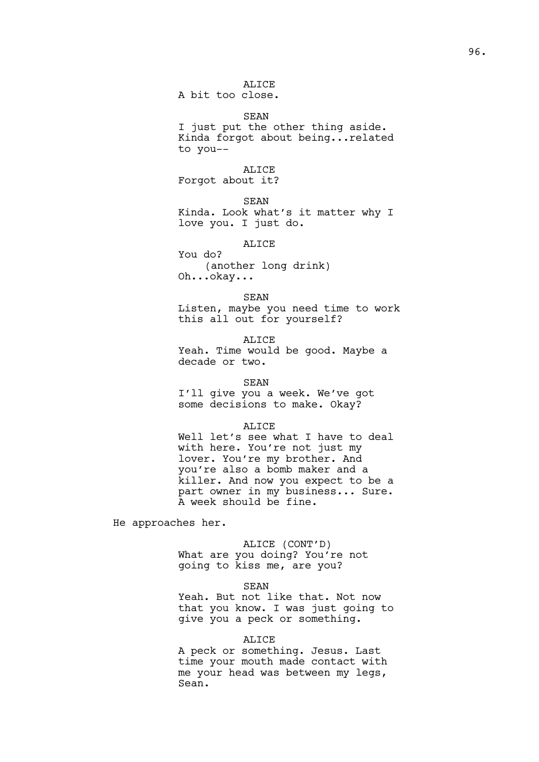ALICE
A bit too close.

SEAN
I just put the other thing aside. Kinda forgot about being...related to you--

ALICE
Forgot about it?

SEAN
Kinda. Look what's it matter why I love you. I just do.

ALICE
You do?
(another long drink)
Oh...okay...

SEAN
Listen, maybe you need time to work this all out for yourself?

ALICE
Yeah. Time would be good. Maybe a decade or two.

SEAN
I'll give you a week. We've got some decisions to make. Okay?

ALICE
Well let's see what I have to deal with here. You're not just my lover. You're my brother. And you're also a bomb maker and a killer. And now you expect to be a part owner in my business... Sure. A week should be fine.

He approaches her.

ALICE (CONT'D)
What are you doing? You're not going to kiss me, are you?

SEAN
Yeah. But not like that. Not now that you know. I was just going to give you a peck or something.

ALICE
A peck or something. Jesus. Last time your mouth made contact with me your head was between my legs, Sean.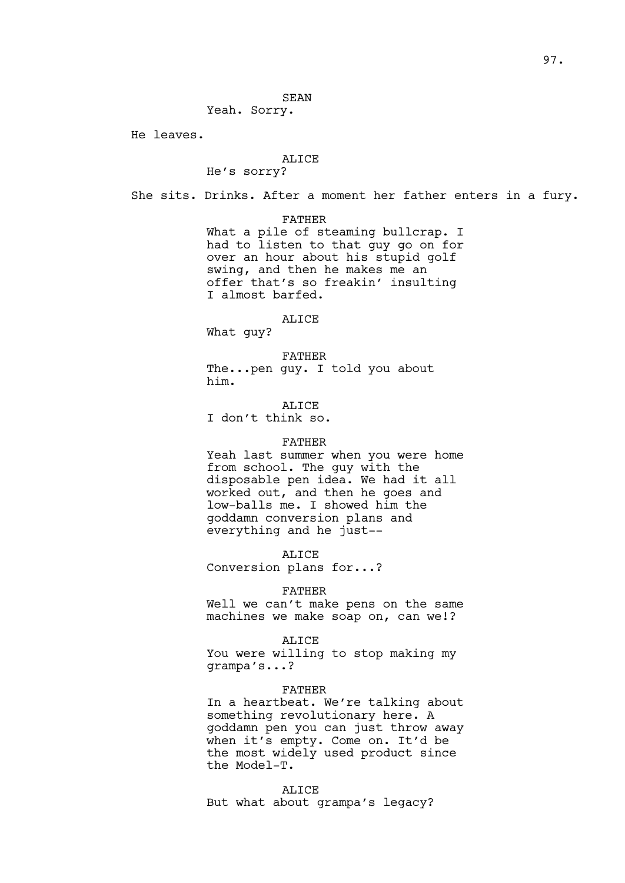SEAN
Yeah. Sorry.

He leaves.

ALICE
He's sorry?

She sits. Drinks. After a moment her father enters in a fury.

FATHER
What a pile of steaming bullcrap. I had to listen to that guy go on for over an hour about his stupid golf swing, and then he makes me an offer that's so freakin' insulting I almost barfed.

ALICE
What guy?

FATHER
The...pen guy. I told you about him.

ALICE
I don't think so.

FATHER
Yeah last summer when you were home from school. The guy with the disposable pen idea. We had it all worked out, and then he goes and low-balls me. I showed him the goddamn conversion plans and everything and he just--

ALICE
Conversion plans for...?

FATHER
Well we can't make pens on the same machines we make soap on, can we!?

ALICE
You were willing to stop making my grampa's...?

FATHER
In a heartbeat. We're talking about something revolutionary here. A goddamn pen you can just throw away when it's empty. Come on. It'd be the most widely used product since the Model-T.

ALICE
But what about grampa's legacy?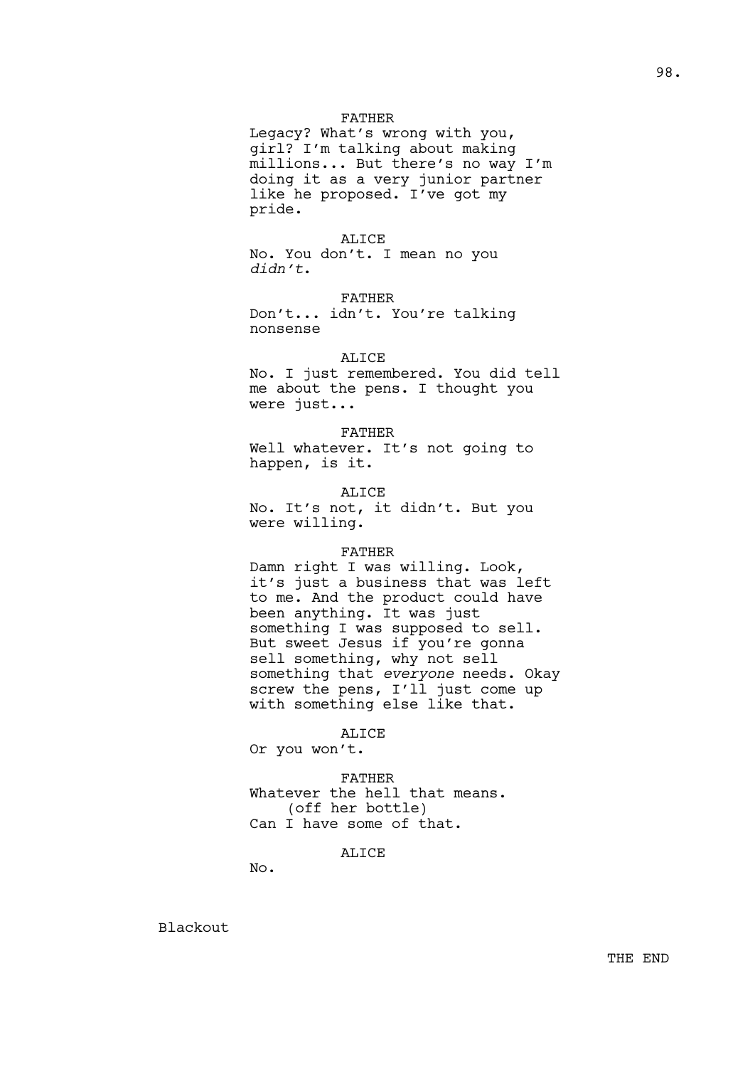FATHER

Legacy? What's wrong with you, girl? I'm talking about making millions... But there's no way I'm doing it as a very junior partner like he proposed. I've got my pride.

ALICE

No. You don't. I mean no you *didn't*.

FATHER

Don't... idn't. You're talking nonsense

ALICE

No. I just remembered. You did tell me about the pens. I thought you were just...

FATHER

Well whatever. It's not going to happen, is it.

ALICE

No. It's not, it didn't. But you were willing.

FATHER

Damn right I was willing. Look, it's just a business that was left to me. And the product could have been anything. It was just something I was supposed to sell. But sweet Jesus if you're gonna sell something, why not sell something that *everyone* needs. Okay screw the pens, I'll just come up with something else like that.

ALICE

Or you won't.

FATHER

Whatever the hell that means.
(off her bottle)
Can I have some of that.

ALICE

No.

Blackout

THE END